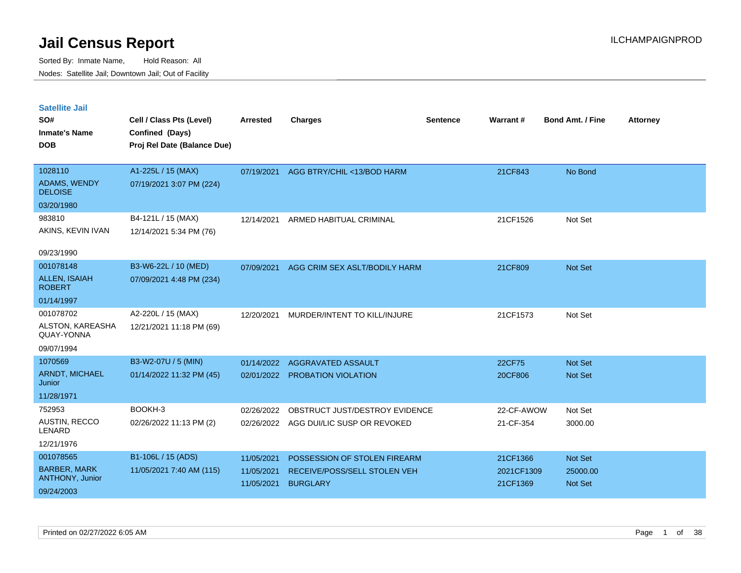# Jail Census Report

ILCHAMPAIGNPROD

Sorted By: Inmate Name, Hold Reason: All

Nodes: Satellite Jail; Downtown Jail; Out of Facility

## Satellite Jail

| SO# / Inmate's Name / DOB | Cell / Class Pts (Level) / Confined (Days) / Proj Rel Date (Balance Due) | Arrested | Charges | Sentence | Warrant # | Bond Amt. / Fine | Attorney |
|---|---|---|---|---|---|---|---|
| 1028110<br>ADAMS, WENDY DELOISE<br>03/20/1980 | A1-225L / 15 (MAX)<br>07/19/2021 3:07 PM (224) | 07/19/2021 | AGG BTRY/CHIL <13/BOD HARM | | 21CF843 | No Bond | |
| 983810<br>AKINS, KEVIN IVAN<br>09/23/1990 | B4-121L / 15 (MAX)<br>12/14/2021 5:34 PM (76) | 12/14/2021 | ARMED HABITUAL CRIMINAL | | 21CF1526 | Not Set | |
| 001078148<br>ALLEN, ISAIAH ROBERT<br>01/14/1997 | B3-W6-22L / 10 (MED)<br>07/09/2021 4:48 PM (234) | 07/09/2021 | AGG CRIM SEX ASLT/BODILY HARM | | 21CF809 | Not Set | |
| 001078702<br>ALSTON, KAREASHA QUAY-YONNA<br>09/07/1994 | A2-220L / 15 (MAX)<br>12/21/2021 11:18 PM (69) | 12/20/2021 | MURDER/INTENT TO KILL/INJURE | | 21CF1573 | Not Set | |
| 1070569<br>ARNDT, MICHAEL Junior<br>11/28/1971 | B3-W2-07U / 5 (MIN)<br>01/14/2022 11:32 PM (45) | 01/14/2022<br>02/01/2022 | AGGRAVATED ASSAULT<br>PROBATION VIOLATION | | 22CF75<br>20CF806 | Not Set<br>Not Set | |
| 752953<br>AUSTIN, RECCO LENARD<br>12/21/1976 | BOOKH-3<br>02/26/2022 11:13 PM (2) | 02/26/2022<br>02/26/2022 | OBSTRUCT JUST/DESTROY EVIDENCE<br>AGG DUI/LIC SUSP OR REVOKED | | 22-CF-AWOW<br>21-CF-354 | Not Set<br>3000.00 | |
| 001078565<br>BARBER, MARK ANTHONY, Junior<br>09/24/2003 | B1-106L / 15 (ADS)<br>11/05/2021 7:40 AM (115) | 11/05/2021<br>11/05/2021<br>11/05/2021 | POSSESSION OF STOLEN FIREARM<br>RECEIVE/POSS/SELL STOLEN VEH<br>BURGLARY | | 21CF1366<br>2021CF1309<br>21CF1369 | Not Set<br>25000.00<br>Not Set | |

Printed on 02/27/2022 6:05 AM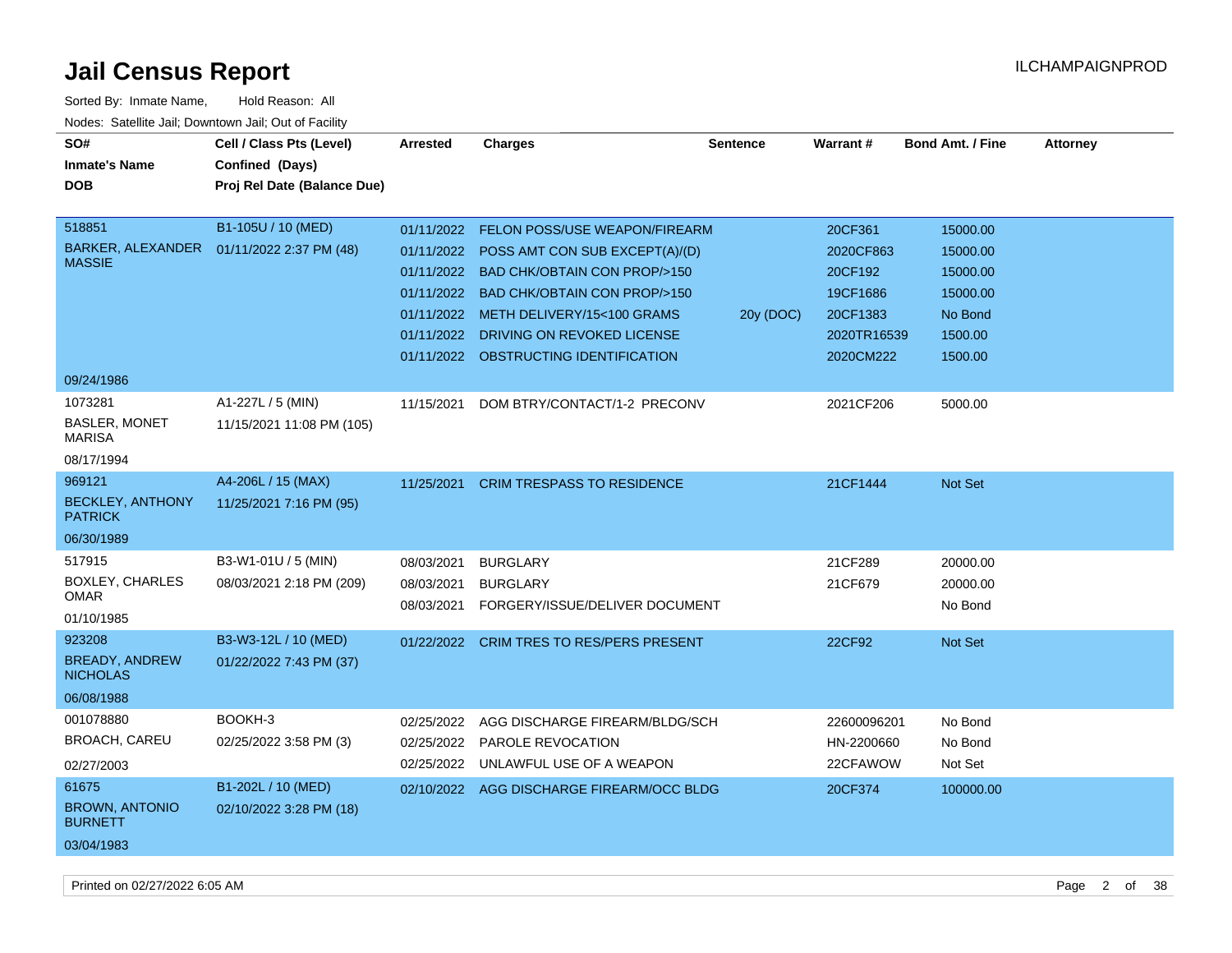# Jail Census Report

ILCHAMPAIGNPROD

Sorted By: Inmate Name, Hold Reason: All

Nodes: Satellite Jail; Downtown Jail; Out of Facility

| SO# / Inmate's Name / DOB | Cell / Class Pts (Level) / Confined (Days) / Proj Rel Date (Balance Due) | Arrested | Charges | Sentence | Warrant # | Bond Amt. / Fine | Attorney |
|---|---|---|---|---|---|---|---|
| 518851 BARKER, ALEXANDER MASSIE 09/24/1986 | B1-105U / 10 (MED) 01/11/2022 2:37 PM (48) | 01/11/2022 | FELON POSS/USE WEAPON/FIREARM | | 20CF361 | 15000.00 | |
| | | 01/11/2022 | POSS AMT CON SUB EXCEPT(A)/(D) | | 2020CF863 | 15000.00 | |
| | | 01/11/2022 | BAD CHK/OBTAIN CON PROP/>150 | | 20CF192 | 15000.00 | |
| | | 01/11/2022 | BAD CHK/OBTAIN CON PROP/>150 | | 19CF1686 | 15000.00 | |
| | | 01/11/2022 | METH DELIVERY/15<100 GRAMS | 20y (DOC) | 20CF1383 | No Bond | |
| | | 01/11/2022 | DRIVING ON REVOKED LICENSE | | 2020TR16539 | 1500.00 | |
| | | 01/11/2022 | OBSTRUCTING IDENTIFICATION | | 2020CM222 | 1500.00 | |
| 1073281 BASLER, MONET MARISA 08/17/1994 | A1-227L / 5 (MIN) 11/15/2021 11:08 PM (105) | 11/15/2021 | DOM BTRY/CONTACT/1-2 PRECONV | | 2021CF206 | 5000.00 | |
| 969121 BECKLEY, ANTHONY PATRICK 06/30/1989 | A4-206L / 15 (MAX) 11/25/2021 7:16 PM (95) | 11/25/2021 | CRIM TRESPASS TO RESIDENCE | | 21CF1444 | Not Set | |
| 517915 BOXLEY, CHARLES OMAR 01/10/1985 | B3-W1-01U / 5 (MIN) 08/03/2021 2:18 PM (209) | 08/03/2021 | BURGLARY | | 21CF289 | 20000.00 | |
| | | 08/03/2021 | BURGLARY | | 21CF679 | 20000.00 | |
| | | 08/03/2021 | FORGERY/ISSUE/DELIVER DOCUMENT | | | No Bond | |
| 923208 BREADY, ANDREW NICHOLAS 06/08/1988 | B3-W3-12L / 10 (MED) 01/22/2022 7:43 PM (37) | 01/22/2022 | CRIM TRES TO RES/PERS PRESENT | | 22CF92 | Not Set | |
| 001078880 BROACH, CAREU 02/27/2003 | BOOKH-3 02/25/2022 3:58 PM (3) | 02/25/2022 | AGG DISCHARGE FIREARM/BLDG/SCH | | 22600096201 | No Bond | |
| | | 02/25/2022 | PAROLE REVOCATION | | HN-2200660 | No Bond | |
| | | 02/25/2022 | UNLAWFUL USE OF A WEAPON | | 22CFAWOW | Not Set | |
| 61675 BROWN, ANTONIO BURNETT 03/04/1983 | B1-202L / 10 (MED) 02/10/2022 3:28 PM (18) | 02/10/2022 | AGG DISCHARGE FIREARM/OCC BLDG | | 20CF374 | 100000.00 | |

Printed on 02/27/2022 6:05 AM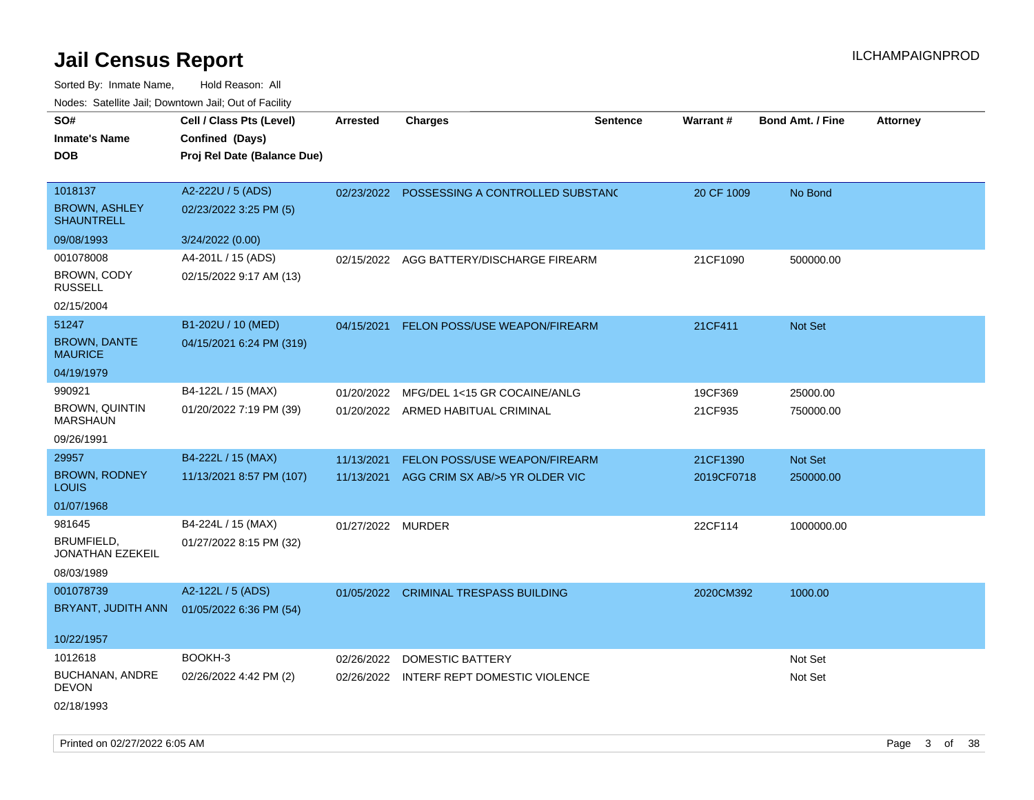# Jail Census Report

ILCHAMPAIGNPROD

Sorted By: Inmate Name, Hold Reason: All

Nodes: Satellite Jail; Downtown Jail; Out of Facility

| SO# / Inmate's Name / DOB | Cell / Class Pts (Level) / Confined (Days) / Proj Rel Date (Balance Due) | Arrested | Charges | Sentence | Warrant # | Bond Amt. / Fine | Attorney |
|---|---|---|---|---|---|---|---|
| 1018137<br>BROWN, ASHLEY SHAUNTRELL<br>09/08/1993 | A2-222U / 5 (ADS)<br>02/23/2022 3:25 PM (5)<br>3/24/2022 (0.00) | 02/23/2022 | POSSESSING A CONTROLLED SUBSTANC | | 20 CF 1009 | No Bond | |
| 001078008<br>BROWN, CODY RUSSELL<br>02/15/2004 | A4-201L / 15 (ADS)<br>02/15/2022 9:17 AM (13) | 02/15/2022 | AGG BATTERY/DISCHARGE FIREARM | | 21CF1090 | 500000.00 | |
| 51247<br>BROWN, DANTE MAURICE<br>04/19/1979 | B1-202U / 10 (MED)<br>04/15/2021 6:24 PM (319) | 04/15/2021 | FELON POSS/USE WEAPON/FIREARM | | 21CF411 | Not Set | |
| 990921<br>BROWN, QUINTIN MARSHAUN<br>09/26/1991 | B4-122L / 15 (MAX)<br>01/20/2022 7:19 PM (39) | 01/20/2022<br>01/20/2022 | MFG/DEL 1<15 GR COCAINE/ANLG<br>ARMED HABITUAL CRIMINAL | | 19CF369<br>21CF935 | 25000.00<br>750000.00 | |
| 29957<br>BROWN, RODNEY LOUIS<br>01/07/1968 | B4-222L / 15 (MAX)<br>11/13/2021 8:57 PM (107) | 11/13/2021<br>11/13/2021 | FELON POSS/USE WEAPON/FIREARM<br>AGG CRIM SX AB/>5 YR OLDER VIC | | 21CF1390<br>2019CF0718 | Not Set<br>250000.00 | |
| 981645<br>BRUMFIELD, JONATHAN EZEKEIL<br>08/03/1989 | B4-224L / 15 (MAX)<br>01/27/2022 8:15 PM (32) | 01/27/2022 | MURDER | | 22CF114 | 1000000.00 | |
| 001078739<br>BRYANT, JUDITH ANN<br>10/22/1957 | A2-122L / 5 (ADS)<br>01/05/2022 6:36 PM (54) | 01/05/2022 | CRIMINAL TRESPASS BUILDING | | 2020CM392 | 1000.00 | |
| 1012618<br>BUCHANAN, ANDRE DEVON<br>02/18/1993 | BOOKH-3<br>02/26/2022 4:42 PM (2) | 02/26/2022<br>02/26/2022 | DOMESTIC BATTERY<br>INTERF REPT DOMESTIC VIOLENCE | | | Not Set<br>Not Set | |

Printed on 02/27/2022 6:05 AM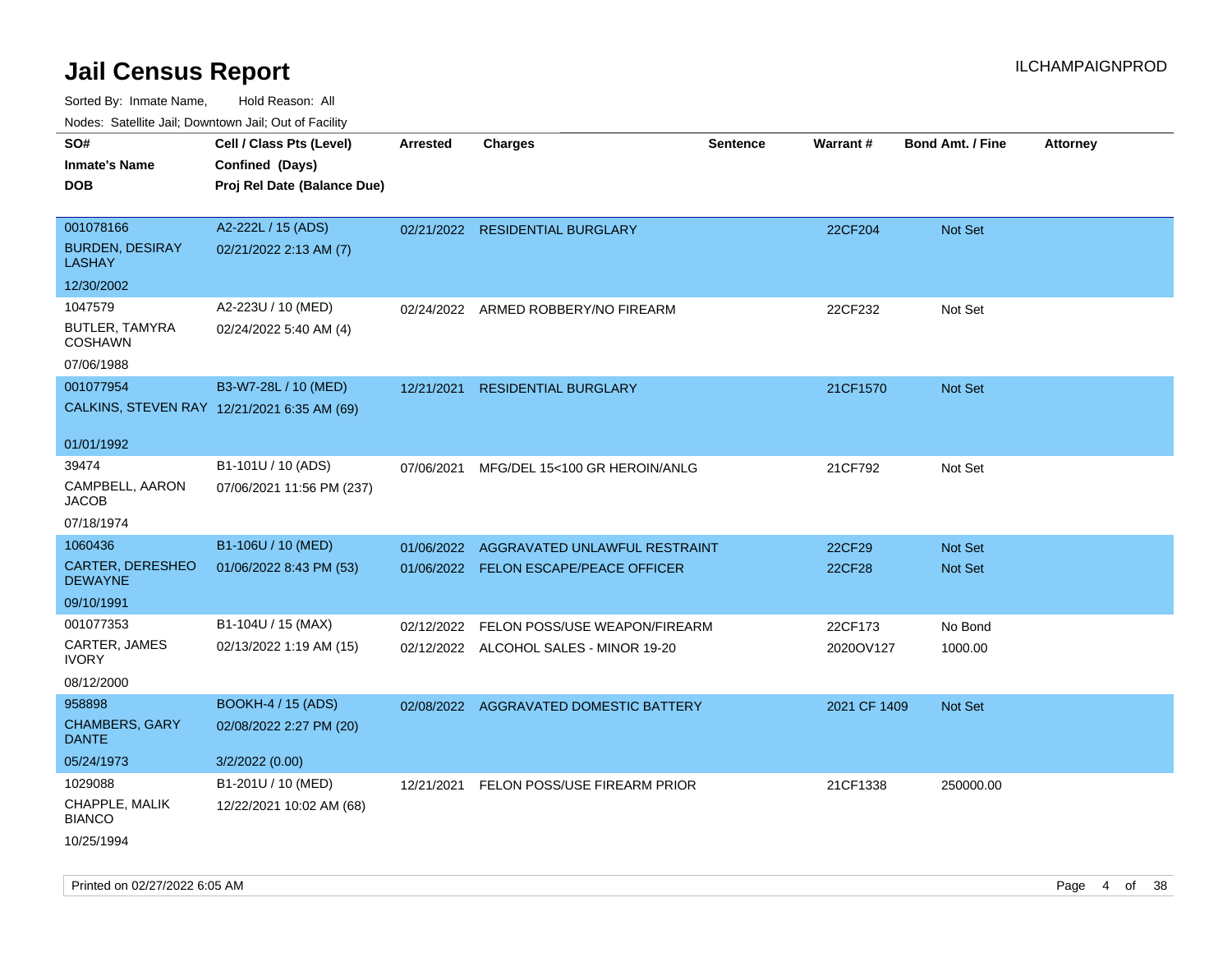# Jail Census Report

ILCHAMPAIGNPROD

Sorted By: Inmate Name, Hold Reason: All

Nodes: Satellite Jail; Downtown Jail; Out of Facility

| SO# / Inmate's Name / DOB | Cell / Class Pts (Level) / Confined (Days) / Proj Rel Date (Balance Due) | Arrested | Charges | Sentence | Warrant # | Bond Amt. / Fine | Attorney |
|---|---|---|---|---|---|---|---|
| 001078166<br>BURDEN, DESIRAY LASHAY<br>12/30/2002 | A2-222L / 15 (ADS)<br>02/21/2022 2:13 AM (7) | 02/21/2022 | RESIDENTIAL BURGLARY | | 22CF204 | Not Set | |
| 1047579<br>BUTLER, TAMYRA COSHAWN<br>07/06/1988 | A2-223U / 10 (MED)<br>02/24/2022 5:40 AM (4) | 02/24/2022 | ARMED ROBBERY/NO FIREARM | | 22CF232 | Not Set | |
| 001077954<br>CALKINS, STEVEN RAY<br>01/01/1992 | B3-W7-28L / 10 (MED)<br>12/21/2021 6:35 AM (69) | 12/21/2021 | RESIDENTIAL BURGLARY | | 21CF1570 | Not Set | |
| 39474<br>CAMPBELL, AARON JACOB<br>07/18/1974 | B1-101U / 10 (ADS)<br>07/06/2021 11:56 PM (237) | 07/06/2021 | MFG/DEL 15<100 GR HEROIN/ANLG | | 21CF792 | Not Set | |
| 1060436<br>CARTER, DERESHEO DEWAYNE<br>09/10/1991 | B1-106U / 10 (MED)<br>01/06/2022 8:43 PM (53) | 01/06/2022 | AGGRAVATED UNLAWFUL RESTRAINT | | 22CF29 | Not Set | |
| | | 01/06/2022 | FELON ESCAPE/PEACE OFFICER | | 22CF28 | Not Set | |
| 001077353<br>CARTER, JAMES IVORY<br>08/12/2000 | B1-104U / 15 (MAX)<br>02/13/2022 1:19 AM (15) | 02/12/2022 | FELON POSS/USE WEAPON/FIREARM | | 22CF173 | No Bond | |
| | | 02/12/2022 | ALCOHOL SALES - MINOR 19-20 | | 2020OV127 | 1000.00 | |
| 958898<br>CHAMBERS, GARY DANTE<br>05/24/1973 | BOOKH-4 / 15 (ADS)<br>02/08/2022 2:27 PM (20)<br>3/2/2022 (0.00) | 02/08/2022 | AGGRAVATED DOMESTIC BATTERY | | 2021 CF 1409 | Not Set | |
| 1029088<br>CHAPPLE, MALIK BIANCO<br>10/25/1994 | B1-201U / 10 (MED)<br>12/22/2021 10:02 AM (68) | 12/21/2021 | FELON POSS/USE FIREARM PRIOR | | 21CF1338 | 250000.00 | |

Printed on 02/27/2022 6:05 AM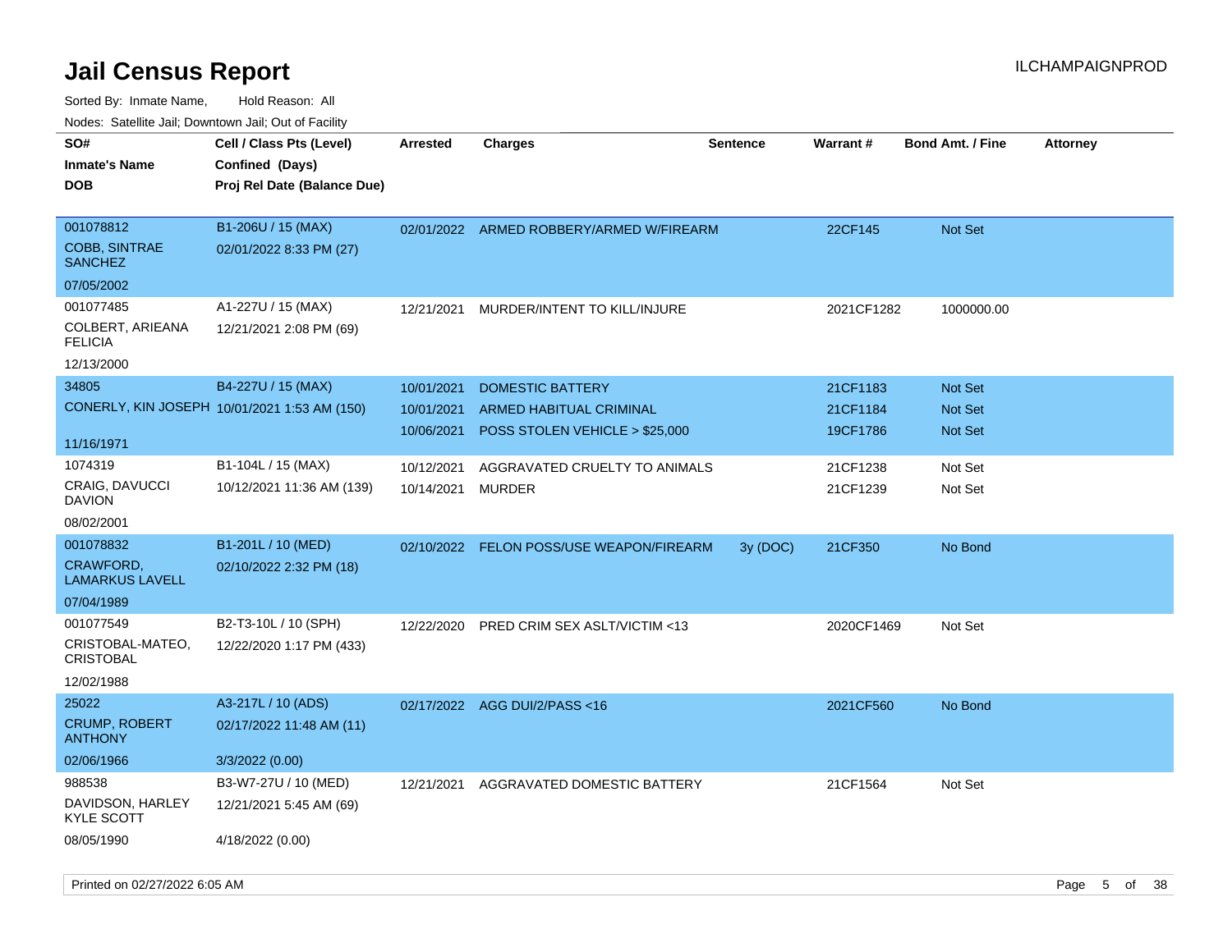# Jail Census Report

ILCHAMPAIGNPROD

Sorted By: Inmate Name, Hold Reason: All

Nodes: Satellite Jail; Downtown Jail; Out of Facility

| SO# / Inmate's Name / DOB | Cell / Class Pts (Level) / Confined (Days) / Proj Rel Date (Balance Due) | Arrested | Charges | Sentence | Warrant # | Bond Amt. / Fine | Attorney |
|---|---|---|---|---|---|---|---|
| 001078812<br>COBB, SINTRAE SANCHEZ<br>07/05/2002 | B1-206U / 15 (MAX)<br>02/01/2022 8:33 PM (27) | 02/01/2022 | ARMED ROBBERY/ARMED W/FIREARM | | 22CF145 | Not Set | |
| 001077485<br>COLBERT, ARIEANA FELICIA<br>12/13/2000 | A1-227U / 15 (MAX)<br>12/21/2021 2:08 PM (69) | 12/21/2021 | MURDER/INTENT TO KILL/INJURE | | 2021CF1282 | 1000000.00 | |
| 34805<br>CONERLY, KIN JOSEPH<br>11/16/1971 | B4-227U / 15 (MAX)<br>10/01/2021 1:53 AM (150) | 10/01/2021 | DOMESTIC BATTERY | | 21CF1183 | Not Set | |
| | | 10/01/2021 | ARMED HABITUAL CRIMINAL | | 21CF1184 | Not Set | |
| | | 10/06/2021 | POSS STOLEN VEHICLE > $25,000 | | 19CF1786 | Not Set | |
| 1074319<br>CRAIG, DAVUCCI DAVION<br>08/02/2001 | B1-104L / 15 (MAX)<br>10/12/2021 11:36 AM (139) | 10/12/2021 | AGGRAVATED CRUELTY TO ANIMALS | | 21CF1238 | Not Set | |
| | | 10/14/2021 | MURDER | | 21CF1239 | Not Set | |
| 001078832<br>CRAWFORD, LAMARKUS LAVELL<br>07/04/1989 | B1-201L / 10 (MED)<br>02/10/2022 2:32 PM (18) | 02/10/2022 | FELON POSS/USE WEAPON/FIREARM | 3y (DOC) | 21CF350 | No Bond | |
| 001077549<br>CRISTOBAL-MATEO, CRISTOBAL<br>12/02/1988 | B2-T3-10L / 10 (SPH)<br>12/22/2020 1:17 PM (433) | 12/22/2020 | PRED CRIM SEX ASLT/VICTIM <13 | | 2020CF1469 | Not Set | |
| 25022<br>CRUMP, ROBERT ANTHONY<br>02/06/1966 | A3-217L / 10 (ADS)<br>02/17/2022 11:48 AM (11)<br>3/3/2022 (0.00) | 02/17/2022 | AGG DUI/2/PASS <16 | | 2021CF560 | No Bond | |
| 988538<br>DAVIDSON, HARLEY KYLE SCOTT<br>08/05/1990 | B3-W7-27U / 10 (MED)<br>12/21/2021 5:45 AM (69)<br>4/18/2022 (0.00) | 12/21/2021 | AGGRAVATED DOMESTIC BATTERY | | 21CF1564 | Not Set | |

Printed on 02/27/2022 6:05 AM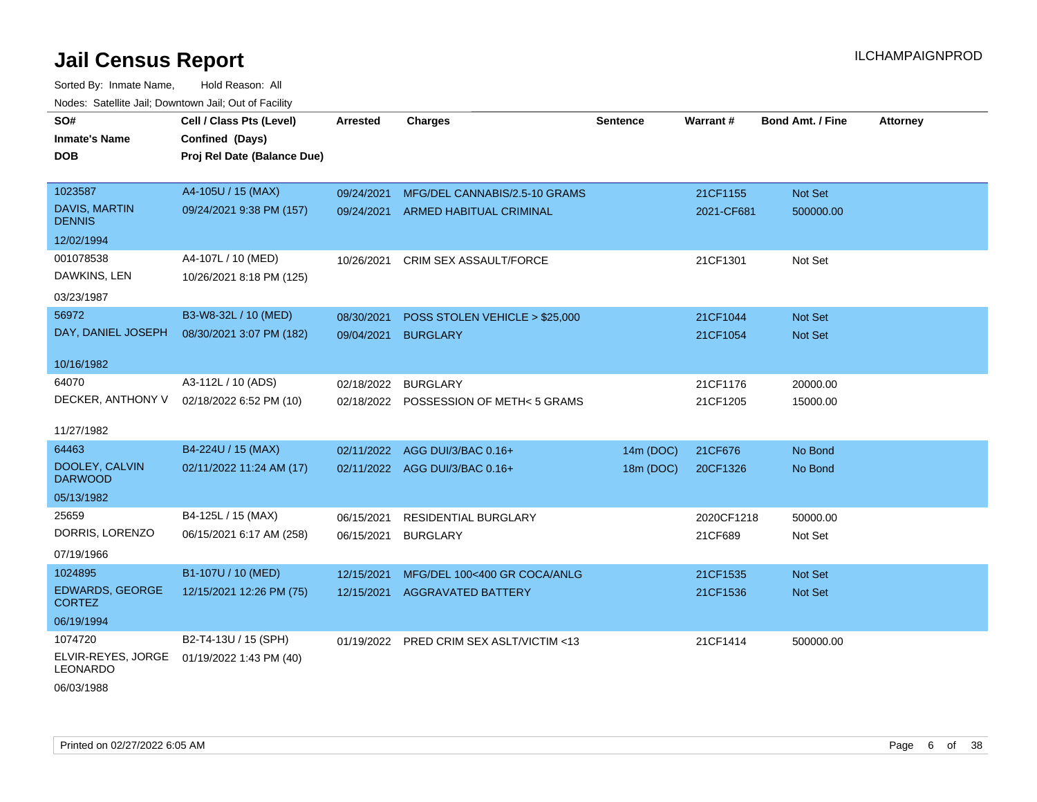# Jail Census Report

ILCHAMPAIGNPROD

Sorted By: Inmate Name, Hold Reason: All

Nodes: Satellite Jail; Downtown Jail; Out of Facility

| SO# / Inmate's Name / DOB | Cell / Class Pts (Level) / Confined (Days) / Proj Rel Date (Balance Due) | Arrested | Charges | Sentence | Warrant # | Bond Amt. / Fine | Attorney |
|---|---|---|---|---|---|---|---|
| 1023587<br>DAVIS, MARTIN DENNIS<br>12/02/1994 | A4-105U / 15 (MAX)<br>09/24/2021 9:38 PM (157) | 09/24/2021 | MFG/DEL CANNABIS/2.5-10 GRAMS | | 21CF1155 | Not Set | |
| | | 09/24/2021 | ARMED HABITUAL CRIMINAL | | 2021-CF681 | 500000.00 | |
| 001078538<br>DAWKINS, LEN<br>03/23/1987 | A4-107L / 10 (MED)<br>10/26/2021 8:18 PM (125) | 10/26/2021 | CRIM SEX ASSAULT/FORCE | | 21CF1301 | Not Set | |
| 56972<br>DAY, DANIEL JOSEPH<br>10/16/1982 | B3-W8-32L / 10 (MED)<br>08/30/2021 3:07 PM (182) | 08/30/2021 | POSS STOLEN VEHICLE > $25,000 | | 21CF1044 | Not Set | |
| | | 09/04/2021 | BURGLARY | | 21CF1054 | Not Set | |
| 64070<br>DECKER, ANTHONY V<br>11/27/1982 | A3-112L / 10 (ADS)<br>02/18/2022 6:52 PM (10) | 02/18/2022 | BURGLARY | | 21CF1176 | 20000.00 | |
| | | 02/18/2022 | POSSESSION OF METH< 5 GRAMS | | 21CF1205 | 15000.00 | |
| 64463<br>DOOLEY, CALVIN DARWOOD<br>05/13/1982 | B4-224U / 15 (MAX)<br>02/11/2022 11:24 AM (17) | 02/11/2022 | AGG DUI/3/BAC 0.16+ | 14m (DOC) | 21CF676 | No Bond | |
| | | 02/11/2022 | AGG DUI/3/BAC 0.16+ | 18m (DOC) | 20CF1326 | No Bond | |
| 25659<br>DORRIS, LORENZO<br>07/19/1966 | B4-125L / 15 (MAX)<br>06/15/2021 6:17 AM (258) | 06/15/2021 | RESIDENTIAL BURGLARY | | 2020CF1218 | 50000.00 | |
| | | 06/15/2021 | BURGLARY | | 21CF689 | Not Set | |
| 1024895<br>EDWARDS, GEORGE CORTEZ<br>06/19/1994 | B1-107U / 10 (MED)<br>12/15/2021 12:26 PM (75) | 12/15/2021 | MFG/DEL 100<400 GR COCA/ANLG | | 21CF1535 | Not Set | |
| | | 12/15/2021 | AGGRAVATED BATTERY | | 21CF1536 | Not Set | |
| 1074720<br>ELVIR-REYES, JORGE LEONARDO<br>06/03/1988 | B2-T4-13U / 15 (SPH)<br>01/19/2022 1:43 PM (40) | 01/19/2022 | PRED CRIM SEX ASLT/VICTIM <13 | | 21CF1414 | 500000.00 | |

Printed on 02/27/2022 6:05 AM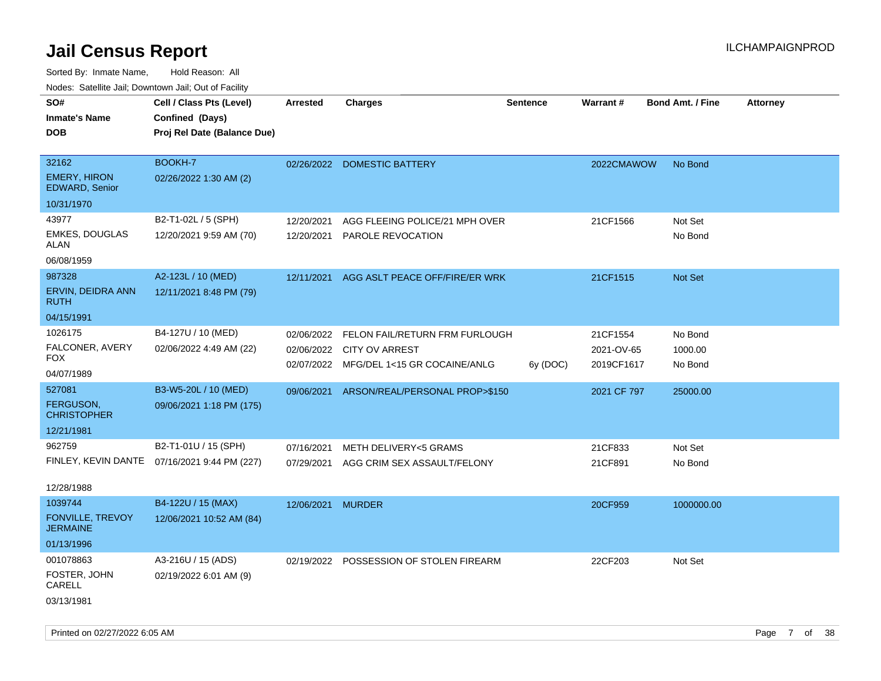# Jail Census Report

ILCHAMPAIGNPROD

Sorted By: Inmate Name, Hold Reason: All

Nodes: Satellite Jail; Downtown Jail; Out of Facility

| SO# / Inmate's Name / DOB | Cell / Class Pts (Level) / Confined (Days) / Proj Rel Date (Balance Due) | Arrested | Charges | Sentence | Warrant # | Bond Amt. / Fine | Attorney |
|---|---|---|---|---|---|---|---|
| 32162<br>EMERY, HIRON EDWARD, Senior<br>10/31/1970 | BOOKH-7<br>02/26/2022 1:30 AM (2) | 02/26/2022 | DOMESTIC BATTERY | | 2022CMAWOW | No Bond | |
| 43977<br>EMKES, DOUGLAS ALAN<br>06/08/1959 | B2-T1-02L / 5 (SPH)<br>12/20/2021 9:59 AM (70) | 12/20/2021<br>12/20/2021 | AGG FLEEING POLICE/21 MPH OVER<br>PAROLE REVOCATION | | 21CF1566 | Not Set<br>No Bond | |
| 987328<br>ERVIN, DEIDRA ANN RUTH<br>04/15/1991 | A2-123L / 10 (MED)<br>12/11/2021 8:48 PM (79) | 12/11/2021 | AGG ASLT PEACE OFF/FIRE/ER WRK | | 21CF1515 | Not Set | |
| 1026175<br>FALCONER, AVERY FOX<br>04/07/1989 | B4-127U / 10 (MED)<br>02/06/2022 4:49 AM (22) | 02/06/2022<br>02/06/2022<br>02/07/2022 | FELON FAIL/RETURN FRM FURLOUGH<br>CITY OV ARREST<br>MFG/DEL 1<15 GR COCAINE/ANLG | <br><br>6y (DOC) | 21CF1554<br>2021-OV-65<br>2019CF1617 | No Bond<br>1000.00<br>No Bond | |
| 527081<br>FERGUSON, CHRISTOPHER<br>12/21/1981 | B3-W5-20L / 10 (MED)<br>09/06/2021 1:18 PM (175) | 09/06/2021 | ARSON/REAL/PERSONAL PROP>$150 | | 2021 CF 797 | 25000.00 | |
| 962759<br>FINLEY, KEVIN DANTE<br>12/28/1988 | B2-T1-01U / 15 (SPH)<br>07/16/2021 9:44 PM (227) | 07/16/2021<br>07/29/2021 | METH DELIVERY<5 GRAMS<br>AGG CRIM SEX ASSAULT/FELONY | | 21CF833<br>21CF891 | Not Set<br>No Bond | |
| 1039744<br>FONVILLE, TREVOY JERMAINE<br>01/13/1996 | B4-122U / 15 (MAX)<br>12/06/2021 10:52 AM (84) | 12/06/2021 | MURDER | | 20CF959 | 1000000.00 | |
| 001078863<br>FOSTER, JOHN CARELL<br>03/13/1981 | A3-216U / 15 (ADS)<br>02/19/2022 6:01 AM (9) | 02/19/2022 | POSSESSION OF STOLEN FIREARM | | 22CF203 | Not Set | |

Printed on 02/27/2022 6:05 AM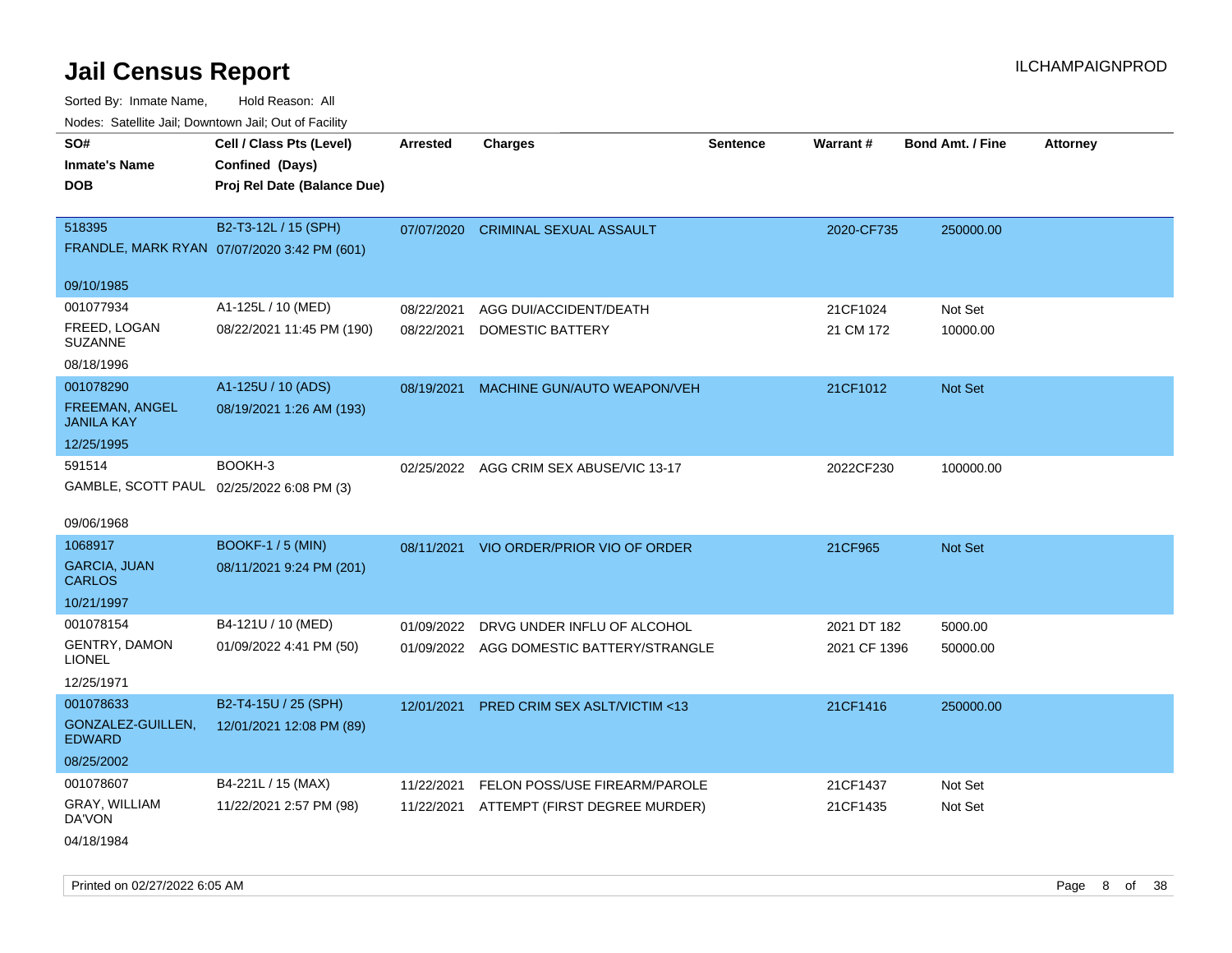# Jail Census Report

ILCHAMPAIGNPROD

Sorted By: Inmate Name, Hold Reason: All

Nodes: Satellite Jail; Downtown Jail; Out of Facility

| SO# / Inmate's Name / DOB | Cell / Class Pts (Level) / Confined (Days) / Proj Rel Date (Balance Due) | Arrested | Charges | Sentence | Warrant # | Bond Amt. / Fine | Attorney |
|---|---|---|---|---|---|---|---|
| 518395<br>FRANDLE, MARK RYAN<br>09/10/1985 | B2-T3-12L / 15 (SPH)<br>07/07/2020 3:42 PM (601) | 07/07/2020 | CRIMINAL SEXUAL ASSAULT | | 2020-CF735 | 250000.00 | |
| 001077934<br>FREED, LOGAN SUZANNE<br>08/18/1996 | A1-125L / 10 (MED)<br>08/22/2021 11:45 PM (190) | 08/22/2021 | AGG DUI/ACCIDENT/DEATH | | 21CF1024 | Not Set | |
| | | 08/22/2021 | DOMESTIC BATTERY | | 21 CM 172 | 10000.00 | |
| 001078290<br>FREEMAN, ANGEL JANILA KAY<br>12/25/1995 | A1-125U / 10 (ADS)<br>08/19/2021 1:26 AM (193) | 08/19/2021 | MACHINE GUN/AUTO WEAPON/VEH | | 21CF1012 | Not Set | |
| 591514<br>GAMBLE, SCOTT PAUL<br>09/06/1968 | BOOKH-3<br>02/25/2022 6:08 PM (3) | 02/25/2022 | AGG CRIM SEX ABUSE/VIC 13-17 | | 2022CF230 | 100000.00 | |
| 1068917<br>GARCIA, JUAN CARLOS<br>10/21/1997 | BOOKF-1 / 5 (MIN)<br>08/11/2021 9:24 PM (201) | 08/11/2021 | VIO ORDER/PRIOR VIO OF ORDER | | 21CF965 | Not Set | |
| 001078154<br>GENTRY, DAMON LIONEL<br>12/25/1971 | B4-121U / 10 (MED)<br>01/09/2022 4:41 PM (50) | 01/09/2022 | DRVG UNDER INFLU OF ALCOHOL | | 2021 DT 182 | 5000.00 | |
| | | 01/09/2022 | AGG DOMESTIC BATTERY/STRANGLE | | 2021 CF 1396 | 50000.00 | |
| 001078633<br>GONZALEZ-GUILLEN, EDWARD<br>08/25/2002 | B2-T4-15U / 25 (SPH)<br>12/01/2021 12:08 PM (89) | 12/01/2021 | PRED CRIM SEX ASLT/VICTIM <13 | | 21CF1416 | 250000.00 | |
| 001078607<br>GRAY, WILLIAM DA'VON<br>04/18/1984 | B4-221L / 15 (MAX)<br>11/22/2021 2:57 PM (98) | 11/22/2021 | FELON POSS/USE FIREARM/PAROLE | | 21CF1437 | Not Set | |
| | | 11/22/2021 | ATTEMPT (FIRST DEGREE MURDER) | | 21CF1435 | Not Set | |

Printed on 02/27/2022 6:05 AM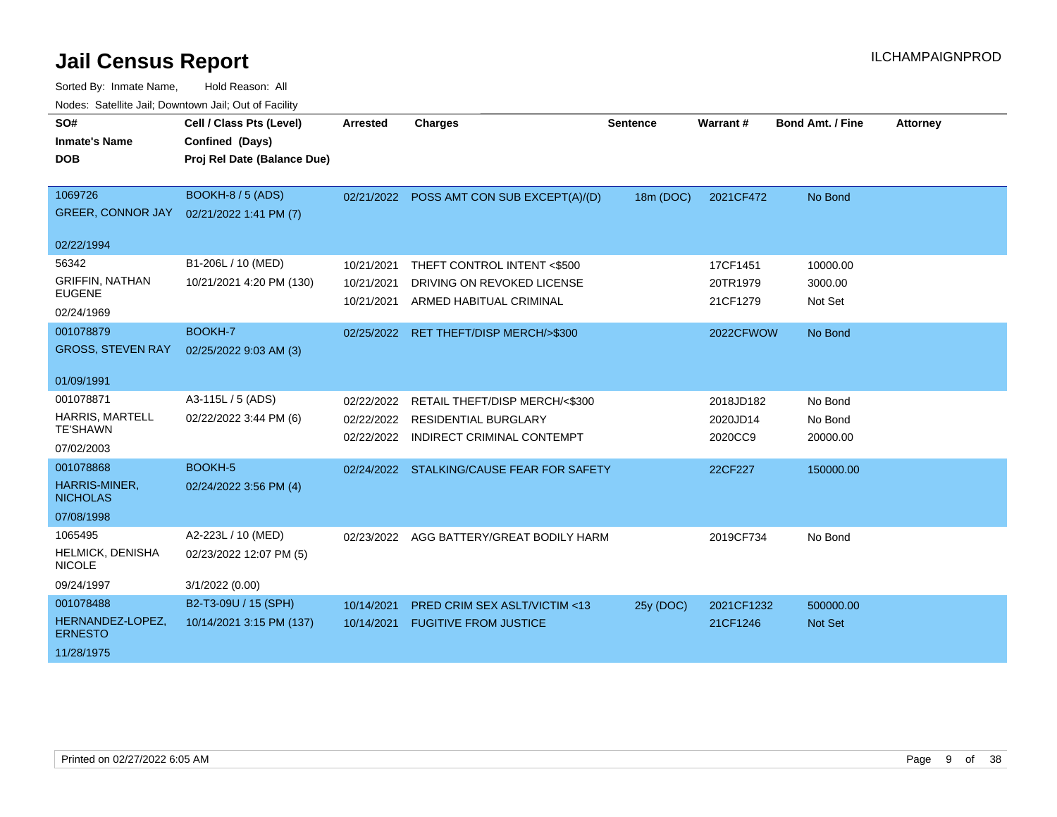# Jail Census Report

ILCHAMPAIGNPROD

Sorted By: Inmate Name, Hold Reason: All

Nodes: Satellite Jail; Downtown Jail; Out of Facility

| SO# / Inmate's Name / DOB | Cell / Class Pts (Level) / Confined (Days) / Proj Rel Date (Balance Due) | Arrested | Charges | Sentence | Warrant # | Bond Amt. / Fine | Attorney |
|---|---|---|---|---|---|---|---|
| 1069726<br>GREER, CONNOR JAY<br>02/22/1994 | BOOKH-8 / 5 (ADS)<br>02/21/2022 1:41 PM (7) | 02/21/2022 | POSS AMT CON SUB EXCEPT(A)/(D) | 18m (DOC) | 2021CF472 | No Bond | |
| 56342<br>GRIFFIN, NATHAN EUGENE<br>02/24/1969 | B1-206L / 10 (MED)<br>10/21/2021 4:20 PM (130) | 10/21/2021<br>10/21/2021<br>10/21/2021 | THEFT CONTROL INTENT <$500<br>DRIVING ON REVOKED LICENSE<br>ARMED HABITUAL CRIMINAL | | 17CF1451<br>20TR1979<br>21CF1279 | 10000.00<br>3000.00<br>Not Set | |
| 001078879<br>GROSS, STEVEN RAY<br>01/09/1991 | BOOKH-7<br>02/25/2022 9:03 AM (3) | 02/25/2022 | RET THEFT/DISP MERCH/>$300 | | 2022CFWOW | No Bond | |
| 001078871<br>HARRIS, MARTELL TE'SHAWN<br>07/02/2003 | A3-115L / 5 (ADS)<br>02/22/2022 3:44 PM (6) | 02/22/2022<br>02/22/2022<br>02/22/2022 | RETAIL THEFT/DISP MERCH/<$300<br>RESIDENTIAL BURGLARY<br>INDIRECT CRIMINAL CONTEMPT | | 2018JD182<br>2020JD14<br>2020CC9 | No Bond<br>No Bond<br>20000.00 | |
| 001078868<br>HARRIS-MINER, NICHOLAS<br>07/08/1998 | BOOKH-5<br>02/24/2022 3:56 PM (4) | 02/24/2022 | STALKING/CAUSE FEAR FOR SAFETY | | 22CF227 | 150000.00 | |
| 1065495<br>HELMICK, DENISHA NICOLE<br>09/24/1997 | A2-223L / 10 (MED)<br>02/23/2022 12:07 PM (5)<br>3/1/2022 (0.00) | 02/23/2022 | AGG BATTERY/GREAT BODILY HARM | | 2019CF734 | No Bond | |
| 001078488<br>HERNANDEZ-LOPEZ, ERNESTO<br>11/28/1975 | B2-T3-09U / 15 (SPH)<br>10/14/2021 3:15 PM (137) | 10/14/2021<br>10/14/2021 | PRED CRIM SEX ASLT/VICTIM <13<br>FUGITIVE FROM JUSTICE | 25y (DOC) | 2021CF1232<br>21CF1246 | 500000.00<br>Not Set | |

Printed on 02/27/2022 6:05 AM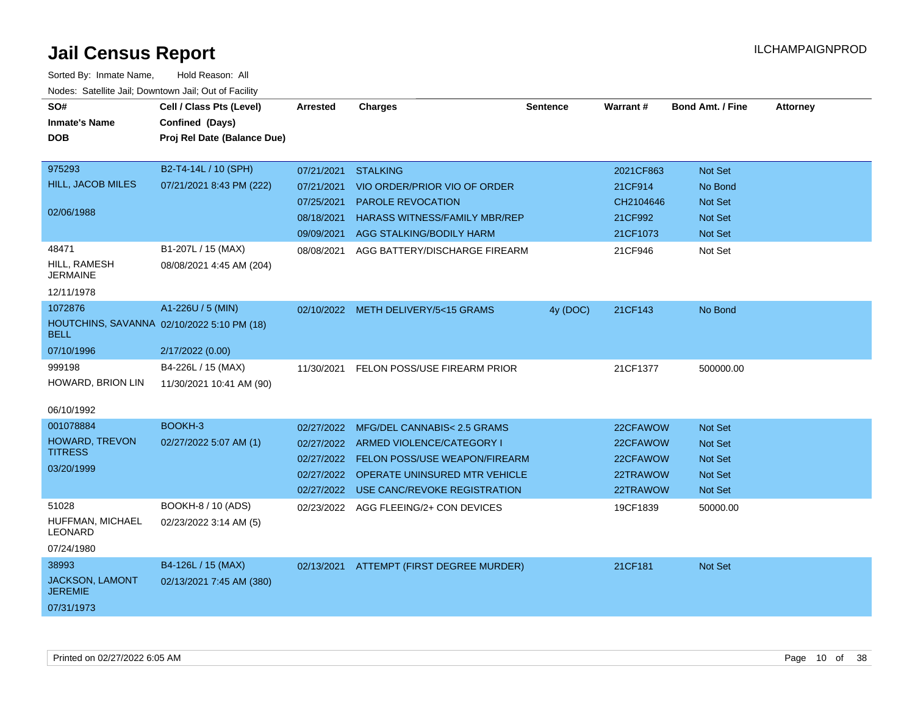# Jail Census Report

ILCHAMPAIGNPROD

Sorted By: Inmate Name, Hold Reason: All

Nodes: Satellite Jail; Downtown Jail; Out of Facility

| SO# / Inmate's Name / DOB | Cell / Class Pts (Level) / Confined (Days) / Proj Rel Date (Balance Due) | Arrested | Charges | Sentence | Warrant # | Bond Amt. / Fine | Attorney |
|---|---|---|---|---|---|---|---|
| 975293<br>HILL, JACOB MILES<br>02/06/1988 | B2-T4-14L / 10 (SPH)<br>07/21/2021 8:43 PM (222) | 07/21/2021 | STALKING | | 2021CF863 | Not Set | |
| | | 07/21/2021 | VIO ORDER/PRIOR VIO OF ORDER | | 21CF914 | No Bond | |
| | | 07/25/2021 | PAROLE REVOCATION | | CH2104646 | Not Set | |
| | | 08/18/2021 | HARASS WITNESS/FAMILY MBR/REP | | 21CF992 | Not Set | |
| | | 09/09/2021 | AGG STALKING/BODILY HARM | | 21CF1073 | Not Set | |
| 48471<br>HILL, RAMESH JERMAINE<br>12/11/1978 | B1-207L / 15 (MAX)<br>08/08/2021 4:45 AM (204) | 08/08/2021 | AGG BATTERY/DISCHARGE FIREARM | | 21CF946 | Not Set | |
| 1072876<br>HOUTCHINS, SAVANNA BELL<br>07/10/1996 | A1-226U / 5 (MIN)<br>02/10/2022 5:10 PM (18)<br>2/17/2022 (0.00) | 02/10/2022 | METH DELIVERY/5<15 GRAMS | 4y (DOC) | 21CF143 | No Bond | |
| 999198<br>HOWARD, BRION LIN<br>06/10/1992 | B4-226L / 15 (MAX)<br>11/30/2021 10:41 AM (90) | 11/30/2021 | FELON POSS/USE FIREARM PRIOR | | 21CF1377 | 500000.00 | |
| 001078884<br>HOWARD, TREVON TITRESS<br>03/20/1999 | BOOKH-3<br>02/27/2022 5:07 AM (1) | 02/27/2022 | MFG/DEL CANNABIS< 2.5 GRAMS | | 22CFAWOW | Not Set | |
| | | 02/27/2022 | ARMED VIOLENCE/CATEGORY I | | 22CFAWOW | Not Set | |
| | | 02/27/2022 | FELON POSS/USE WEAPON/FIREARM | | 22CFAWOW | Not Set | |
| | | 02/27/2022 | OPERATE UNINSURED MTR VEHICLE | | 22TRAWOW | Not Set | |
| | | 02/27/2022 | USE CANC/REVOKE REGISTRATION | | 22TRAWOW | Not Set | |
| 51028<br>HUFFMAN, MICHAEL LEONARD<br>07/24/1980 | BOOKH-8 / 10 (ADS)<br>02/23/2022 3:14 AM (5) | 02/23/2022 | AGG FLEEING/2+ CON DEVICES | | 19CF1839 | 50000.00 | |
| 38993<br>JACKSON, LAMONT JEREMIE<br>07/31/1973 | B4-126L / 15 (MAX)<br>02/13/2021 7:45 AM (380) | 02/13/2021 | ATTEMPT (FIRST DEGREE MURDER) | | 21CF181 | Not Set | |

Printed on 02/27/2022 6:05 AM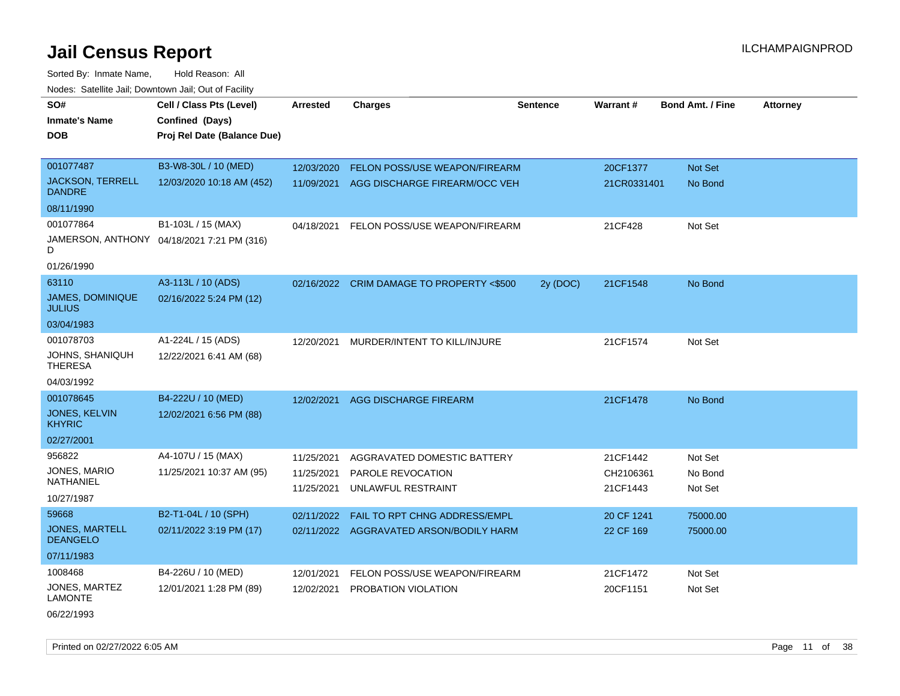# Jail Census Report

Sorted By: Inmate Name, Hold Reason: All

Nodes: Satellite Jail; Downtown Jail; Out of Facility

| SO# / Inmate's Name / DOB | Cell / Class Pts (Level) / Confined (Days) / Proj Rel Date (Balance Due) | Arrested | Charges | Sentence | Warrant # | Bond Amt. / Fine | Attorney |
|---|---|---|---|---|---|---|---|
| 001077487<br>JACKSON, TERRELL DANDRE<br>08/11/1990 | B3-W8-30L / 10 (MED)<br>12/03/2020 10:18 AM (452) | 12/03/2020<br>11/09/2021 | FELON POSS/USE WEAPON/FIREARM<br>AGG DISCHARGE FIREARM/OCC VEH | | 20CF1377<br>21CR0331401 | Not Set<br>No Bond | |
| 001077864<br>JAMERSON, ANTHONY D<br>01/26/1990 | B1-103L / 15 (MAX)<br>04/18/2021 7:21 PM (316) | 04/18/2021 | FELON POSS/USE WEAPON/FIREARM | | 21CF428 | Not Set | |
| 63110<br>JAMES, DOMINIQUE JULIUS<br>03/04/1983 | A3-113L / 10 (ADS)<br>02/16/2022 5:24 PM (12) | 02/16/2022 | CRIM DAMAGE TO PROPERTY <$500 | 2y (DOC) | 21CF1548 | No Bond | |
| 001078703<br>JOHNS, SHANIQUH THERESA<br>04/03/1992 | A1-224L / 15 (ADS)<br>12/22/2021 6:41 AM (68) | 12/20/2021 | MURDER/INTENT TO KILL/INJURE | | 21CF1574 | Not Set | |
| 001078645<br>JONES, KELVIN KHYRIC<br>02/27/2001 | B4-222U / 10 (MED)<br>12/02/2021 6:56 PM (88) | 12/02/2021 | AGG DISCHARGE FIREARM | | 21CF1478 | No Bond | |
| 956822<br>JONES, MARIO NATHANIEL<br>10/27/1987 | A4-107U / 15 (MAX)<br>11/25/2021 10:37 AM (95) | 11/25/2021<br>11/25/2021<br>11/25/2021 | AGGRAVATED DOMESTIC BATTERY<br>PAROLE REVOCATION<br>UNLAWFUL RESTRAINT | | 21CF1442<br>CH2106361<br>21CF1443 | Not Set<br>No Bond<br>Not Set | |
| 59668<br>JONES, MARTELL DEANGELO<br>07/11/1983 | B2-T1-04L / 10 (SPH)<br>02/11/2022 3:19 PM (17) | 02/11/2022<br>02/11/2022 | FAIL TO RPT CHNG ADDRESS/EMPL<br>AGGRAVATED ARSON/BODILY HARM | | 20 CF 1241<br>22 CF 169 | 75000.00<br>75000.00 | |
| 1008468<br>JONES, MARTEZ LAMONTE<br>06/22/1993 | B4-226U / 10 (MED)<br>12/01/2021 1:28 PM (89) | 12/01/2021<br>12/02/2021 | FELON POSS/USE WEAPON/FIREARM<br>PROBATION VIOLATION | | 21CF1472<br>20CF1151 | Not Set<br>Not Set | |

Printed on 02/27/2022 6:05 AM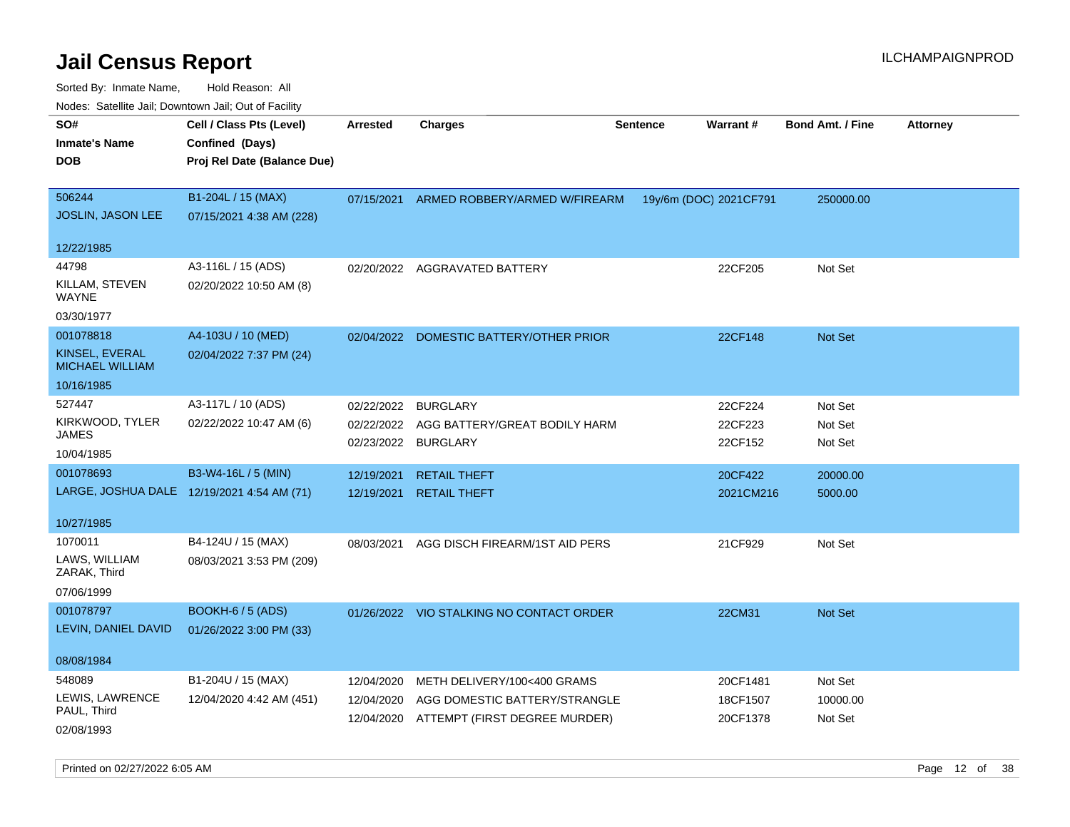# Jail Census Report

ILCHAMPAIGNPROD

Sorted By: Inmate Name, Hold Reason: All

Nodes: Satellite Jail; Downtown Jail; Out of Facility

| SO# / Inmate's Name / DOB | Cell / Class Pts (Level) / Confined (Days) / Proj Rel Date (Balance Due) | Arrested | Charges | Sentence | Warrant # | Bond Amt. / Fine | Attorney |
|---|---|---|---|---|---|---|---|
| 506244<br>JOSLIN, JASON LEE<br>12/22/1985 | B1-204L / 15 (MAX)<br>07/15/2021 4:38 AM (228) | 07/15/2021 | ARMED ROBBERY/ARMED W/FIREARM | 19y/6m (DOC) | 2021CF791 | 250000.00 | |
| 44798<br>KILLAM, STEVEN WAYNE<br>03/30/1977 | A3-116L / 15 (ADS)<br>02/20/2022 10:50 AM (8) | 02/20/2022 | AGGRAVATED BATTERY | | 22CF205 | Not Set | |
| 001078818<br>KINSEL, EVERAL MICHAEL WILLIAM<br>10/16/1985 | A4-103U / 10 (MED)<br>02/04/2022 7:37 PM (24) | 02/04/2022 | DOMESTIC BATTERY/OTHER PRIOR | | 22CF148 | Not Set | |
| 527447<br>KIRKWOOD, TYLER JAMES<br>10/04/1985 | A3-117L / 10 (ADS)<br>02/22/2022 10:47 AM (6) | 02/22/2022<br>02/22/2022<br>02/23/2022 | BURGLARY<br>AGG BATTERY/GREAT BODILY HARM<br>BURGLARY | | 22CF224<br>22CF223<br>22CF152 | Not Set<br>Not Set<br>Not Set | |
| 001078693<br>LARGE, JOSHUA DALE<br>10/27/1985 | B3-W4-16L / 5 (MIN)<br>12/19/2021 4:54 AM (71) | 12/19/2021<br>12/19/2021 | RETAIL THEFT<br>RETAIL THEFT | | 20CF422<br>2021CM216 | 20000.00<br>5000.00 | |
| 1070011<br>LAWS, WILLIAM ZARAK, Third<br>07/06/1999 | B4-124U / 15 (MAX)<br>08/03/2021 3:53 PM (209) | 08/03/2021 | AGG DISCH FIREARM/1ST AID PERS | | 21CF929 | Not Set | |
| 001078797<br>LEVIN, DANIEL DAVID<br>08/08/1984 | BOOKH-6 / 5 (ADS)<br>01/26/2022 3:00 PM (33) | 01/26/2022 | VIO STALKING NO CONTACT ORDER | | 22CM31 | Not Set | |
| 548089<br>LEWIS, LAWRENCE PAUL, Third<br>02/08/1993 | B1-204U / 15 (MAX)<br>12/04/2020 4:42 AM (451) | 12/04/2020<br>12/04/2020<br>12/04/2020 | METH DELIVERY/100<400 GRAMS<br>AGG DOMESTIC BATTERY/STRANGLE<br>ATTEMPT (FIRST DEGREE MURDER) | | 20CF1481<br>18CF1507<br>20CF1378 | Not Set<br>10000.00<br>Not Set | |

Printed on 02/27/2022 6:05 AM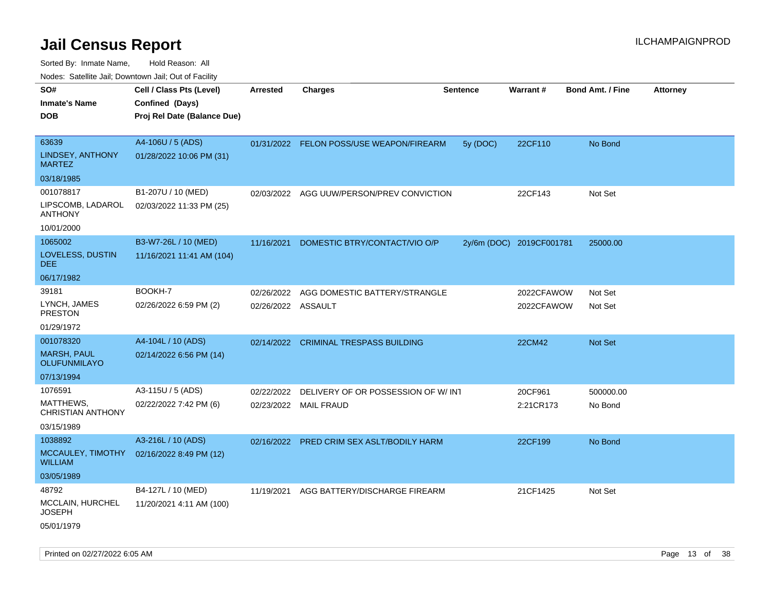# Jail Census Report

Sorted By: Inmate Name, Hold Reason: All

Nodes: Satellite Jail; Downtown Jail; Out of Facility

| SO# / Inmate's Name / DOB | Cell / Class Pts (Level) / Confined (Days) / Proj Rel Date (Balance Due) | Arrested | Charges | Sentence | Warrant # | Bond Amt. / Fine | Attorney |
|---|---|---|---|---|---|---|---|
| 63639<br>LINDSEY, ANTHONY MARTEZ<br>03/18/1985 | A4-106U / 5 (ADS)<br>01/28/2022 10:06 PM (31) | 01/31/2022 | FELON POSS/USE WEAPON/FIREARM | 5y (DOC) | 22CF110 | No Bond | |
| 001078817<br>LIPSCOMB, LADAROL ANTHONY<br>10/01/2000 | B1-207U / 10 (MED)<br>02/03/2022 11:33 PM (25) | 02/03/2022 | AGG UUW/PERSON/PREV CONVICTION | | 22CF143 | Not Set | |
| 1065002<br>LOVELESS, DUSTIN DEE<br>06/17/1982 | B3-W7-26L / 10 (MED)<br>11/16/2021 11:41 AM (104) | 11/16/2021 | DOMESTIC BTRY/CONTACT/VIO O/P | 2y/6m (DOC) | 2019CF001781 | 25000.00 | |
| 39181<br>LYNCH, JAMES PRESTON<br>01/29/1972 | BOOKH-7<br>02/26/2022 6:59 PM (2) | 02/26/2022<br>02/26/2022 | AGG DOMESTIC BATTERY/STRANGLE<br>ASSAULT | | 2022CFAWOW<br>2022CFAWOW | Not Set<br>Not Set | |
| 001078320<br>MARSH, PAUL OLUFUNMILAYO<br>07/13/1994 | A4-104L / 10 (ADS)<br>02/14/2022 6:56 PM (14) | 02/14/2022 | CRIMINAL TRESPASS BUILDING | | 22CM42 | Not Set | |
| 1076591<br>MATTHEWS, CHRISTIAN ANTHONY<br>03/15/1989 | A3-115U / 5 (ADS)<br>02/22/2022 7:42 PM (6) | 02/22/2022<br>02/23/2022 | DELIVERY OF OR POSSESSION OF W/ INT<br>MAIL FRAUD | | 20CF961<br>2:21CR173 | 500000.00<br>No Bond | |
| 1038892<br>MCCAULEY, TIMOTHY WILLIAM<br>03/05/1989 | A3-216L / 10 (ADS)<br>02/16/2022 8:49 PM (12) | 02/16/2022 | PRED CRIM SEX ASLT/BODILY HARM | | 22CF199 | No Bond | |
| 48792<br>MCCLAIN, HURCHEL JOSEPH<br>05/01/1979 | B4-127L / 10 (MED)<br>11/20/2021 4:11 AM (100) | 11/19/2021 | AGG BATTERY/DISCHARGE FIREARM | | 21CF1425 | Not Set | |

Printed on 02/27/2022 6:05 AM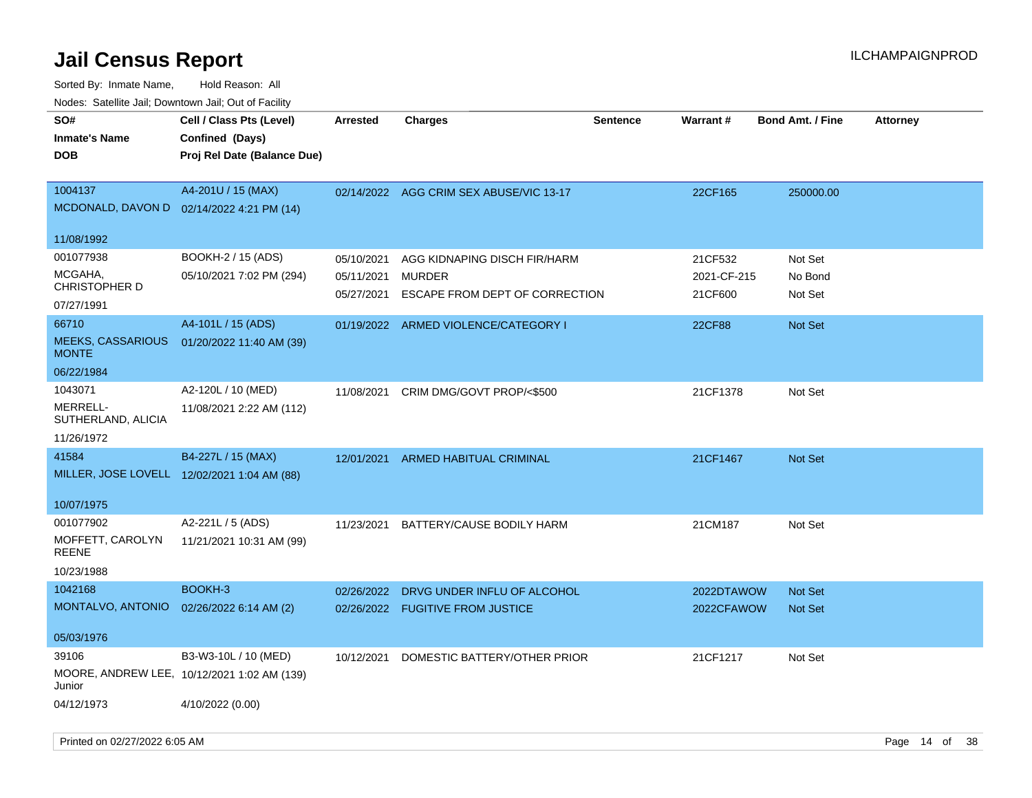# Jail Census Report

ILCHAMPAIGNPROD

Sorted By: Inmate Name, Hold Reason: All

Nodes: Satellite Jail; Downtown Jail; Out of Facility

| SO# / Inmate's Name / DOB | Cell / Class Pts (Level) / Confined (Days) / Proj Rel Date (Balance Due) | Arrested | Charges | Sentence | Warrant # | Bond Amt. / Fine | Attorney |
|---|---|---|---|---|---|---|---|
| 1004137<br>MCDONALD, DAVON D<br>11/08/1992 | A4-201U / 15 (MAX)<br>02/14/2022 4:21 PM (14) | 02/14/2022 | AGG CRIM SEX ABUSE/VIC 13-17 | | 22CF165 | 250000.00 | |
| 001077938<br>MCGAHA, CHRISTOPHER D<br>07/27/1991 | BOOKH-2 / 15 (ADS)<br>05/10/2021 7:02 PM (294) | 05/10/2021<br>05/11/2021<br>05/27/2021 | AGG KIDNAPING DISCH FIR/HARM<br>MURDER<br>ESCAPE FROM DEPT OF CORRECTION | | 21CF532<br>2021-CF-215<br>21CF600 | Not Set<br>No Bond<br>Not Set | |
| 66710<br>MEEKS, CASSARIOUS MONTE<br>06/22/1984 | A4-101L / 15 (ADS)<br>01/20/2022 11:40 AM (39) | 01/19/2022 | ARMED VIOLENCE/CATEGORY I | | 22CF88 | Not Set | |
| 1043071<br>MERRELL-SUTHERLAND, ALICIA<br>11/26/1972 | A2-120L / 10 (MED)<br>11/08/2021 2:22 AM (112) | 11/08/2021 | CRIM DMG/GOVT PROP/<$500 | | 21CF1378 | Not Set | |
| 41584<br>MILLER, JOSE LOVELL<br>10/07/1975 | B4-227L / 15 (MAX)<br>12/02/2021 1:04 AM (88) | 12/01/2021 | ARMED HABITUAL CRIMINAL | | 21CF1467 | Not Set | |
| 001077902<br>MOFFETT, CAROLYN REENE<br>10/23/1988 | A2-221L / 5 (ADS)<br>11/21/2021 10:31 AM (99) | 11/23/2021 | BATTERY/CAUSE BODILY HARM | | 21CM187 | Not Set | |
| 1042168<br>MONTALVO, ANTONIO<br>05/03/1976 | BOOKH-3<br>02/26/2022 6:14 AM (2) | 02/26/2022<br>02/26/2022 | DRVG UNDER INFLU OF ALCOHOL<br>FUGITIVE FROM JUSTICE | | 2022DTAWOW<br>2022CFAWOW | Not Set<br>Not Set | |
| 39106<br>MOORE, ANDREW LEE, Junior<br>04/12/1973 | B3-W3-10L / 10 (MED)<br>10/12/2021 1:02 AM (139)<br>4/10/2022 (0.00) | 10/12/2021 | DOMESTIC BATTERY/OTHER PRIOR | | 21CF1217 | Not Set | |

Printed on 02/27/2022 6:05 AM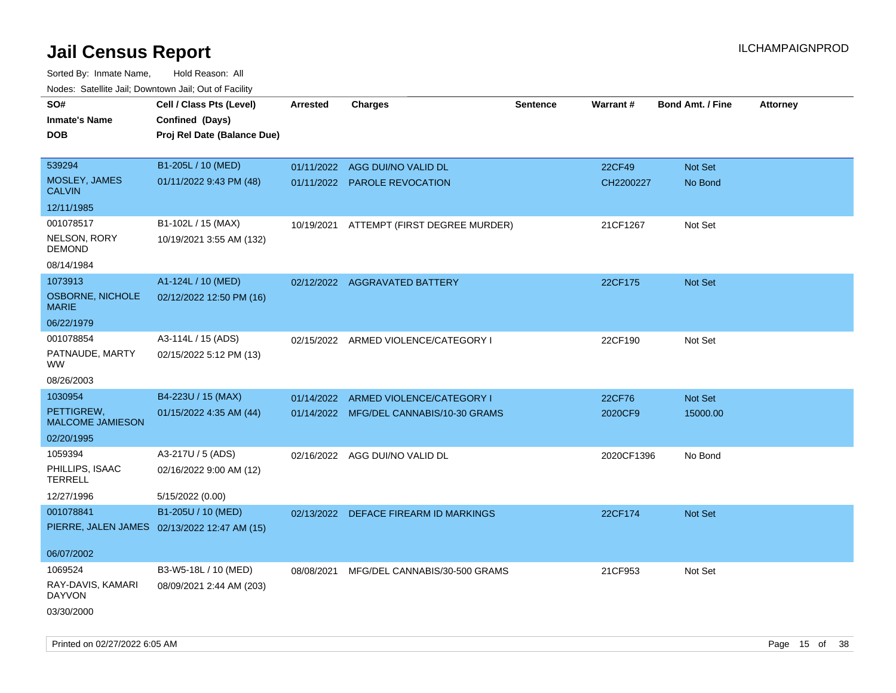# Jail Census Report

Sorted By: Inmate Name, Hold Reason: All

Nodes: Satellite Jail; Downtown Jail; Out of Facility

| SO# / Inmate's Name / DOB | Cell / Class Pts (Level) / Confined (Days) / Proj Rel Date (Balance Due) | Arrested | Charges | Sentence | Warrant # | Bond Amt. / Fine | Attorney |
|---|---|---|---|---|---|---|---|
| 539294<br>MOSLEY, JAMES CALVIN<br>12/11/1985 | B1-205L / 10 (MED)<br>01/11/2022 9:43 PM (48) | 01/11/2022<br>01/11/2022 | AGG DUI/NO VALID DL<br>PAROLE REVOCATION | | 22CF49<br>CH2200227 | Not Set<br>No Bond | |
| 001078517<br>NELSON, RORY DEMOND<br>08/14/1984 | B1-102L / 15 (MAX)<br>10/19/2021 3:55 AM (132) | 10/19/2021 | ATTEMPT (FIRST DEGREE MURDER) | | 21CF1267 | Not Set | |
| 1073913<br>OSBORNE, NICHOLE MARIE<br>06/22/1979 | A1-124L / 10 (MED)<br>02/12/2022 12:50 PM (16) | 02/12/2022 | AGGRAVATED BATTERY | | 22CF175 | Not Set | |
| 001078854<br>PATNAUDE, MARTY WW<br>08/26/2003 | A3-114L / 15 (ADS)<br>02/15/2022 5:12 PM (13) | 02/15/2022 | ARMED VIOLENCE/CATEGORY I | | 22CF190 | Not Set | |
| 1030954<br>PETTIGREW, MALCOME JAMIESON<br>02/20/1995 | B4-223U / 15 (MAX)<br>01/15/2022 4:35 AM (44) | 01/14/2022<br>01/14/2022 | ARMED VIOLENCE/CATEGORY I<br>MFG/DEL CANNABIS/10-30 GRAMS | | 22CF76<br>2020CF9 | Not Set<br>15000.00 | |
| 1059394<br>PHILLIPS, ISAAC TERRELL<br>12/27/1996 | A3-217U / 5 (ADS)<br>02/16/2022 9:00 AM (12)<br>5/15/2022 (0.00) | 02/16/2022 | AGG DUI/NO VALID DL | | 2020CF1396 | No Bond | |
| 001078841<br>PIERRE, JALEN JAMES<br>06/07/2002 | B1-205U / 10 (MED)<br>02/13/2022 12:47 AM (15) | 02/13/2022 | DEFACE FIREARM ID MARKINGS | | 22CF174 | Not Set | |
| 1069524<br>RAY-DAVIS, KAMARI DAYVON<br>03/30/2000 | B3-W5-18L / 10 (MED)<br>08/09/2021 2:44 AM (203) | 08/08/2021 | MFG/DEL CANNABIS/30-500 GRAMS | | 21CF953 | Not Set | |

Printed on 02/27/2022 6:05 AM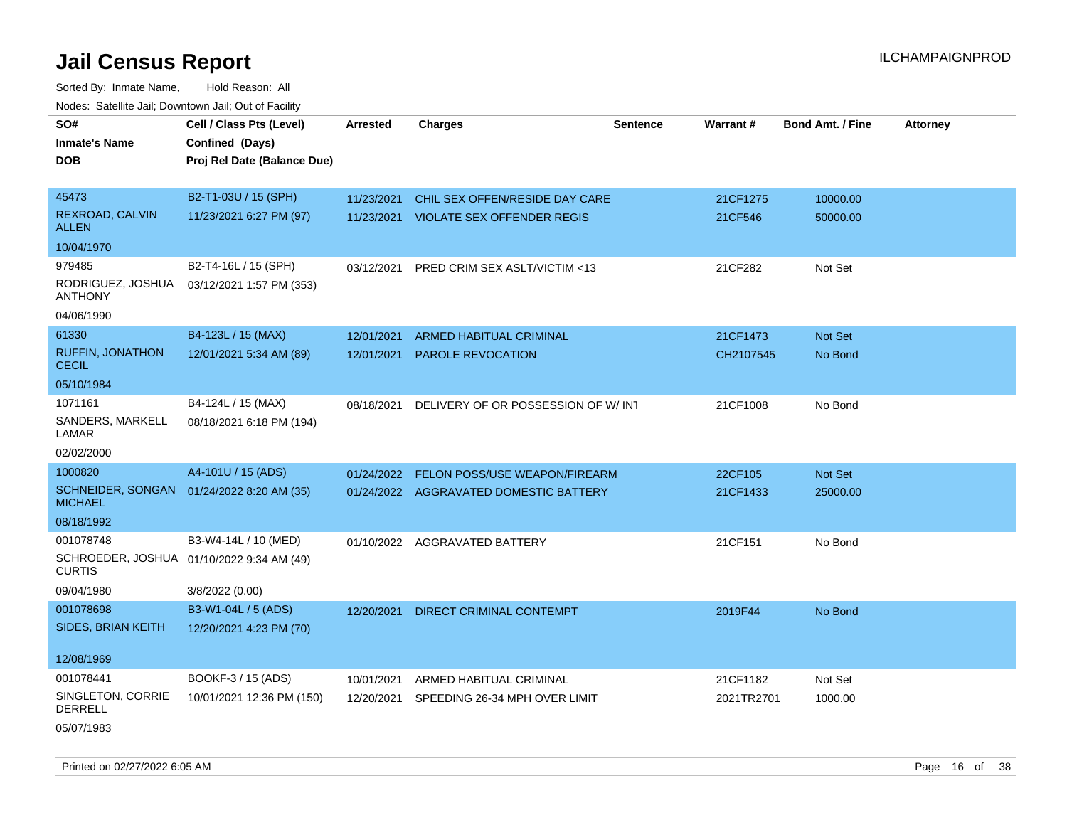# Jail Census Report

Sorted By: Inmate Name, Hold Reason: All

Nodes: Satellite Jail; Downtown Jail; Out of Facility

| SO# / Inmate's Name / DOB | Cell / Class Pts (Level) / Confined (Days) / Proj Rel Date (Balance Due) | Arrested | Charges | Sentence | Warrant # | Bond Amt. / Fine | Attorney |
|---|---|---|---|---|---|---|---|
| 45473 REXROAD, CALVIN ALLEN 10/04/1970 | B2-T1-03U / 15 (SPH) 11/23/2021 6:27 PM (97) | 11/23/2021 | CHIL SEX OFFEN/RESIDE DAY CARE | | 21CF1275 | 10000.00 | |
| | | 11/23/2021 | VIOLATE SEX OFFENDER REGIS | | 21CF546 | 50000.00 | |
| 979485 RODRIGUEZ, JOSHUA ANTHONY 04/06/1990 | B2-T4-16L / 15 (SPH) 03/12/2021 1:57 PM (353) | 03/12/2021 | PRED CRIM SEX ASLT/VICTIM <13 | | 21CF282 | Not Set | |
| 61330 RUFFIN, JONATHON CECIL 05/10/1984 | B4-123L / 15 (MAX) 12/01/2021 5:34 AM (89) | 12/01/2021 | ARMED HABITUAL CRIMINAL | | 21CF1473 | Not Set | |
| | | 12/01/2021 | PAROLE REVOCATION | | CH2107545 | No Bond | |
| 1071161 SANDERS, MARKELL LAMAR 02/02/2000 | B4-124L / 15 (MAX) 08/18/2021 6:18 PM (194) | 08/18/2021 | DELIVERY OF OR POSSESSION OF W/ INT | | 21CF1008 | No Bond | |
| 1000820 SCHNEIDER, SONGAN MICHAEL 08/18/1992 | A4-101U / 15 (ADS) 01/24/2022 8:20 AM (35) | 01/24/2022 | FELON POSS/USE WEAPON/FIREARM | | 22CF105 | Not Set | |
| | | 01/24/2022 | AGGRAVATED DOMESTIC BATTERY | | 21CF1433 | 25000.00 | |
| 001078748 SCHROEDER, JOSHUA CURTIS 09/04/1980 | B3-W4-14L / 10 (MED) 01/10/2022 9:34 AM (49) 3/8/2022 (0.00) | 01/10/2022 | AGGRAVATED BATTERY | | 21CF151 | No Bond | |
| 001078698 SIDES, BRIAN KEITH 12/08/1969 | B3-W1-04L / 5 (ADS) 12/20/2021 4:23 PM (70) | 12/20/2021 | DIRECT CRIMINAL CONTEMPT | | 2019F44 | No Bond | |
| 001078441 SINGLETON, CORRIE DERRELL 05/07/1983 | BOOKF-3 / 15 (ADS) 10/01/2021 12:36 PM (150) | 10/01/2021 | ARMED HABITUAL CRIMINAL | | 21CF1182 | Not Set | |
| | | 12/20/2021 | SPEEDING 26-34 MPH OVER LIMIT | | 2021TR2701 | 1000.00 | |

Printed on 02/27/2022 6:05 AM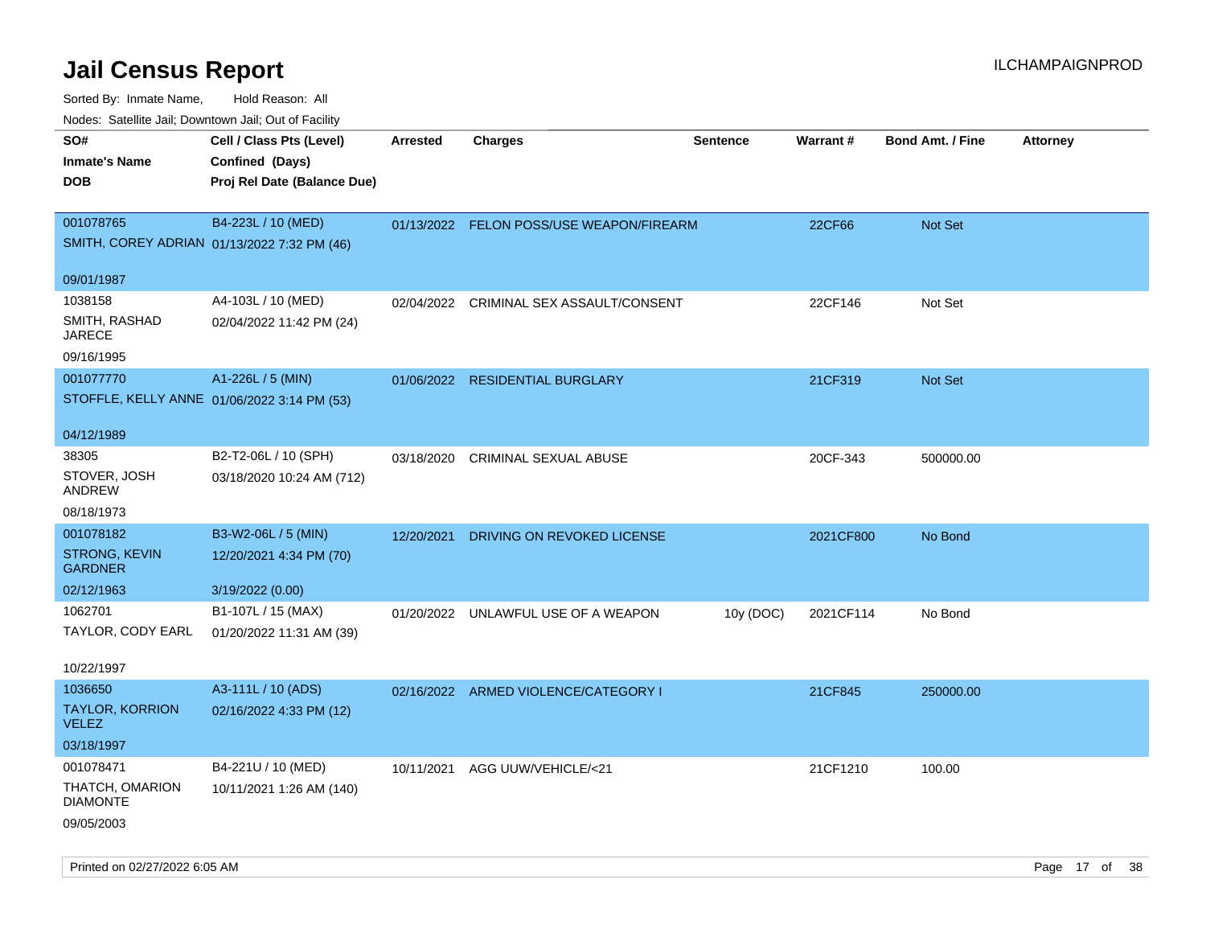# Jail Census Report

ILCHAMPAIGNPROD

Sorted By: Inmate Name, Hold Reason: All

Nodes: Satellite Jail; Downtown Jail; Out of Facility

| SO# / Inmate's Name / DOB | Cell / Class Pts (Level) / Confined (Days) / Proj Rel Date (Balance Due) | Arrested | Charges | Sentence | Warrant # | Bond Amt. / Fine | Attorney |
|---|---|---|---|---|---|---|---|
| 001078765<br>SMITH, COREY ADRIAN<br>09/01/1987 | B4-223L / 10 (MED)<br>01/13/2022 7:32 PM (46) | 01/13/2022 | FELON POSS/USE WEAPON/FIREARM | | 22CF66 | Not Set | |
| 1038158<br>SMITH, RASHAD JARECE<br>09/16/1995 | A4-103L / 10 (MED)<br>02/04/2022 11:42 PM (24) | 02/04/2022 | CRIMINAL SEX ASSAULT/CONSENT | | 22CF146 | Not Set | |
| 001077770<br>STOFFLE, KELLY ANNE<br>04/12/1989 | A1-226L / 5 (MIN)<br>01/06/2022 3:14 PM (53) | 01/06/2022 | RESIDENTIAL BURGLARY | | 21CF319 | Not Set | |
| 38305<br>STOVER, JOSH ANDREW<br>08/18/1973 | B2-T2-06L / 10 (SPH)<br>03/18/2020 10:24 AM (712) | 03/18/2020 | CRIMINAL SEXUAL ABUSE | | 20CF-343 | 500000.00 | |
| 001078182<br>STRONG, KEVIN GARDNER<br>02/12/1963 | B3-W2-06L / 5 (MIN)<br>12/20/2021 4:34 PM (70)<br>3/19/2022 (0.00) | 12/20/2021 | DRIVING ON REVOKED LICENSE | | 2021CF800 | No Bond | |
| 1062701<br>TAYLOR, CODY EARL<br>10/22/1997 | B1-107L / 15 (MAX)<br>01/20/2022 11:31 AM (39) | 01/20/2022 | UNLAWFUL USE OF A WEAPON | 10y (DOC) | 2021CF114 | No Bond | |
| 1036650<br>TAYLOR, KORRION VELEZ<br>03/18/1997 | A3-111L / 10 (ADS)<br>02/16/2022 4:33 PM (12) | 02/16/2022 | ARMED VIOLENCE/CATEGORY I | | 21CF845 | 250000.00 | |
| 001078471<br>THATCH, OMARION DIAMONTE<br>09/05/2003 | B4-221U / 10 (MED)<br>10/11/2021 1:26 AM (140) | 10/11/2021 | AGG UUW/VEHICLE/<21 | | 21CF1210 | 100.00 | |

Printed on 02/27/2022 6:05 AM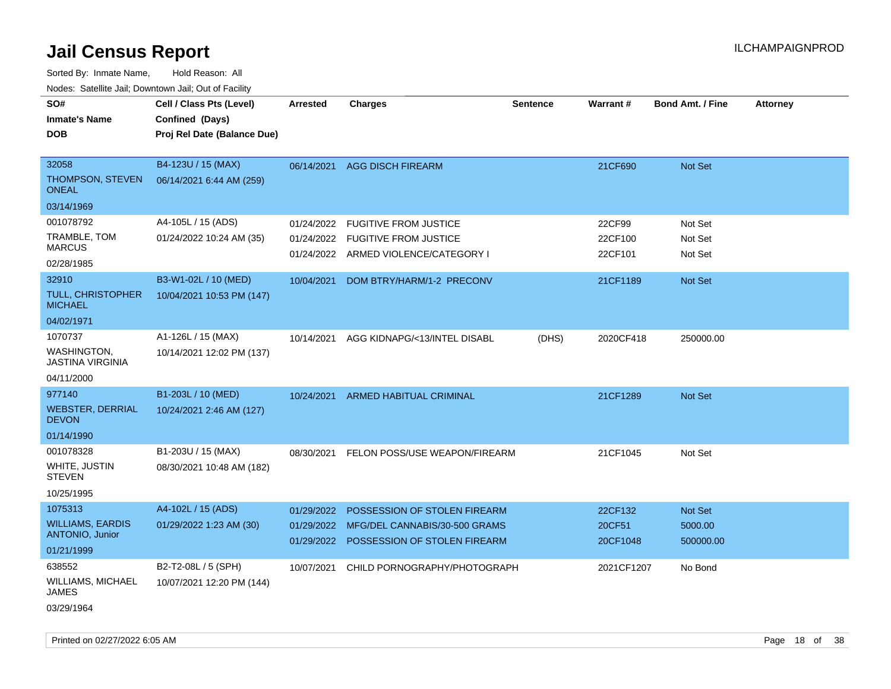# Jail Census Report

ILCHAMPAIGNPROD

Sorted By: Inmate Name, Hold Reason: All

Nodes: Satellite Jail; Downtown Jail; Out of Facility

| SO# / Inmate's Name / DOB | Cell / Class Pts (Level) / Confined (Days) / Proj Rel Date (Balance Due) | Arrested | Charges | Sentence | Warrant # | Bond Amt. / Fine | Attorney |
|---|---|---|---|---|---|---|---|
| 32058<br>THOMPSON, STEVEN ONEAL<br>03/14/1969 | B4-123U / 15 (MAX)<br>06/14/2021 6:44 AM (259) | 06/14/2021 | AGG DISCH FIREARM | | 21CF690 | Not Set | |
| 001078792<br>TRAMBLE, TOM MARCUS<br>02/28/1985 | A4-105L / 15 (ADS)<br>01/24/2022 10:24 AM (35) | 01/24/2022<br>01/24/2022<br>01/24/2022 | FUGITIVE FROM JUSTICE<br>FUGITIVE FROM JUSTICE<br>ARMED VIOLENCE/CATEGORY I | | 22CF99<br>22CF100<br>22CF101 | Not Set<br>Not Set<br>Not Set | |
| 32910<br>TULL, CHRISTOPHER MICHAEL<br>04/02/1971 | B3-W1-02L / 10 (MED)<br>10/04/2021 10:53 PM (147) | 10/04/2021 | DOM BTRY/HARM/1-2 PRECONV | | 21CF1189 | Not Set | |
| 1070737<br>WASHINGTON, JASTINA VIRGINIA<br>04/11/2000 | A1-126L / 15 (MAX)<br>10/14/2021 12:02 PM (137) | 10/14/2021 | AGG KIDNAPG/<13/INTEL DISABL | (DHS) | 2020CF418 | 250000.00 | |
| 977140<br>WEBSTER, DERRIAL DEVON<br>01/14/1990 | B1-203L / 10 (MED)<br>10/24/2021 2:46 AM (127) | 10/24/2021 | ARMED HABITUAL CRIMINAL | | 21CF1289 | Not Set | |
| 001078328<br>WHITE, JUSTIN STEVEN<br>10/25/1995 | B1-203U / 15 (MAX)<br>08/30/2021 10:48 AM (182) | 08/30/2021 | FELON POSS/USE WEAPON/FIREARM | | 21CF1045 | Not Set | |
| 1075313<br>WILLIAMS, EARDIS ANTONIO, Junior<br>01/21/1999 | A4-102L / 15 (ADS)<br>01/29/2022 1:23 AM (30) | 01/29/2022<br>01/29/2022<br>01/29/2022 | POSSESSION OF STOLEN FIREARM<br>MFG/DEL CANNABIS/30-500 GRAMS<br>POSSESSION OF STOLEN FIREARM | | 22CF132<br>20CF51<br>20CF1048 | Not Set<br>5000.00<br>500000.00 | |
| 638552<br>WILLIAMS, MICHAEL JAMES<br>03/29/1964 | B2-T2-08L / 5 (SPH)<br>10/07/2021 12:20 PM (144) | 10/07/2021 | CHILD PORNOGRAPHY/PHOTOGRAPH | | 2021CF1207 | No Bond | |

Printed on 02/27/2022 6:05 AM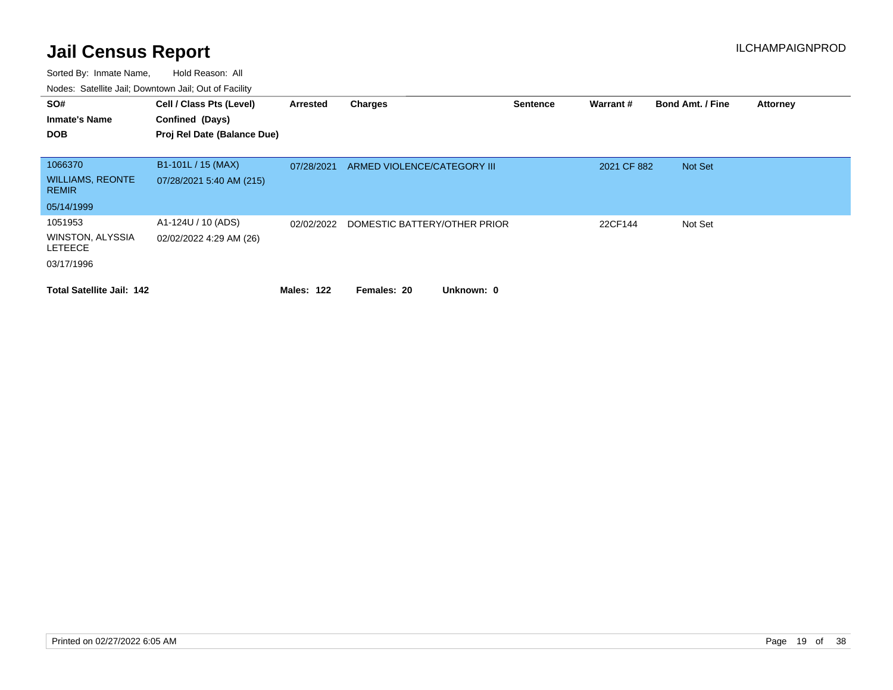# Jail Census Report

ILCHAMPAIGNPROD

Sorted By: Inmate Name, Hold Reason: All

Nodes: Satellite Jail; Downtown Jail; Out of Facility

| SO# / Inmate's Name / DOB | Cell / Class Pts (Level) / Confined (Days) / Proj Rel Date (Balance Due) | Arrested | Charges | Sentence | Warrant # | Bond Amt. / Fine | Attorney |
|---|---|---|---|---|---|---|---|
| 1066370 WILLIAMS, REONTE REMIR 05/14/1999 | B1-101L / 15 (MAX) 07/28/2021 5:40 AM (215) | 07/28/2021 | ARMED VIOLENCE/CATEGORY III | | 2021 CF 882 | Not Set | |
| 1051953 WINSTON, ALYSSIA LETEECE 03/17/1996 | A1-124U / 10 (ADS) 02/02/2022 4:29 AM (26) | 02/02/2022 | DOMESTIC BATTERY/OTHER PRIOR | | 22CF144 | Not Set | |

**Total Satellite Jail: 142** **Males: 122** **Females: 20** **Unknown: 0**

Printed on 02/27/2022 6:05 AM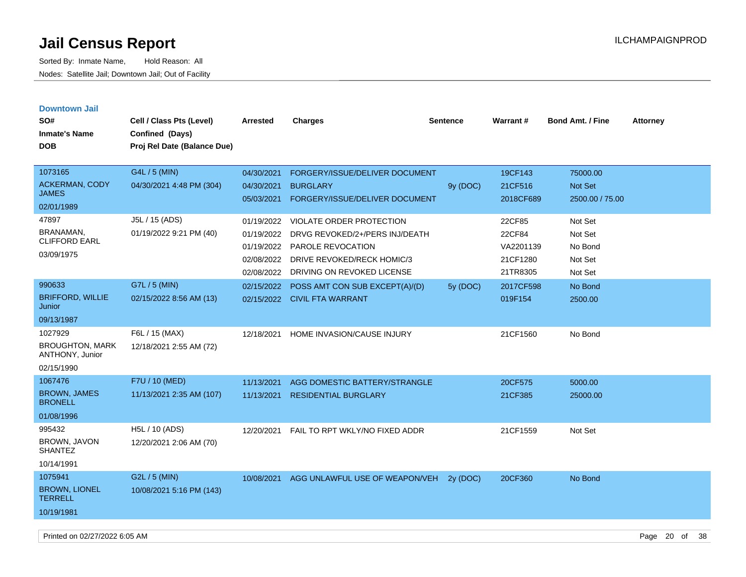# Jail Census Report

Sorted By: Inmate Name, Hold Reason: All

Nodes: Satellite Jail; Downtown Jail; Out of Facility

ILCHAMPAIGNPROD

## Downtown Jail

| SO# / Inmate's Name / DOB | Cell / Class Pts (Level) / Confined (Days) / Proj Rel Date (Balance Due) | Arrested | Charges | Sentence | Warrant # | Bond Amt. / Fine | Attorney |
|---|---|---|---|---|---|---|---|
| 1073165 ACKERMAN, CODY JAMES 02/01/1989 | G4L / 5 (MIN) 04/30/2021 4:48 PM (304) | 04/30/2021 | FORGERY/ISSUE/DELIVER DOCUMENT | | 19CF143 | 75000.00 | |
| | | 04/30/2021 | BURGLARY | 9y (DOC) | 21CF516 | Not Set | |
| | | 05/03/2021 | FORGERY/ISSUE/DELIVER DOCUMENT | | 2018CF689 | 2500.00 / 75.00 | |
| 47897 BRANAMAN, CLIFFORD EARL 03/09/1975 | J5L / 15 (ADS) 01/19/2022 9:21 PM (40) | 01/19/2022 | VIOLATE ORDER PROTECTION | | 22CF85 | Not Set | |
| | | 01/19/2022 | DRVG REVOKED/2+/PERS INJ/DEATH | | 22CF84 | Not Set | |
| | | 01/19/2022 | PAROLE REVOCATION | | VA2201139 | No Bond | |
| | | 02/08/2022 | DRIVE REVOKED/RECK HOMIC/3 | | 21CF1280 | Not Set | |
| | | 02/08/2022 | DRIVING ON REVOKED LICENSE | | 21TR8305 | Not Set | |
| 990633 BRIFFORD, WILLIE Junior 09/13/1987 | G7L / 5 (MIN) 02/15/2022 8:56 AM (13) | 02/15/2022 | POSS AMT CON SUB EXCEPT(A)/(D) | 5y (DOC) | 2017CF598 | No Bond | |
| | | 02/15/2022 | CIVIL FTA WARRANT | | 019F154 | 2500.00 | |
| 1027929 BROUGHTON, MARK ANTHONY, Junior 02/15/1990 | F6L / 15 (MAX) 12/18/2021 2:55 AM (72) | 12/18/2021 | HOME INVASION/CAUSE INJURY | | 21CF1560 | No Bond | |
| 1067476 BROWN, JAMES BRONELL 01/08/1996 | F7U / 10 (MED) 11/13/2021 2:35 AM (107) | 11/13/2021 | AGG DOMESTIC BATTERY/STRANGLE | | 20CF575 | 5000.00 | |
| | | 11/13/2021 | RESIDENTIAL BURGLARY | | 21CF385 | 25000.00 | |
| 995432 BROWN, JAVON SHANTEZ 10/14/1991 | H5L / 10 (ADS) 12/20/2021 2:06 AM (70) | 12/20/2021 | FAIL TO RPT WKLY/NO FIXED ADDR | | 21CF1559 | Not Set | |
| 1075941 BROWN, LIONEL TERRELL 10/19/1981 | G2L / 5 (MIN) 10/08/2021 5:16 PM (143) | 10/08/2021 | AGG UNLAWFUL USE OF WEAPON/VEH | 2y (DOC) | 20CF360 | No Bond | |

Printed on 02/27/2022 6:05 AM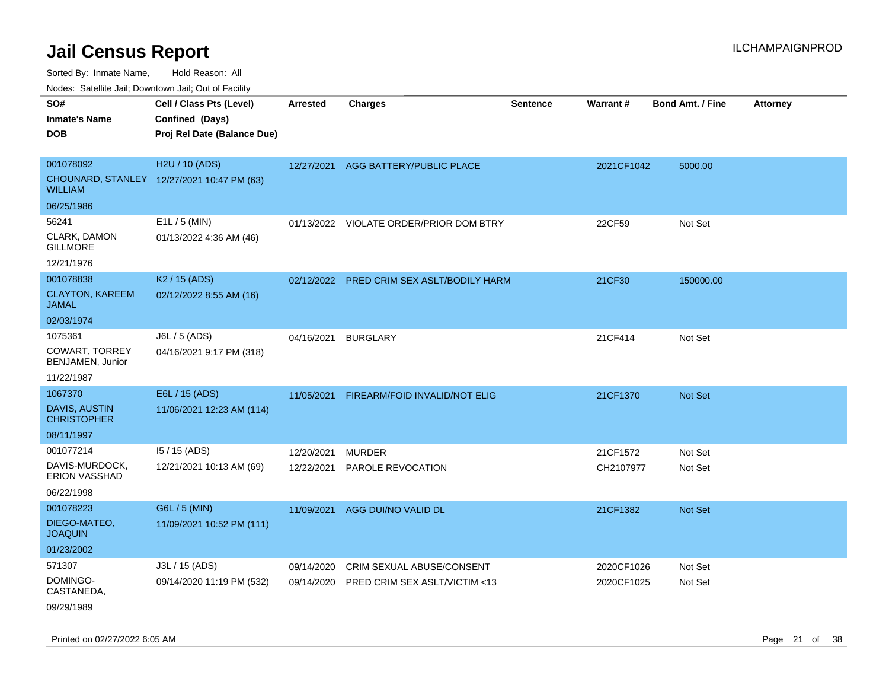# Jail Census Report

ILCHAMPAIGNPROD

Sorted By: Inmate Name, Hold Reason: All

Nodes: Satellite Jail; Downtown Jail; Out of Facility

| SO# / Inmate's Name / DOB | Cell / Class Pts (Level) / Confined (Days) / Proj Rel Date (Balance Due) | Arrested | Charges | Sentence | Warrant # | Bond Amt. / Fine | Attorney |
|---|---|---|---|---|---|---|---|
| 001078092 CHOUNARD, STANLEY WILLIAM 06/25/1986 | H2U / 10 (ADS) 12/27/2021 10:47 PM (63) | 12/27/2021 | AGG BATTERY/PUBLIC PLACE | | 2021CF1042 | 5000.00 | |
| 56241 CLARK, DAMON GILLMORE 12/21/1976 | E1L / 5 (MIN) 01/13/2022 4:36 AM (46) | 01/13/2022 | VIOLATE ORDER/PRIOR DOM BTRY | | 22CF59 | Not Set | |
| 001078838 CLAYTON, KAREEM JAMAL 02/03/1974 | K2 / 15 (ADS) 02/12/2022 8:55 AM (16) | 02/12/2022 | PRED CRIM SEX ASLT/BODILY HARM | | 21CF30 | 150000.00 | |
| 1075361 COWART, TORREY BENJAMEN, Junior 11/22/1987 | J6L / 5 (ADS) 04/16/2021 9:17 PM (318) | 04/16/2021 | BURGLARY | | 21CF414 | Not Set | |
| 1067370 DAVIS, AUSTIN CHRISTOPHER 08/11/1997 | E6L / 15 (ADS) 11/06/2021 12:23 AM (114) | 11/05/2021 | FIREARM/FOID INVALID/NOT ELIG | | 21CF1370 | Not Set | |
| 001077214 DAVIS-MURDOCK, ERION VASSHAD 06/22/1998 | I5 / 15 (ADS) 12/21/2021 10:13 AM (69) | 12/20/2021 | MURDER | | 21CF1572 | Not Set | |
| | | 12/22/2021 | PAROLE REVOCATION | | CH2107977 | Not Set | |
| 001078223 DIEGO-MATEO, JOAQUIN 01/23/2002 | G6L / 5 (MIN) 11/09/2021 10:52 PM (111) | 11/09/2021 | AGG DUI/NO VALID DL | | 21CF1382 | Not Set | |
| 571307 DOMINGO-CASTANEDA, 09/29/1989 | J3L / 15 (ADS) 09/14/2020 11:19 PM (532) | 09/14/2020 | CRIM SEXUAL ABUSE/CONSENT | | 2020CF1026 | Not Set | |
| | | 09/14/2020 | PRED CRIM SEX ASLT/VICTIM <13 | | 2020CF1025 | Not Set | |

Printed on 02/27/2022 6:05 AM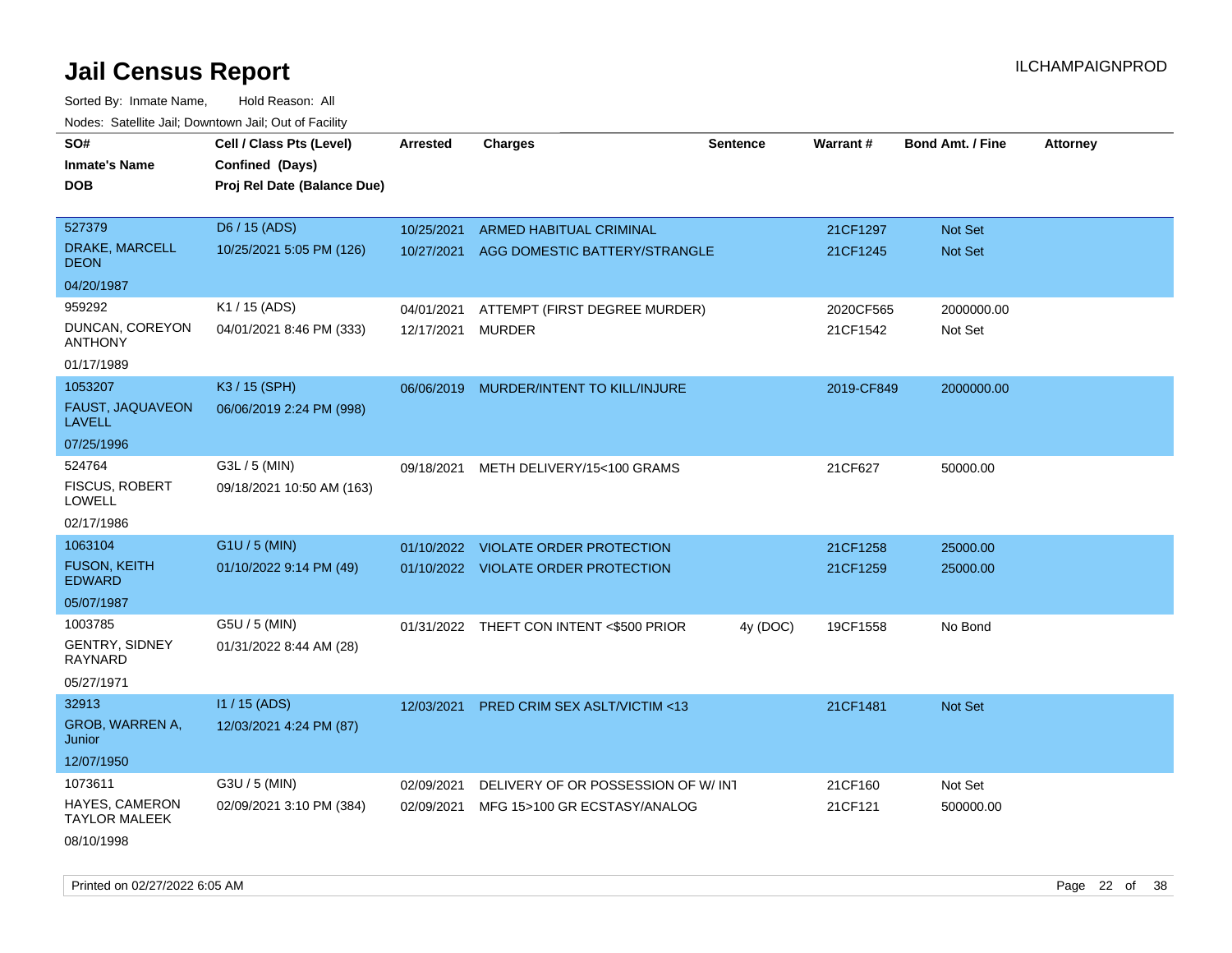# Jail Census Report

ILCHAMPAIGNPROD

Sorted By: Inmate Name, Hold Reason: All

Nodes: Satellite Jail; Downtown Jail; Out of Facility

| SO# / Inmate's Name / DOB | Cell / Class Pts (Level) / Confined (Days) / Proj Rel Date (Balance Due) | Arrested | Charges | Sentence | Warrant # | Bond Amt. / Fine | Attorney |
|---|---|---|---|---|---|---|---|
| 527379 DRAKE, MARCELL DEON 04/20/1987 | D6 / 15 (ADS) 10/25/2021 5:05 PM (126) | 10/25/2021 | ARMED HABITUAL CRIMINAL | | 21CF1297 | Not Set | |
| | | 10/27/2021 | AGG DOMESTIC BATTERY/STRANGLE | | 21CF1245 | Not Set | |
| 959292 DUNCAN, COREYON ANTHONY 01/17/1989 | K1 / 15 (ADS) 04/01/2021 8:46 PM (333) | 04/01/2021 | ATTEMPT (FIRST DEGREE MURDER) | | 2020CF565 | 2000000.00 | |
| | | 12/17/2021 | MURDER | | 21CF1542 | Not Set | |
| 1053207 FAUST, JAQUAVEON LAVELL 07/25/1996 | K3 / 15 (SPH) 06/06/2019 2:24 PM (998) | 06/06/2019 | MURDER/INTENT TO KILL/INJURE | | 2019-CF849 | 2000000.00 | |
| 524764 FISCUS, ROBERT LOWELL 02/17/1986 | G3L / 5 (MIN) 09/18/2021 10:50 AM (163) | 09/18/2021 | METH DELIVERY/15<100 GRAMS | | 21CF627 | 50000.00 | |
| 1063104 FUSON, KEITH EDWARD 05/07/1987 | G1U / 5 (MIN) 01/10/2022 9:14 PM (49) | 01/10/2022 | VIOLATE ORDER PROTECTION | | 21CF1258 | 25000.00 | |
| | | 01/10/2022 | VIOLATE ORDER PROTECTION | | 21CF1259 | 25000.00 | |
| 1003785 GENTRY, SIDNEY RAYNARD 05/27/1971 | G5U / 5 (MIN) 01/31/2022 8:44 AM (28) | 01/31/2022 | THEFT CON INTENT <$500 PRIOR | 4y (DOC) | 19CF1558 | No Bond | |
| 32913 GROB, WARREN A, Junior 12/07/1950 | I1 / 15 (ADS) 12/03/2021 4:24 PM (87) | 12/03/2021 | PRED CRIM SEX ASLT/VICTIM <13 | | 21CF1481 | Not Set | |
| 1073611 HAYES, CAMERON TAYLOR MALEEK 08/10/1998 | G3U / 5 (MIN) 02/09/2021 3:10 PM (384) | 02/09/2021 | DELIVERY OF OR POSSESSION OF W/ INT | | 21CF160 | Not Set | |
| | | 02/09/2021 | MFG 15>100 GR ECSTASY/ANALOG | | 21CF121 | 500000.00 | |

Printed on 02/27/2022 6:05 AM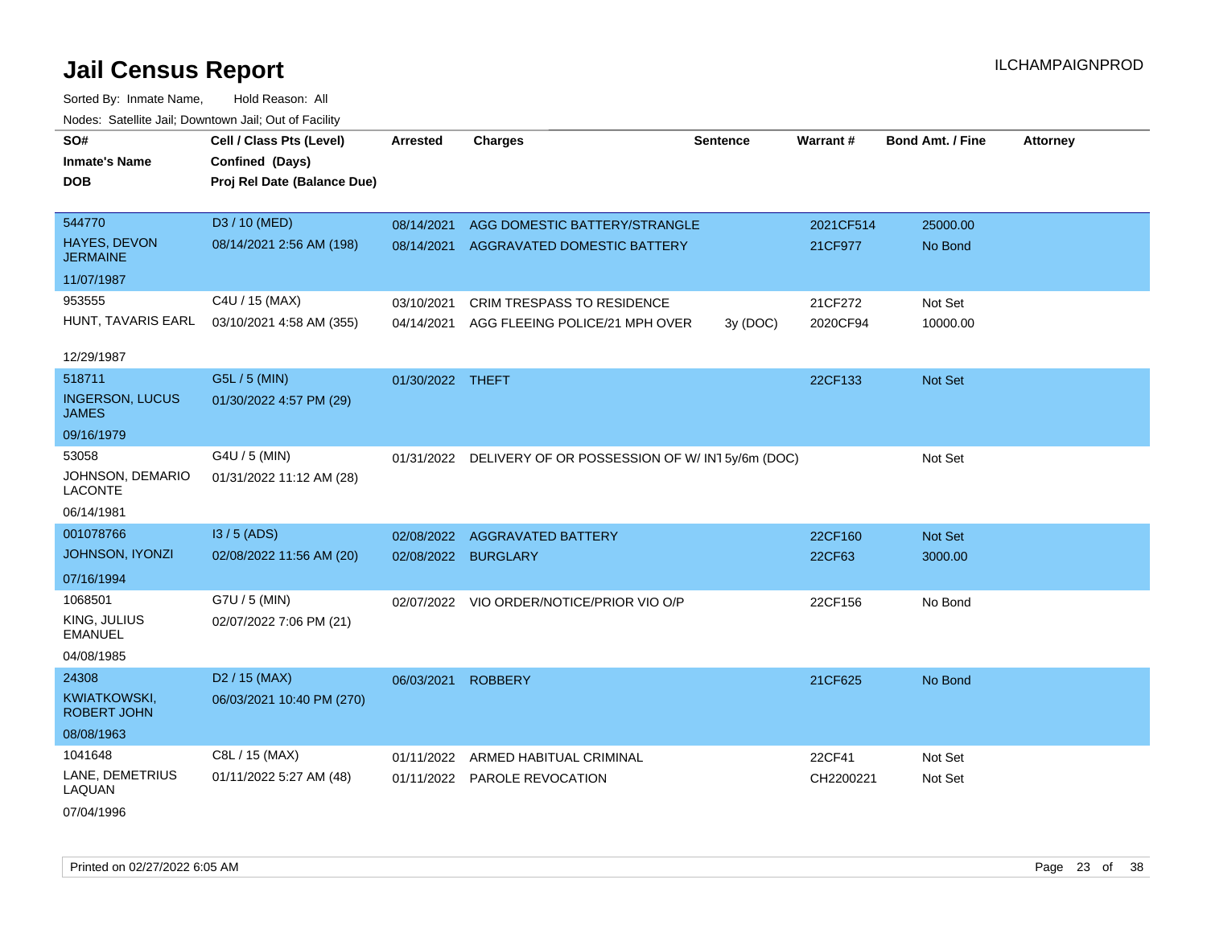# Jail Census Report

ILCHAMPAIGNPROD

Sorted By: Inmate Name, Hold Reason: All

Nodes: Satellite Jail; Downtown Jail; Out of Facility

| SO# / Inmate's Name / DOB | Cell / Class Pts (Level) / Confined (Days) / Proj Rel Date (Balance Due) | Arrested | Charges | Sentence | Warrant # | Bond Amt. / Fine | Attorney |
|---|---|---|---|---|---|---|---|
| 544770<br>HAYES, DEVON JERMAINE<br>11/07/1987 | D3 / 10 (MED)<br>08/14/2021 2:56 AM (198) | 08/14/2021 | AGG DOMESTIC BATTERY/STRANGLE | | 2021CF514 | 25000.00 | |
| | | 08/14/2021 | AGGRAVATED DOMESTIC BATTERY | | 21CF977 | No Bond | |
| 953555<br>HUNT, TAVARIS EARL<br>12/29/1987 | C4U / 15 (MAX)<br>03/10/2021 4:58 AM (355) | 03/10/2021 | CRIM TRESPASS TO RESIDENCE | | 21CF272 | Not Set | |
| | | 04/14/2021 | AGG FLEEING POLICE/21 MPH OVER | 3y (DOC) | 2020CF94 | 10000.00 | |
| 518711<br>INGERSON, LUCUS JAMES<br>09/16/1979 | G5L / 5 (MIN)<br>01/30/2022 4:57 PM (29) | 01/30/2022 | THEFT | | 22CF133 | Not Set | |
| 53058<br>JOHNSON, DEMARIO LACONTE<br>06/14/1981 | G4U / 5 (MIN)<br>01/31/2022 11:12 AM (28) | 01/31/2022 | DELIVERY OF OR POSSESSION OF W/ INT | 5y/6m (DOC) | | Not Set | |
| 001078766<br>JOHNSON, IYONZI<br>07/16/1994 | I3 / 5 (ADS)<br>02/08/2022 11:56 AM (20) | 02/08/2022 | AGGRAVATED BATTERY | | 22CF160 | Not Set | |
| | | 02/08/2022 | BURGLARY | | 22CF63 | 3000.00 | |
| 1068501<br>KING, JULIUS EMANUEL<br>04/08/1985 | G7U / 5 (MIN)<br>02/07/2022 7:06 PM (21) | 02/07/2022 | VIO ORDER/NOTICE/PRIOR VIO O/P | | 22CF156 | No Bond | |
| 24308<br>KWIATKOWSKI, ROBERT JOHN<br>08/08/1963 | D2 / 15 (MAX)<br>06/03/2021 10:40 PM (270) | 06/03/2021 | ROBBERY | | 21CF625 | No Bond | |
| 1041648<br>LANE, DEMETRIUS LAQUAN<br>07/04/1996 | C8L / 15 (MAX)<br>01/11/2022 5:27 AM (48) | 01/11/2022 | ARMED HABITUAL CRIMINAL | | 22CF41 | Not Set | |
| | | 01/11/2022 | PAROLE REVOCATION | | CH2200221 | Not Set | |

Printed on 02/27/2022 6:05 AM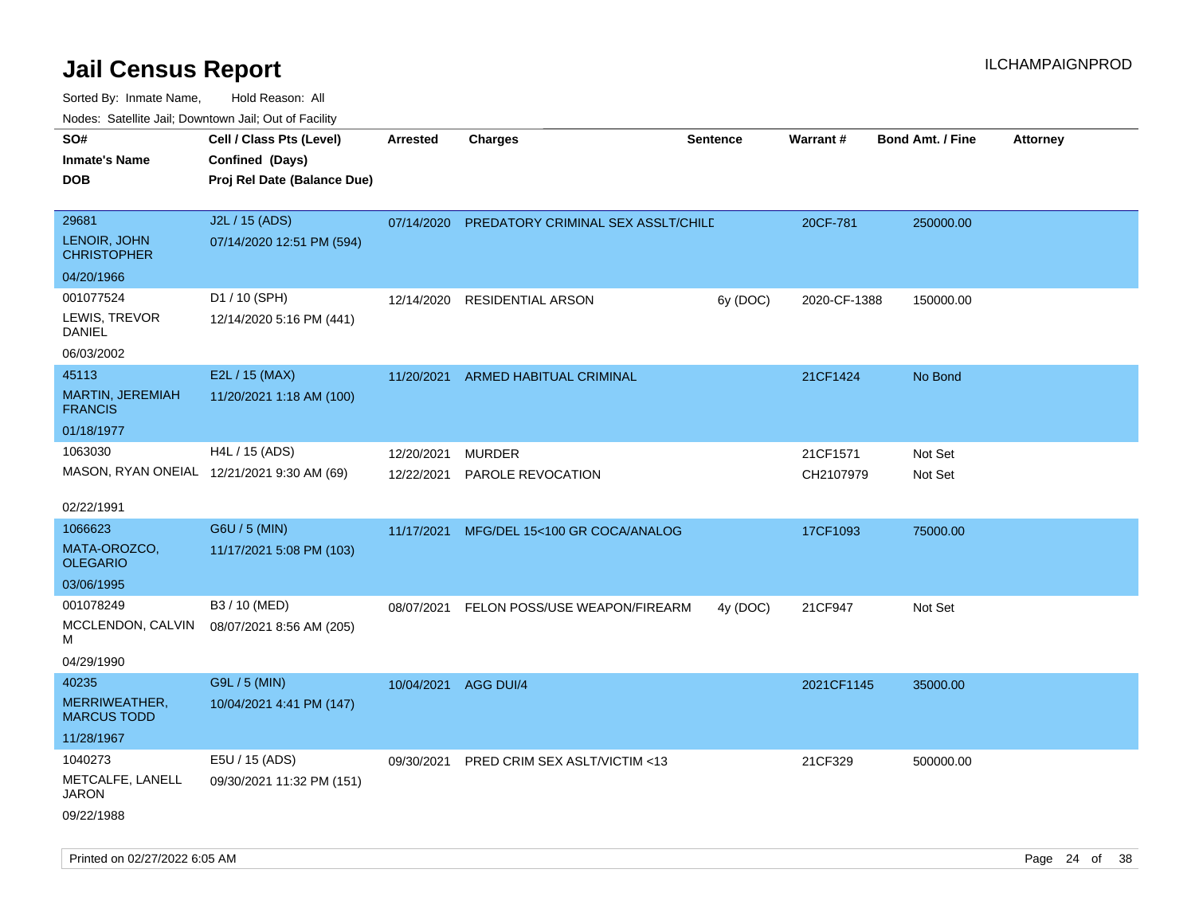# Jail Census Report

ILCHAMPAIGNPROD

Sorted By: Inmate Name, Hold Reason: All

Nodes: Satellite Jail; Downtown Jail; Out of Facility

| SO# / Inmate's Name / DOB | Cell / Class Pts (Level) / Confined (Days) / Proj Rel Date (Balance Due) | Arrested | Charges | Sentence | Warrant # | Bond Amt. / Fine | Attorney |
|---|---|---|---|---|---|---|---|
| 29681<br>LENOIR, JOHN CHRISTOPHER<br>04/20/1966 | J2L / 15 (ADS)<br>07/14/2020 12:51 PM (594) | 07/14/2020 | PREDATORY CRIMINAL SEX ASSLT/CHILD | | 20CF-781 | 250000.00 | |
| 001077524<br>LEWIS, TREVOR DANIEL<br>06/03/2002 | D1 / 10 (SPH)<br>12/14/2020 5:16 PM (441) | 12/14/2020 | RESIDENTIAL ARSON | 6y (DOC) | 2020-CF-1388 | 150000.00 | |
| 45113<br>MARTIN, JEREMIAH FRANCIS<br>01/18/1977 | E2L / 15 (MAX)<br>11/20/2021 1:18 AM (100) | 11/20/2021 | ARMED HABITUAL CRIMINAL | | 21CF1424 | No Bond | |
| 1063030<br>MASON, RYAN ONEIAL<br>02/22/1991 | H4L / 15 (ADS)<br>12/21/2021 9:30 AM (69) | 12/20/2021 | MURDER | | 21CF1571 | Not Set | |
| | | 12/22/2021 | PAROLE REVOCATION | | CH2107979 | Not Set | |
| 1066623<br>MATA-OROZCO, OLEGARIO<br>03/06/1995 | G6U / 5 (MIN)<br>11/17/2021 5:08 PM (103) | 11/17/2021 | MFG/DEL 15<100 GR COCA/ANALOG | | 17CF1093 | 75000.00 | |
| 001078249<br>MCCLENDON, CALVIN M<br>04/29/1990 | B3 / 10 (MED)<br>08/07/2021 8:56 AM (205) | 08/07/2021 | FELON POSS/USE WEAPON/FIREARM | 4y (DOC) | 21CF947 | Not Set | |
| 40235<br>MERRIWEATHER, MARCUS TODD<br>11/28/1967 | G9L / 5 (MIN)<br>10/04/2021 4:41 PM (147) | 10/04/2021 | AGG DUI/4 | | 2021CF1145 | 35000.00 | |
| 1040273<br>METCALFE, LANELL JARON<br>09/22/1988 | E5U / 15 (ADS)<br>09/30/2021 11:32 PM (151) | 09/30/2021 | PRED CRIM SEX ASLT/VICTIM <13 | | 21CF329 | 500000.00 | |

Printed on 02/27/2022 6:05 AM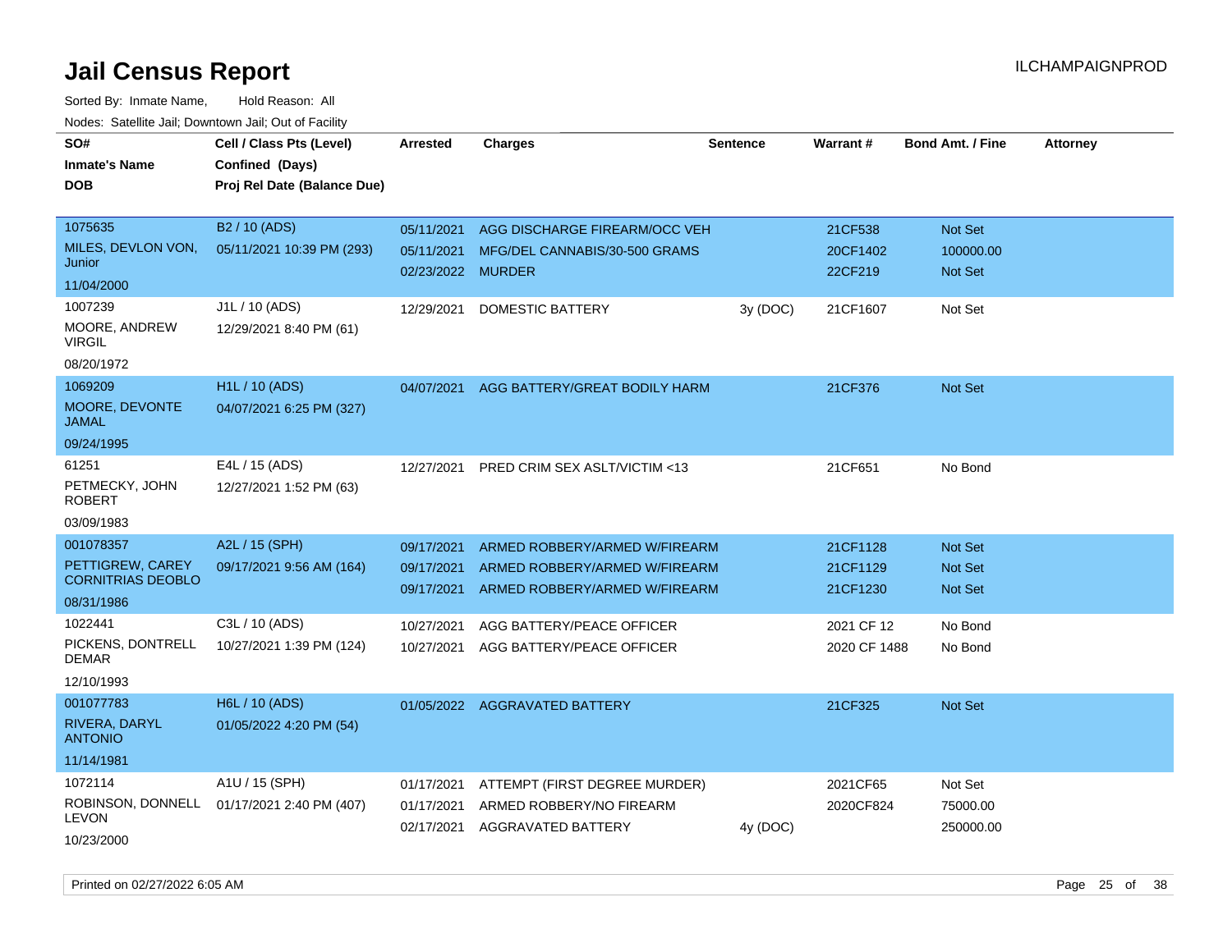# Jail Census Report

ILCHAMPAIGNPROD

Sorted By: Inmate Name, Hold Reason: All

Nodes: Satellite Jail; Downtown Jail; Out of Facility

| SO# / Inmate's Name / DOB | Cell / Class Pts (Level) / Confined (Days) / Proj Rel Date (Balance Due) | Arrested | Charges | Sentence | Warrant # | Bond Amt. / Fine | Attorney |
|---|---|---|---|---|---|---|---|
| 1075635 MILES, DEVLON VON, Junior 11/04/2000 | B2 / 10 (ADS) 05/11/2021 10:39 PM (293) | 05/11/2021 | AGG DISCHARGE FIREARM/OCC VEH | | 21CF538 | Not Set | |
| | | 05/11/2021 | MFG/DEL CANNABIS/30-500 GRAMS | | 20CF1402 | 100000.00 | |
| | | 02/23/2022 | MURDER | | 22CF219 | Not Set | |
| 1007239 MOORE, ANDREW VIRGIL 08/20/1972 | J1L / 10 (ADS) 12/29/2021 8:40 PM (61) | 12/29/2021 | DOMESTIC BATTERY | 3y (DOC) | 21CF1607 | Not Set | |
| 1069209 MOORE, DEVONTE JAMAL 09/24/1995 | H1L / 10 (ADS) 04/07/2021 6:25 PM (327) | 04/07/2021 | AGG BATTERY/GREAT BODILY HARM | | 21CF376 | Not Set | |
| 61251 PETMECKY, JOHN ROBERT 03/09/1983 | E4L / 15 (ADS) 12/27/2021 1:52 PM (63) | 12/27/2021 | PRED CRIM SEX ASLT/VICTIM <13 | | 21CF651 | No Bond | |
| 001078357 PETTIGREW, CAREY CORNITRIAS DEOBLO 08/31/1986 | A2L / 15 (SPH) 09/17/2021 9:56 AM (164) | 09/17/2021 | ARMED ROBBERY/ARMED W/FIREARM | | 21CF1128 | Not Set | |
| | | 09/17/2021 | ARMED ROBBERY/ARMED W/FIREARM | | 21CF1129 | Not Set | |
| | | 09/17/2021 | ARMED ROBBERY/ARMED W/FIREARM | | 21CF1230 | Not Set | |
| 1022441 PICKENS, DONTRELL DEMAR 12/10/1993 | C3L / 10 (ADS) 10/27/2021 1:39 PM (124) | 10/27/2021 | AGG BATTERY/PEACE OFFICER | | 2021 CF 12 | No Bond | |
| | | 10/27/2021 | AGG BATTERY/PEACE OFFICER | | 2020 CF 1488 | No Bond | |
| 001077783 RIVERA, DARYL ANTONIO 11/14/1981 | H6L / 10 (ADS) 01/05/2022 4:20 PM (54) | 01/05/2022 | AGGRAVATED BATTERY | | 21CF325 | Not Set | |
| 1072114 ROBINSON, DONNELL LEVON 10/23/2000 | A1U / 15 (SPH) 01/17/2021 2:40 PM (407) | 01/17/2021 | ATTEMPT (FIRST DEGREE MURDER) | | 2021CF65 | Not Set | |
| | | 01/17/2021 | ARMED ROBBERY/NO FIREARM | | 2020CF824 | 75000.00 | |
| | | 02/17/2021 | AGGRAVATED BATTERY | 4y (DOC) | | 250000.00 | |

Printed on 02/27/2022 6:05 AM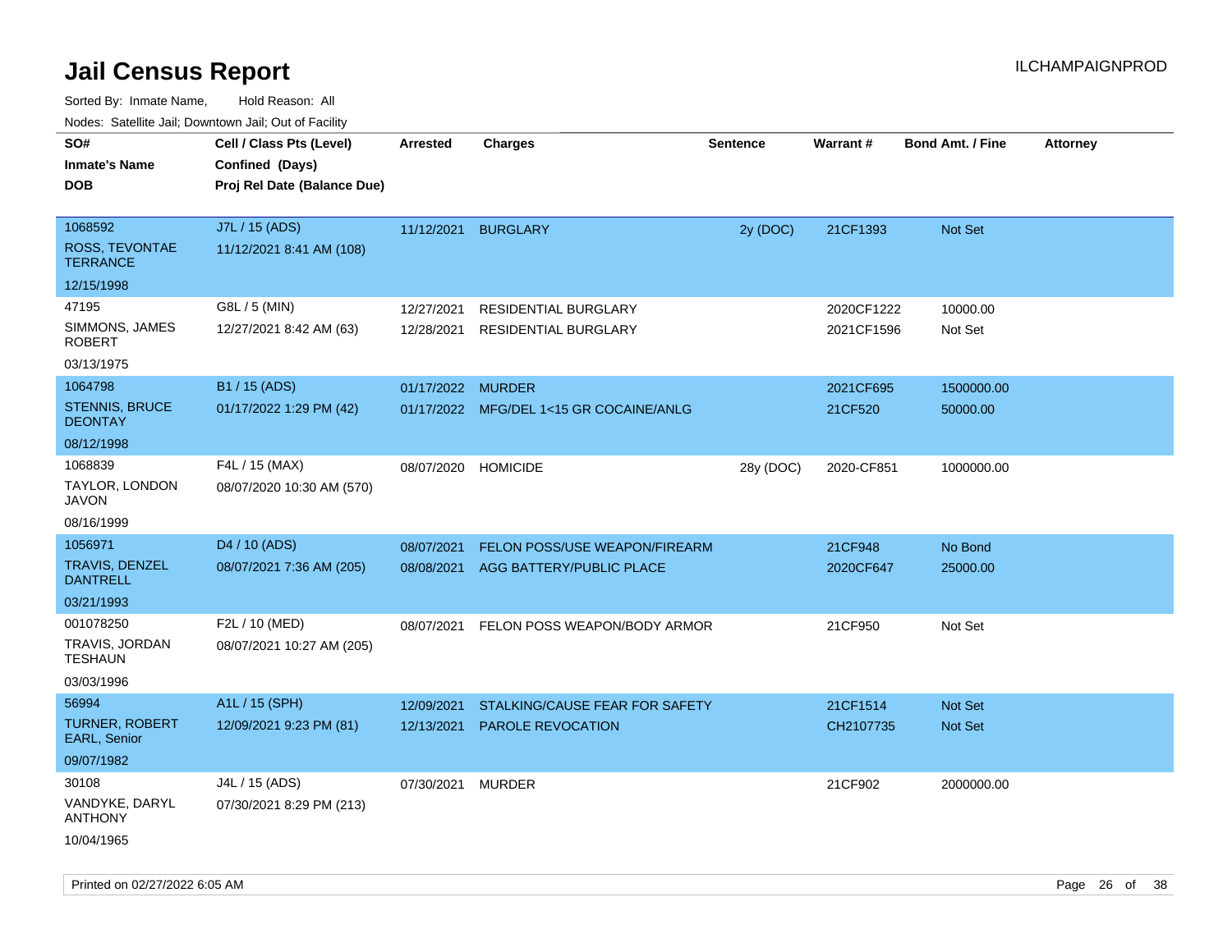# Jail Census Report

ILCHAMPAIGNPROD

Sorted By: Inmate Name, Hold Reason: All

Nodes: Satellite Jail; Downtown Jail; Out of Facility

| SO# / Inmate's Name / DOB | Cell / Class Pts (Level) / Confined (Days) / Proj Rel Date (Balance Due) | Arrested | Charges | Sentence | Warrant # | Bond Amt. / Fine | Attorney |
|---|---|---|---|---|---|---|---|
| 1068592<br>ROSS, TEVONTAE TERRANCE<br>12/15/1998 | J7L / 15 (ADS)<br>11/12/2021 8:41 AM (108) | 11/12/2021 | BURGLARY | 2y (DOC) | 21CF1393 | Not Set | |
| 47195<br>SIMMONS, JAMES ROBERT<br>03/13/1975 | G8L / 5 (MIN)<br>12/27/2021 8:42 AM (63) | 12/27/2021<br>12/28/2021 | RESIDENTIAL BURGLARY<br>RESIDENTIAL BURGLARY | | 2020CF1222<br>2021CF1596 | 10000.00<br>Not Set | |
| 1064798<br>STENNIS, BRUCE DEONTAY<br>08/12/1998 | B1 / 15 (ADS)<br>01/17/2022 1:29 PM (42) | 01/17/2022<br>01/17/2022 | MURDER<br>MFG/DEL 1<15 GR COCAINE/ANLG | | 2021CF695<br>21CF520 | 1500000.00<br>50000.00 | |
| 1068839<br>TAYLOR, LONDON JAVON<br>08/16/1999 | F4L / 15 (MAX)<br>08/07/2020 10:30 AM (570) | 08/07/2020 | HOMICIDE | 28y (DOC) | 2020-CF851 | 1000000.00 | |
| 1056971<br>TRAVIS, DENZEL DANTRELL<br>03/21/1993 | D4 / 10 (ADS)<br>08/07/2021 7:36 AM (205) | 08/07/2021<br>08/08/2021 | FELON POSS/USE WEAPON/FIREARM<br>AGG BATTERY/PUBLIC PLACE | | 21CF948<br>2020CF647 | No Bond<br>25000.00 | |
| 001078250<br>TRAVIS, JORDAN TESHAUN<br>03/03/1996 | F2L / 10 (MED)<br>08/07/2021 10:27 AM (205) | 08/07/2021 | FELON POSS WEAPON/BODY ARMOR | | 21CF950 | Not Set | |
| 56994<br>TURNER, ROBERT EARL, Senior<br>09/07/1982 | A1L / 15 (SPH)<br>12/09/2021 9:23 PM (81) | 12/09/2021<br>12/13/2021 | STALKING/CAUSE FEAR FOR SAFETY<br>PAROLE REVOCATION | | 21CF1514<br>CH2107735 | Not Set<br>Not Set | |
| 30108<br>VANDYKE, DARYL ANTHONY<br>10/04/1965 | J4L / 15 (ADS)<br>07/30/2021 8:29 PM (213) | 07/30/2021 | MURDER | | 21CF902 | 2000000.00 | |

Printed on 02/27/2022 6:05 AM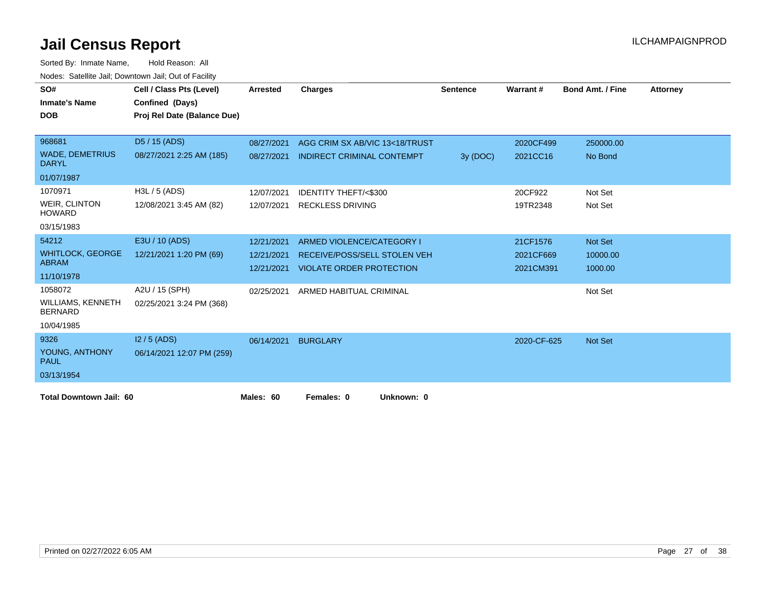# Jail Census Report

ILCHAMPAIGNPROD

Sorted By: Inmate Name, Hold Reason: All

Nodes: Satellite Jail; Downtown Jail; Out of Facility

| SO# / Inmate's Name / DOB | Cell / Class Pts (Level) / Confined (Days) / Proj Rel Date (Balance Due) | Arrested | Charges | Sentence | Warrant # | Bond Amt. / Fine | Attorney |
|---|---|---|---|---|---|---|---|
| 968681 | D5 / 15 (ADS) | 08/27/2021 | AGG CRIM SX AB/VIC 13<18/TRUST | | 2020CF499 | 250000.00 | |
| WADE, DEMETRIUS DARYL | 08/27/2021 2:25 AM (185) | 08/27/2021 | INDIRECT CRIMINAL CONTEMPT | 3y (DOC) | 2021CC16 | No Bond | |
| 01/07/1987 | | | | | | | |
| 1070971 | H3L / 5 (ADS) | 12/07/2021 | IDENTITY THEFT/<$300 | | 20CF922 | Not Set | |
| WEIR, CLINTON HOWARD | 12/08/2021 3:45 AM (82) | 12/07/2021 | RECKLESS DRIVING | | 19TR2348 | Not Set | |
| 03/15/1983 | | | | | | | |
| 54212 | E3U / 10 (ADS) | 12/21/2021 | ARMED VIOLENCE/CATEGORY I | | 21CF1576 | Not Set | |
| WHITLOCK, GEORGE ABRAM | 12/21/2021 1:20 PM (69) | 12/21/2021 | RECEIVE/POSS/SELL STOLEN VEH | | 2021CF669 | 10000.00 | |
| 11/10/1978 | | 12/21/2021 | VIOLATE ORDER PROTECTION | | 2021CM391 | 1000.00 | |
| 1058072 | A2U / 15 (SPH) | 02/25/2021 | ARMED HABITUAL CRIMINAL | | | Not Set | |
| WILLIAMS, KENNETH BERNARD | 02/25/2021 3:24 PM (368) | | | | | | |
| 10/04/1985 | | | | | | | |
| 9326 | I2 / 5 (ADS) | 06/14/2021 | BURGLARY | | 2020-CF-625 | Not Set | |
| YOUNG, ANTHONY PAUL | 06/14/2021 12:07 PM (259) | | | | | | |
| 03/13/1954 | | | | | | | |

**Total Downtown Jail: 60** **Males: 60** **Females: 0** **Unknown: 0**

Printed on 02/27/2022 6:05 AM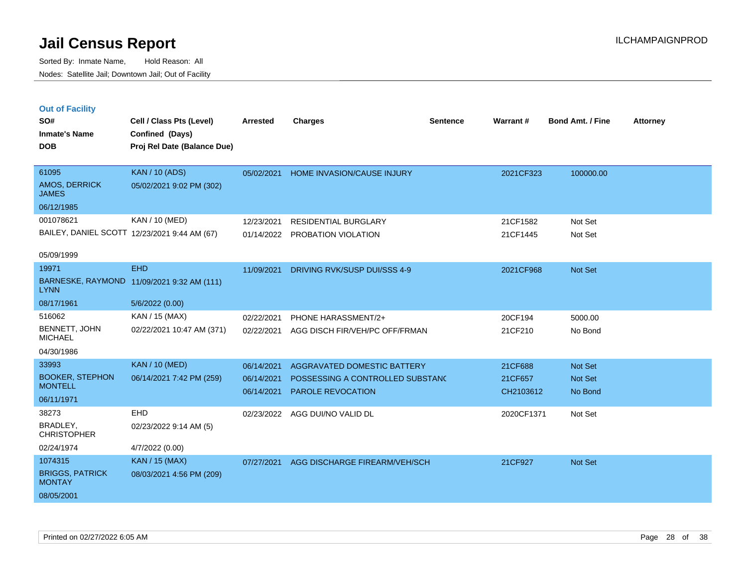# Jail Census Report

Sorted By: Inmate Name, Hold Reason: All

Nodes: Satellite Jail; Downtown Jail; Out of Facility

ILCHAMPAIGNPROD

## Out of Facility

| SO# / Inmate's Name / DOB | Cell / Class Pts (Level) / Confined (Days) / Proj Rel Date (Balance Due) | Arrested | Charges | Sentence | Warrant # | Bond Amt. / Fine | Attorney |
|---|---|---|---|---|---|---|---|
| 61095<br>AMOS, DERRICK JAMES<br>06/12/1985 | KAN / 10 (ADS)<br>05/02/2021 9:02 PM (302) | 05/02/2021 | HOME INVASION/CAUSE INJURY | | 2021CF323 | 100000.00 | |
| 001078621<br>BAILEY, DANIEL SCOTT<br>05/09/1999 | KAN / 10 (MED)<br>12/23/2021 9:44 AM (67) | 12/23/2021<br>01/14/2022 | RESIDENTIAL BURGLARY<br>PROBATION VIOLATION | | 21CF1582<br>21CF1445 | Not Set<br>Not Set | |
| 19971<br>BARNESKE, RAYMOND LYNN<br>08/17/1961 | EHD<br>11/09/2021 9:32 AM (111)<br>5/6/2022 (0.00) | 11/09/2021 | DRIVING RVK/SUSP DUI/SSS 4-9 | | 2021CF968 | Not Set | |
| 516062<br>BENNETT, JOHN MICHAEL<br>04/30/1986 | KAN / 15 (MAX)<br>02/22/2021 10:47 AM (371) | 02/22/2021<br>02/22/2021 | PHONE HARASSMENT/2+<br>AGG DISCH FIR/VEH/PC OFF/FRMAN | | 20CF194<br>21CF210 | 5000.00<br>No Bond | |
| 33993<br>BOOKER, STEPHON MONTELL<br>06/11/1971 | KAN / 10 (MED)<br>06/14/2021 7:42 PM (259) | 06/14/2021<br>06/14/2021<br>06/14/2021 | AGGRAVATED DOMESTIC BATTERY<br>POSSESSING A CONTROLLED SUBSTANC<br>PAROLE REVOCATION | | 21CF688<br>21CF657<br>CH2103612 | Not Set<br>Not Set<br>No Bond | |
| 38273<br>BRADLEY, CHRISTOPHER<br>02/24/1974 | EHD<br>02/23/2022 9:14 AM (5)<br>4/7/2022 (0.00) | 02/23/2022 | AGG DUI/NO VALID DL | | 2020CF1371 | Not Set | |
| 1074315<br>BRIGGS, PATRICK MONTAY<br>08/05/2001 | KAN / 15 (MAX)<br>08/03/2021 4:56 PM (209) | 07/27/2021 | AGG DISCHARGE FIREARM/VEH/SCH | | 21CF927 | Not Set | |

Printed on 02/27/2022 6:05 AM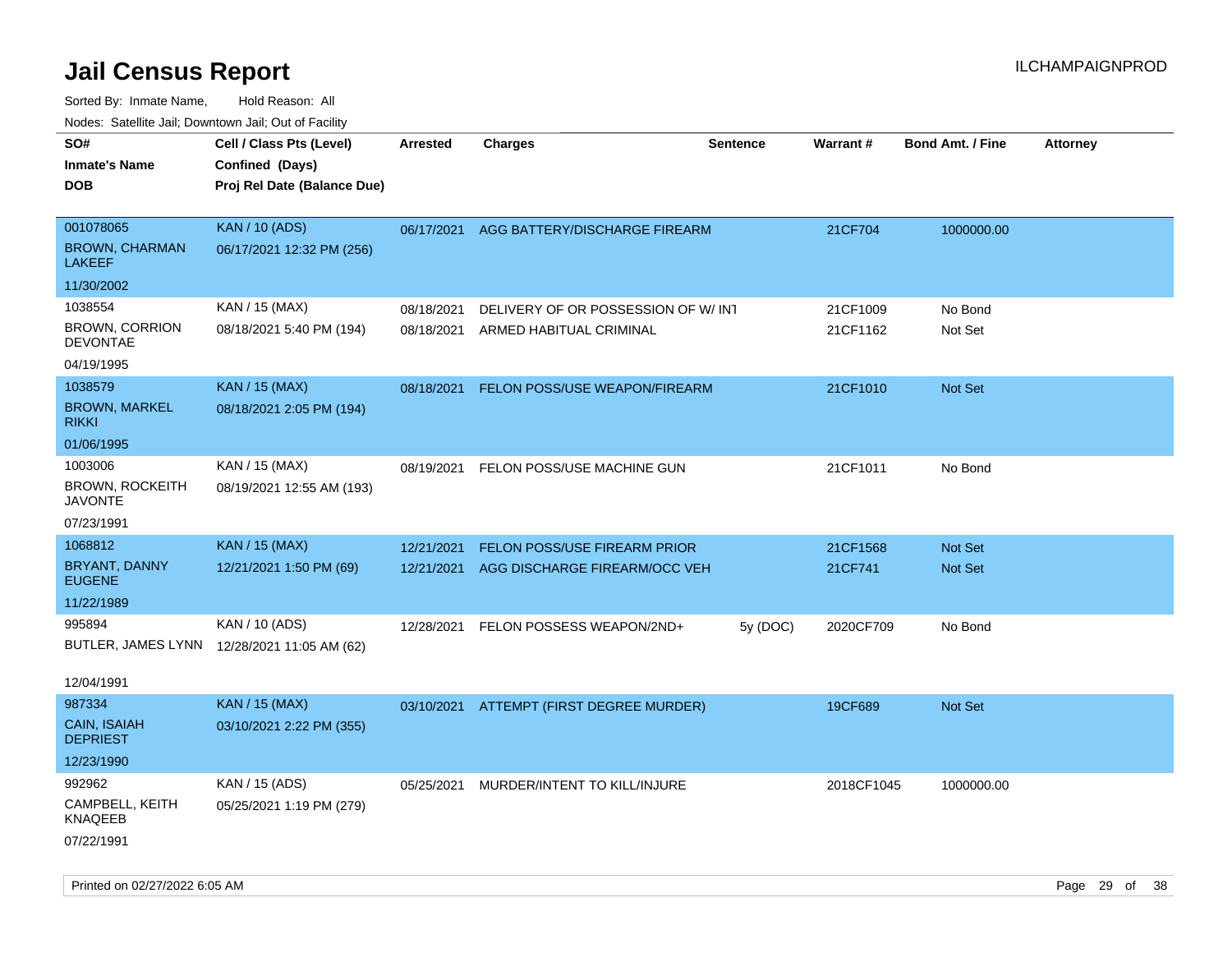# Jail Census Report

ILCHAMPAIGNPROD

Sorted By: Inmate Name, Hold Reason: All

Nodes: Satellite Jail; Downtown Jail; Out of Facility

| SO# / Inmate's Name / DOB | Cell / Class Pts (Level) / Confined (Days) / Proj Rel Date (Balance Due) | Arrested | Charges | Sentence | Warrant # | Bond Amt. / Fine | Attorney |
|---|---|---|---|---|---|---|---|
| 001078065<br>BROWN, CHARMAN LAKEEF<br>11/30/2002 | KAN / 10 (ADS)<br>06/17/2021 12:32 PM (256) | 06/17/2021 | AGG BATTERY/DISCHARGE FIREARM | | 21CF704 | 1000000.00 | |
| 1038554<br>BROWN, CORRION DEVONTAE<br>04/19/1995 | KAN / 15 (MAX)<br>08/18/2021 5:40 PM (194) | 08/18/2021 | DELIVERY OF OR POSSESSION OF W/ INT | | 21CF1009 | No Bond | |
| | | 08/18/2021 | ARMED HABITUAL CRIMINAL | | 21CF1162 | Not Set | |
| 1038579<br>BROWN, MARKEL RIKKI<br>01/06/1995 | KAN / 15 (MAX)<br>08/18/2021 2:05 PM (194) | 08/18/2021 | FELON POSS/USE WEAPON/FIREARM | | 21CF1010 | Not Set | |
| 1003006<br>BROWN, ROCKEITH JAVONTE<br>07/23/1991 | KAN / 15 (MAX)<br>08/19/2021 12:55 AM (193) | 08/19/2021 | FELON POSS/USE MACHINE GUN | | 21CF1011 | No Bond | |
| 1068812<br>BRYANT, DANNY EUGENE<br>11/22/1989 | KAN / 15 (MAX)<br>12/21/2021 1:50 PM (69) | 12/21/2021 | FELON POSS/USE FIREARM PRIOR | | 21CF1568 | Not Set | |
| | | 12/21/2021 | AGG DISCHARGE FIREARM/OCC VEH | | 21CF741 | Not Set | |
| 995894<br>BUTLER, JAMES LYNN<br>12/04/1991 | KAN / 10 (ADS)<br>12/28/2021 11:05 AM (62) | 12/28/2021 | FELON POSSESS WEAPON/2ND+ | 5y (DOC) | 2020CF709 | No Bond | |
| 987334<br>CAIN, ISAIAH DEPRIEST<br>12/23/1990 | KAN / 15 (MAX)<br>03/10/2021 2:22 PM (355) | 03/10/2021 | ATTEMPT (FIRST DEGREE MURDER) | | 19CF689 | Not Set | |
| 992962<br>CAMPBELL, KEITH KNAQEEB<br>07/22/1991 | KAN / 15 (ADS)<br>05/25/2021 1:19 PM (279) | 05/25/2021 | MURDER/INTENT TO KILL/INJURE | | 2018CF1045 | 1000000.00 | |

Printed on 02/27/2022 6:05 AM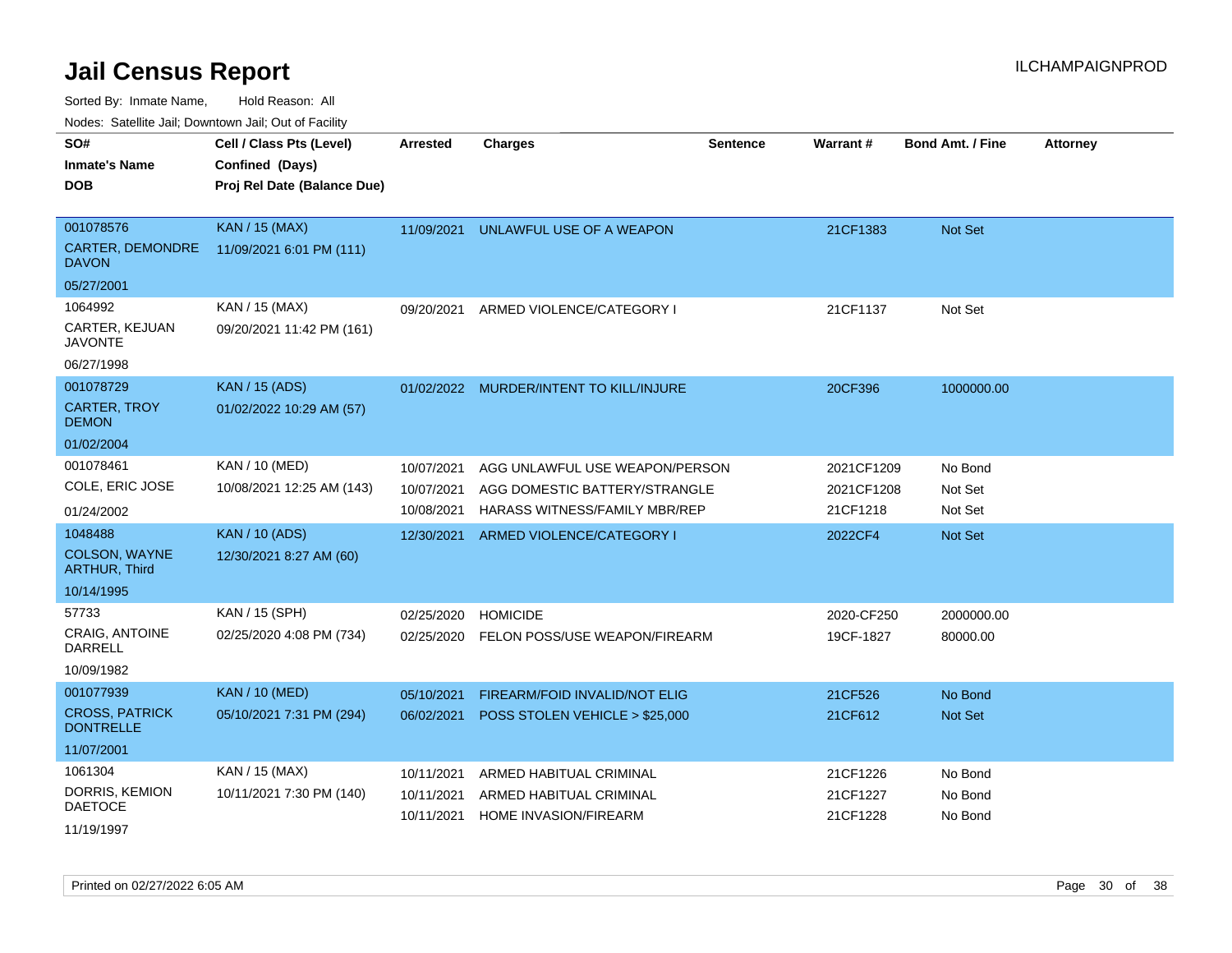# Jail Census Report

ILCHAMPAIGNPROD

Sorted By: Inmate Name, Hold Reason: All

Nodes: Satellite Jail; Downtown Jail; Out of Facility

| SO# / Inmate's Name / DOB | Cell / Class Pts (Level) / Confined (Days) / Proj Rel Date (Balance Due) | Arrested | Charges | Sentence | Warrant # | Bond Amt. / Fine | Attorney |
|---|---|---|---|---|---|---|---|
| 001078576<br>CARTER, DEMONDRE DAVON<br>05/27/2001 | KAN / 15 (MAX)<br>11/09/2021 6:01 PM (111) | 11/09/2021 | UNLAWFUL USE OF A WEAPON | | 21CF1383 | Not Set | |
| 1064992<br>CARTER, KEJUAN JAVONTE<br>06/27/1998 | KAN / 15 (MAX)<br>09/20/2021 11:42 PM (161) | 09/20/2021 | ARMED VIOLENCE/CATEGORY I | | 21CF1137 | Not Set | |
| 001078729<br>CARTER, TROY DEMON<br>01/02/2004 | KAN / 15 (ADS)<br>01/02/2022 10:29 AM (57) | 01/02/2022 | MURDER/INTENT TO KILL/INJURE | | 20CF396 | 1000000.00 | |
| 001078461<br>COLE, ERIC JOSE<br>01/24/2002 | KAN / 10 (MED)<br>10/08/2021 12:25 AM (143) | 10/07/2021<br>10/07/2021<br>10/08/2021 | AGG UNLAWFUL USE WEAPON/PERSON<br>AGG DOMESTIC BATTERY/STRANGLE<br>HARASS WITNESS/FAMILY MBR/REP | | 2021CF1209<br>2021CF1208<br>21CF1218 | No Bond<br>Not Set<br>Not Set | |
| 1048488<br>COLSON, WAYNE ARTHUR, Third<br>10/14/1995 | KAN / 10 (ADS)<br>12/30/2021 8:27 AM (60) | 12/30/2021 | ARMED VIOLENCE/CATEGORY I | | 2022CF4 | Not Set | |
| 57733<br>CRAIG, ANTOINE DARRELL<br>10/09/1982 | KAN / 15 (SPH)<br>02/25/2020 4:08 PM (734) | 02/25/2020<br>02/25/2020 | HOMICIDE<br>FELON POSS/USE WEAPON/FIREARM | | 2020-CF250<br>19CF-1827 | 2000000.00<br>80000.00 | |
| 001077939<br>CROSS, PATRICK DONTRELLE<br>11/07/2001 | KAN / 10 (MED)<br>05/10/2021 7:31 PM (294) | 05/10/2021<br>06/02/2021 | FIREARM/FOID INVALID/NOT ELIG<br>POSS STOLEN VEHICLE > $25,000 | | 21CF526<br>21CF612 | No Bond<br>Not Set | |
| 1061304<br>DORRIS, KEMION DAETOCE<br>11/19/1997 | KAN / 15 (MAX)<br>10/11/2021 7:30 PM (140) | 10/11/2021<br>10/11/2021<br>10/11/2021 | ARMED HABITUAL CRIMINAL<br>ARMED HABITUAL CRIMINAL<br>HOME INVASION/FIREARM | | 21CF1226<br>21CF1227<br>21CF1228 | No Bond<br>No Bond<br>No Bond | |

Printed on 02/27/2022 6:05 AM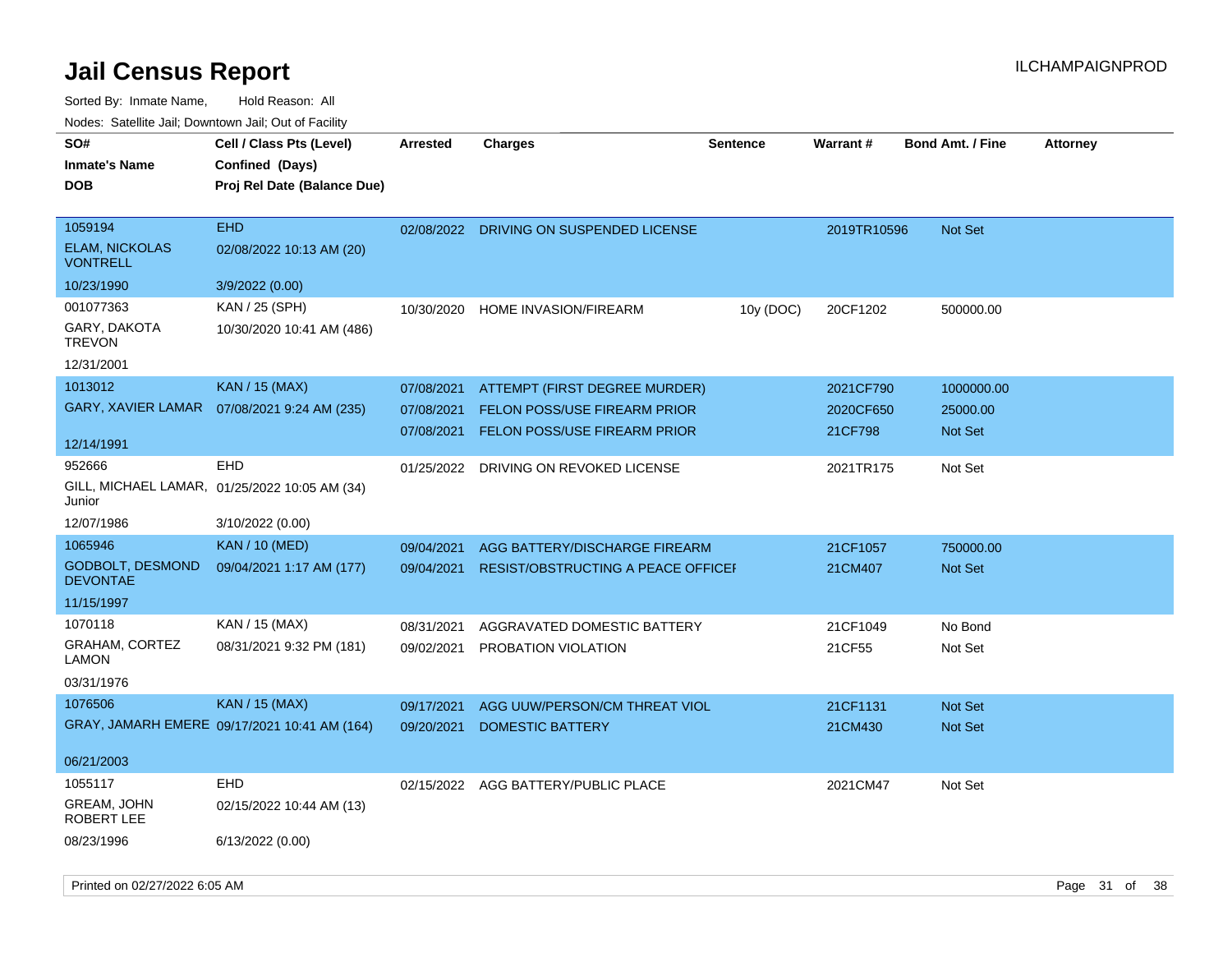# Jail Census Report

ILCHAMPAIGNPROD

Sorted By: Inmate Name, Hold Reason: All

Nodes: Satellite Jail; Downtown Jail; Out of Facility

| SO# / Inmate's Name / DOB | Cell / Class Pts (Level) / Confined (Days) / Proj Rel Date (Balance Due) | Arrested | Charges | Sentence | Warrant # | Bond Amt. / Fine | Attorney |
|---|---|---|---|---|---|---|---|
| 1059194 ELAM, NICKOLAS VONTRELL 10/23/1990 | EHD 02/08/2022 10:13 AM (20) 3/9/2022 (0.00) | 02/08/2022 | DRIVING ON SUSPENDED LICENSE | | 2019TR10596 | Not Set | |
| 001077363 GARY, DAKOTA TREVON 12/31/2001 | KAN / 25 (SPH) 10/30/2020 10:41 AM (486) | 10/30/2020 | HOME INVASION/FIREARM | 10y (DOC) | 20CF1202 | 500000.00 | |
| 1013012 GARY, XAVIER LAMAR 12/14/1991 | KAN / 15 (MAX) 07/08/2021 9:24 AM (235) | 07/08/2021 | ATTEMPT (FIRST DEGREE MURDER) | | 2021CF790 | 1000000.00 | |
| | | 07/08/2021 | FELON POSS/USE FIREARM PRIOR | | 2020CF650 | 25000.00 | |
| | | 07/08/2021 | FELON POSS/USE FIREARM PRIOR | | 21CF798 | Not Set | |
| 952666 GILL, MICHAEL LAMAR, Junior 12/07/1986 | EHD 01/25/2022 10:05 AM (34) 3/10/2022 (0.00) | 01/25/2022 | DRIVING ON REVOKED LICENSE | | 2021TR175 | Not Set | |
| 1065946 GODBOLT, DESMOND DEVONTAE 11/15/1997 | KAN / 10 (MED) 09/04/2021 1:17 AM (177) | 09/04/2021 | AGG BATTERY/DISCHARGE FIREARM | | 21CF1057 | 750000.00 | |
| | | 09/04/2021 | RESIST/OBSTRUCTING A PEACE OFFICEI | | 21CM407 | Not Set | |
| 1070118 GRAHAM, CORTEZ LAMON 03/31/1976 | KAN / 15 (MAX) 08/31/2021 9:32 PM (181) | 08/31/2021 | AGGRAVATED DOMESTIC BATTERY | | 21CF1049 | No Bond | |
| | | 09/02/2021 | PROBATION VIOLATION | | 21CF55 | Not Set | |
| 1076506 GRAY, JAMARH EMERE 06/21/2003 | KAN / 15 (MAX) 09/17/2021 10:41 AM (164) | 09/17/2021 | AGG UUW/PERSON/CM THREAT VIOL | | 21CF1131 | Not Set | |
| | | 09/20/2021 | DOMESTIC BATTERY | | 21CM430 | Not Set | |
| 1055117 GREAM, JOHN ROBERT LEE 08/23/1996 | EHD 02/15/2022 10:44 AM (13) 6/13/2022 (0.00) | 02/15/2022 | AGG BATTERY/PUBLIC PLACE | | 2021CM47 | Not Set | |

Printed on 02/27/2022 6:05 AM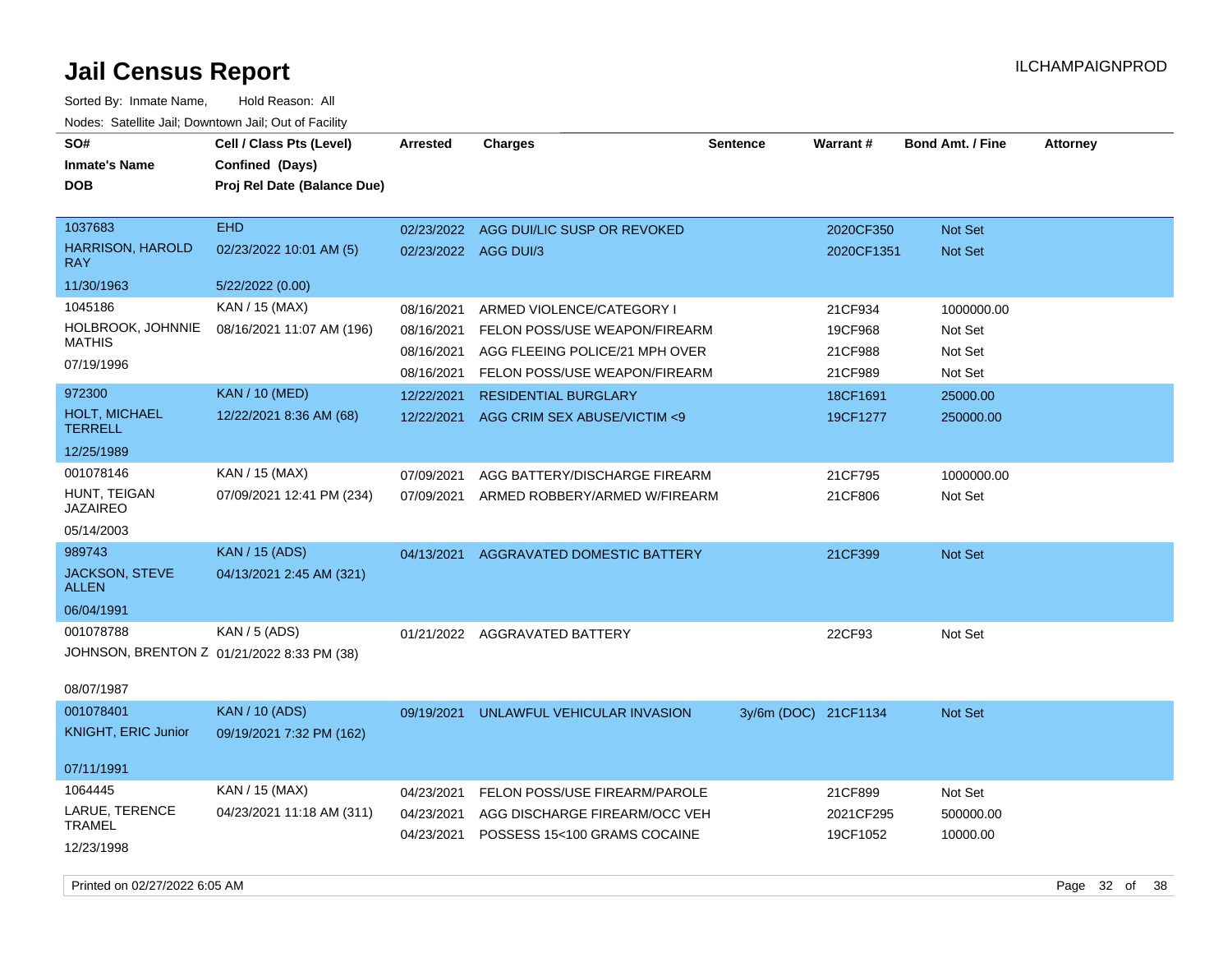# Jail Census Report

ILCHAMPAIGNPROD

Sorted By: Inmate Name, Hold Reason: All

Nodes: Satellite Jail; Downtown Jail; Out of Facility

| SO# / Inmate's Name / DOB | Cell / Class Pts (Level) / Confined (Days) / Proj Rel Date (Balance Due) | Arrested | Charges | Sentence | Warrant # | Bond Amt. / Fine | Attorney |
|---|---|---|---|---|---|---|---|
| 1037683 HARRISON, HAROLD RAY 11/30/1963 | EHD 02/23/2022 10:01 AM (5) 5/22/2022 (0.00) | 02/23/2022 | AGG DUI/LIC SUSP OR REVOKED | | 2020CF350 | Not Set | |
| | | 02/23/2022 | AGG DUI/3 | | 2020CF1351 | Not Set | |
| 1045186 HOLBROOK, JOHNNIE MATHIS 07/19/1996 | KAN / 15 (MAX) 08/16/2021 11:07 AM (196) | 08/16/2021 | ARMED VIOLENCE/CATEGORY I | | 21CF934 | 1000000.00 | |
| | | 08/16/2021 | FELON POSS/USE WEAPON/FIREARM | | 19CF968 | Not Set | |
| | | 08/16/2021 | AGG FLEEING POLICE/21 MPH OVER | | 21CF988 | Not Set | |
| | | 08/16/2021 | FELON POSS/USE WEAPON/FIREARM | | 21CF989 | Not Set | |
| 972300 HOLT, MICHAEL TERRELL 12/25/1989 | KAN / 10 (MED) 12/22/2021 8:36 AM (68) | 12/22/2021 | RESIDENTIAL BURGLARY | | 18CF1691 | 25000.00 | |
| | | 12/22/2021 | AGG CRIM SEX ABUSE/VICTIM <9 | | 19CF1277 | 250000.00 | |
| 001078146 HUNT, TEIGAN JAZAIREO 05/14/2003 | KAN / 15 (MAX) 07/09/2021 12:41 PM (234) | 07/09/2021 | AGG BATTERY/DISCHARGE FIREARM | | 21CF795 | 1000000.00 | |
| | | 07/09/2021 | ARMED ROBBERY/ARMED W/FIREARM | | 21CF806 | Not Set | |
| 989743 JACKSON, STEVE ALLEN 06/04/1991 | KAN / 15 (ADS) 04/13/2021 2:45 AM (321) | 04/13/2021 | AGGRAVATED DOMESTIC BATTERY | | 21CF399 | Not Set | |
| 001078788 JOHNSON, BRENTON Z 08/07/1987 | KAN / 5 (ADS) 01/21/2022 8:33 PM (38) | 01/21/2022 | AGGRAVATED BATTERY | | 22CF93 | Not Set | |
| 001078401 KNIGHT, ERIC Junior 07/11/1991 | KAN / 10 (ADS) 09/19/2021 7:32 PM (162) | 09/19/2021 | UNLAWFUL VEHICULAR INVASION | 3y/6m (DOC) | 21CF1134 | Not Set | |
| 1064445 LARUE, TERENCE TRAMEL 12/23/1998 | KAN / 15 (MAX) 04/23/2021 11:18 AM (311) | 04/23/2021 | FELON POSS/USE FIREARM/PAROLE | | 21CF899 | Not Set | |
| | | 04/23/2021 | AGG DISCHARGE FIREARM/OCC VEH | | 2021CF295 | 500000.00 | |
| | | 04/23/2021 | POSSESS 15<100 GRAMS COCAINE | | 19CF1052 | 10000.00 | |

Printed on 02/27/2022 6:05 AM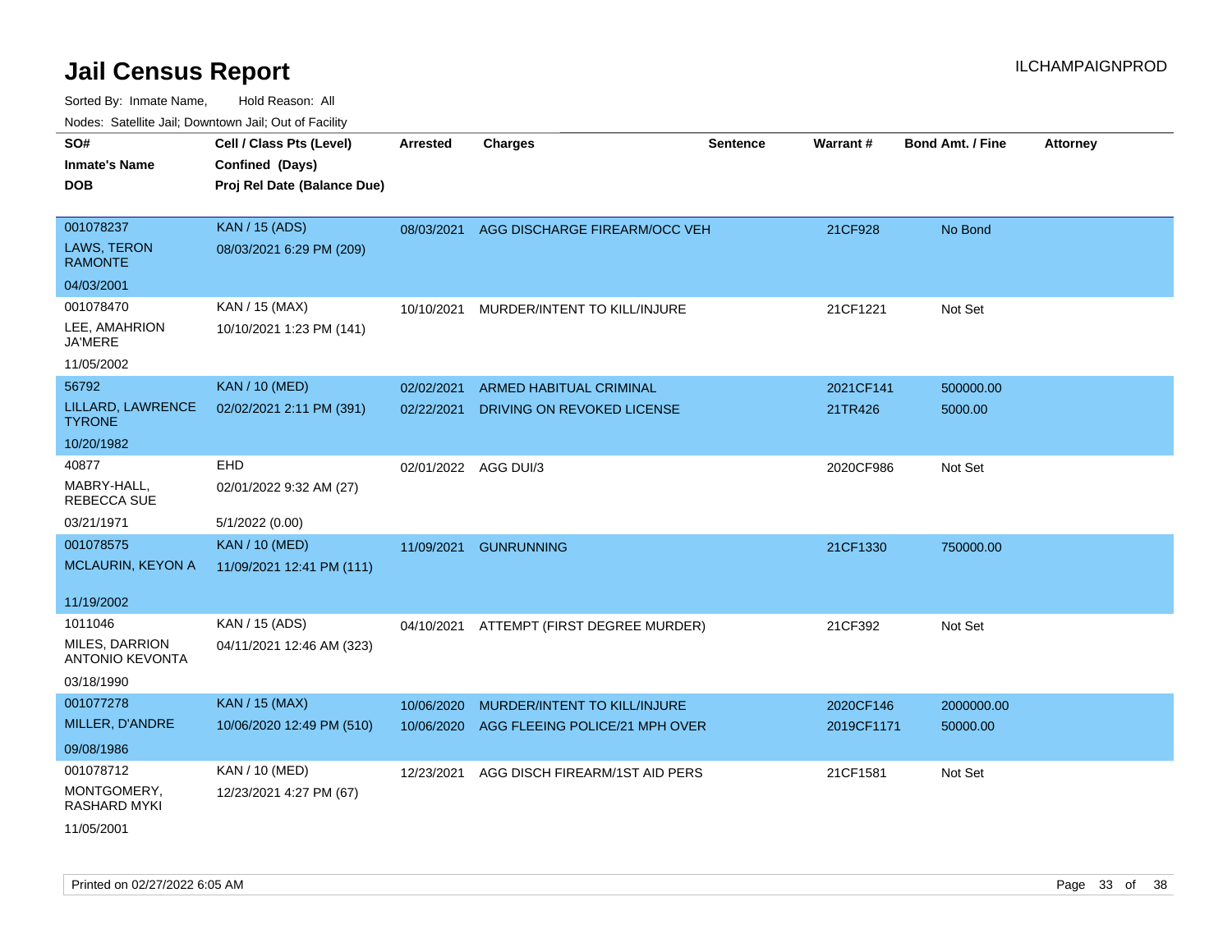# Jail Census Report

ILCHAMPAIGNPROD

Sorted By: Inmate Name, Hold Reason: All

Nodes: Satellite Jail; Downtown Jail; Out of Facility

| SO# / Inmate's Name / DOB | Cell / Class Pts (Level) / Confined (Days) / Proj Rel Date (Balance Due) | Arrested | Charges | Sentence | Warrant # | Bond Amt. / Fine | Attorney |
|---|---|---|---|---|---|---|---|
| 001078237<br>LAWS, TERON RAMONTE<br>04/03/2001 | KAN / 15 (ADS)<br>08/03/2021 6:29 PM (209) | 08/03/2021 | AGG DISCHARGE FIREARM/OCC VEH | | 21CF928 | No Bond | |
| 001078470<br>LEE, AMAHRION JA'MERE<br>11/05/2002 | KAN / 15 (MAX)<br>10/10/2021 1:23 PM (141) | 10/10/2021 | MURDER/INTENT TO KILL/INJURE | | 21CF1221 | Not Set | |
| 56792<br>LILLARD, LAWRENCE TYRONE<br>10/20/1982 | KAN / 10 (MED)<br>02/02/2021 2:11 PM (391) | 02/02/2021<br>02/22/2021 | ARMED HABITUAL CRIMINAL<br>DRIVING ON REVOKED LICENSE | | 2021CF141<br>21TR426 | 500000.00<br>5000.00 | |
| 40877<br>MABRY-HALL, REBECCA SUE<br>03/21/1971 | EHD<br>02/01/2022 9:32 AM (27)<br>5/1/2022 (0.00) | 02/01/2022 | AGG DUI/3 | | 2020CF986 | Not Set | |
| 001078575<br>MCLAURIN, KEYON A<br>11/19/2002 | KAN / 10 (MED)<br>11/09/2021 12:41 PM (111) | 11/09/2021 | GUNRUNNING | | 21CF1330 | 750000.00 | |
| 1011046<br>MILES, DARRION ANTONIO KEVONTA<br>03/18/1990 | KAN / 15 (ADS)<br>04/11/2021 12:46 AM (323) | 04/10/2021 | ATTEMPT (FIRST DEGREE MURDER) | | 21CF392 | Not Set | |
| 001077278<br>MILLER, D'ANDRE<br>09/08/1986 | KAN / 15 (MAX)<br>10/06/2020 12:49 PM (510) | 10/06/2020<br>10/06/2020 | MURDER/INTENT TO KILL/INJURE<br>AGG FLEEING POLICE/21 MPH OVER | | 2020CF146<br>2019CF1171 | 2000000.00<br>50000.00 | |
| 001078712<br>MONTGOMERY, RASHARD MYKI<br>11/05/2001 | KAN / 10 (MED)<br>12/23/2021 4:27 PM (67) | 12/23/2021 | AGG DISCH FIREARM/1ST AID PERS | | 21CF1581 | Not Set | |

Printed on 02/27/2022 6:05 AM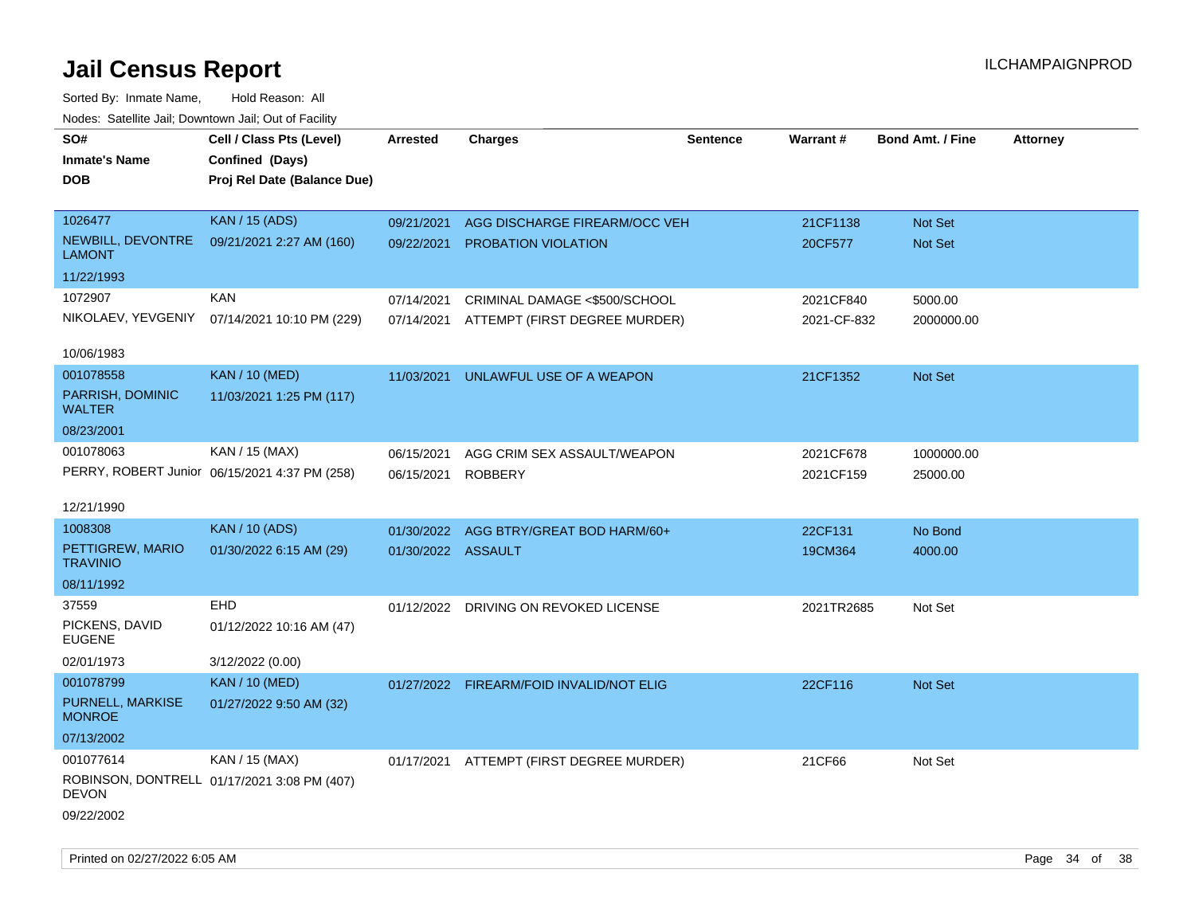# Jail Census Report

Sorted By: Inmate Name, Hold Reason: All

Nodes: Satellite Jail; Downtown Jail; Out of Facility

| SO# / Inmate's Name / DOB | Cell / Class Pts (Level) / Confined (Days) / Proj Rel Date (Balance Due) | Arrested | Charges | Sentence | Warrant # | Bond Amt. / Fine | Attorney |
|---|---|---|---|---|---|---|---|
| 1026477<br>NEWBILL, DEVONTRE LAMONT<br>11/22/1993 | KAN / 15 (ADS)<br>09/21/2021 2:27 AM (160) | 09/21/2021<br>09/22/2021 | AGG DISCHARGE FIREARM/OCC VEH<br>PROBATION VIOLATION | | 21CF1138<br>20CF577 | Not Set<br>Not Set | |
| 1072907<br>NIKOLAEV, YEVGENIY<br>10/06/1983 | KAN<br>07/14/2021 10:10 PM (229) | 07/14/2021<br>07/14/2021 | CRIMINAL DAMAGE <$500/SCHOOL<br>ATTEMPT (FIRST DEGREE MURDER) | | 2021CF840<br>2021-CF-832 | 5000.00<br>2000000.00 | |
| 001078558<br>PARRISH, DOMINIC WALTER<br>08/23/2001 | KAN / 10 (MED)<br>11/03/2021 1:25 PM (117) | 11/03/2021 | UNLAWFUL USE OF A WEAPON | | 21CF1352 | Not Set | |
| 001078063<br>PERRY, ROBERT Junior<br>12/21/1990 | KAN / 15 (MAX)<br>06/15/2021 4:37 PM (258) | 06/15/2021<br>06/15/2021 | AGG CRIM SEX ASSAULT/WEAPON<br>ROBBERY | | 2021CF678<br>2021CF159 | 1000000.00<br>25000.00 | |
| 1008308<br>PETTIGREW, MARIO TRAVINIO<br>08/11/1992 | KAN / 10 (ADS)<br>01/30/2022 6:15 AM (29) | 01/30/2022<br>01/30/2022 | AGG BTRY/GREAT BOD HARM/60+<br>ASSAULT | | 22CF131<br>19CM364 | No Bond<br>4000.00 | |
| 37559<br>PICKENS, DAVID EUGENE<br>02/01/1973 | EHD<br>01/12/2022 10:16 AM (47)<br>3/12/2022 (0.00) | 01/12/2022 | DRIVING ON REVOKED LICENSE | | 2021TR2685 | Not Set | |
| 001078799<br>PURNELL, MARKISE MONROE<br>07/13/2002 | KAN / 10 (MED)<br>01/27/2022 9:50 AM (32) | 01/27/2022 | FIREARM/FOID INVALID/NOT ELIG | | 22CF116 | Not Set | |
| 001077614<br>ROBINSON, DONTRELL DEVON<br>09/22/2002 | KAN / 15 (MAX)<br>01/17/2021 3:08 PM (407) | 01/17/2021 | ATTEMPT (FIRST DEGREE MURDER) | | 21CF66 | Not Set | |

Printed on 02/27/2022 6:05 AM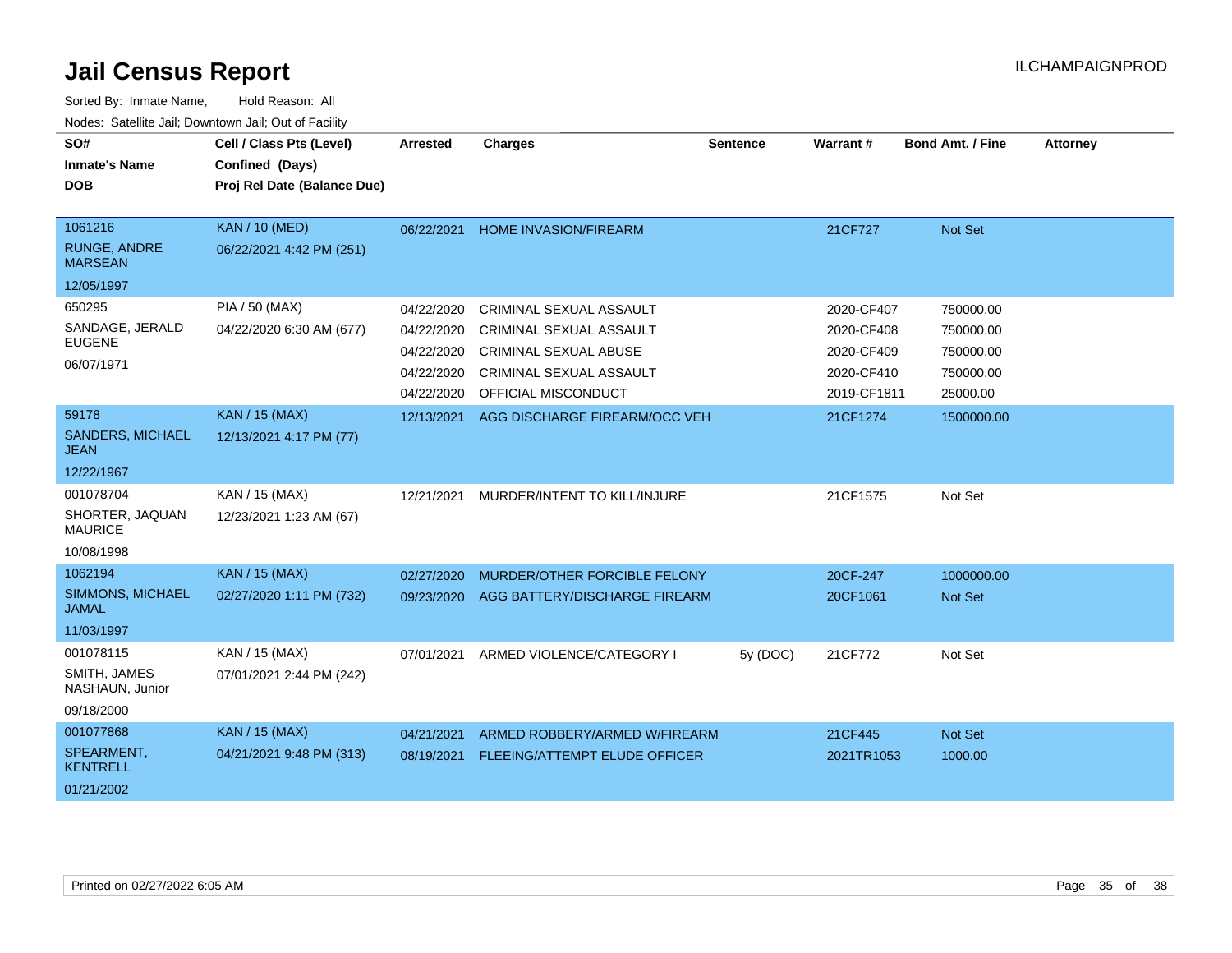# Jail Census Report

ILCHAMPAIGNPROD

Sorted By: Inmate Name, Hold Reason: All

Nodes: Satellite Jail; Downtown Jail; Out of Facility

| SO# / Inmate's Name / DOB | Cell / Class Pts (Level) / Confined (Days) / Proj Rel Date (Balance Due) | Arrested | Charges | Sentence | Warrant # | Bond Amt. / Fine | Attorney |
|---|---|---|---|---|---|---|---|
| 1061216<br>RUNGE, ANDRE MARSEAN<br>12/05/1997 | KAN / 10 (MED)<br>06/22/2021 4:42 PM (251) | 06/22/2021 | HOME INVASION/FIREARM | | 21CF727 | Not Set | |
| 650295<br>SANDAGE, JERALD EUGENE<br>06/07/1971 | PIA / 50 (MAX)<br>04/22/2020 6:30 AM (677) | 04/22/2020 | CRIMINAL SEXUAL ASSAULT | | 2020-CF407 | 750000.00 | |
| | | 04/22/2020 | CRIMINAL SEXUAL ASSAULT | | 2020-CF408 | 750000.00 | |
| | | 04/22/2020 | CRIMINAL SEXUAL ABUSE | | 2020-CF409 | 750000.00 | |
| | | 04/22/2020 | CRIMINAL SEXUAL ASSAULT | | 2020-CF410 | 750000.00 | |
| | | 04/22/2020 | OFFICIAL MISCONDUCT | | 2019-CF1811 | 25000.00 | |
| 59178<br>SANDERS, MICHAEL JEAN<br>12/22/1967 | KAN / 15 (MAX)<br>12/13/2021 4:17 PM (77) | 12/13/2021 | AGG DISCHARGE FIREARM/OCC VEH | | 21CF1274 | 1500000.00 | |
| 001078704<br>SHORTER, JAQUAN MAURICE<br>10/08/1998 | KAN / 15 (MAX)<br>12/23/2021 1:23 AM (67) | 12/21/2021 | MURDER/INTENT TO KILL/INJURE | | 21CF1575 | Not Set | |
| 1062194<br>SIMMONS, MICHAEL JAMAL<br>11/03/1997 | KAN / 15 (MAX)<br>02/27/2020 1:11 PM (732) | 02/27/2020 | MURDER/OTHER FORCIBLE FELONY | | 20CF-247 | 1000000.00 | |
| | | 09/23/2020 | AGG BATTERY/DISCHARGE FIREARM | | 20CF1061 | Not Set | |
| 001078115<br>SMITH, JAMES NASHAUN, Junior<br>09/18/2000 | KAN / 15 (MAX)<br>07/01/2021 2:44 PM (242) | 07/01/2021 | ARMED VIOLENCE/CATEGORY I | 5y (DOC) | 21CF772 | Not Set | |
| 001077868<br>SPEARMENT, KENTRELL<br>01/21/2002 | KAN / 15 (MAX)<br>04/21/2021 9:48 PM (313) | 04/21/2021 | ARMED ROBBERY/ARMED W/FIREARM | | 21CF445 | Not Set | |
| | | 08/19/2021 | FLEEING/ATTEMPT ELUDE OFFICER | | 2021TR1053 | 1000.00 | |

Printed on 02/27/2022 6:05 AM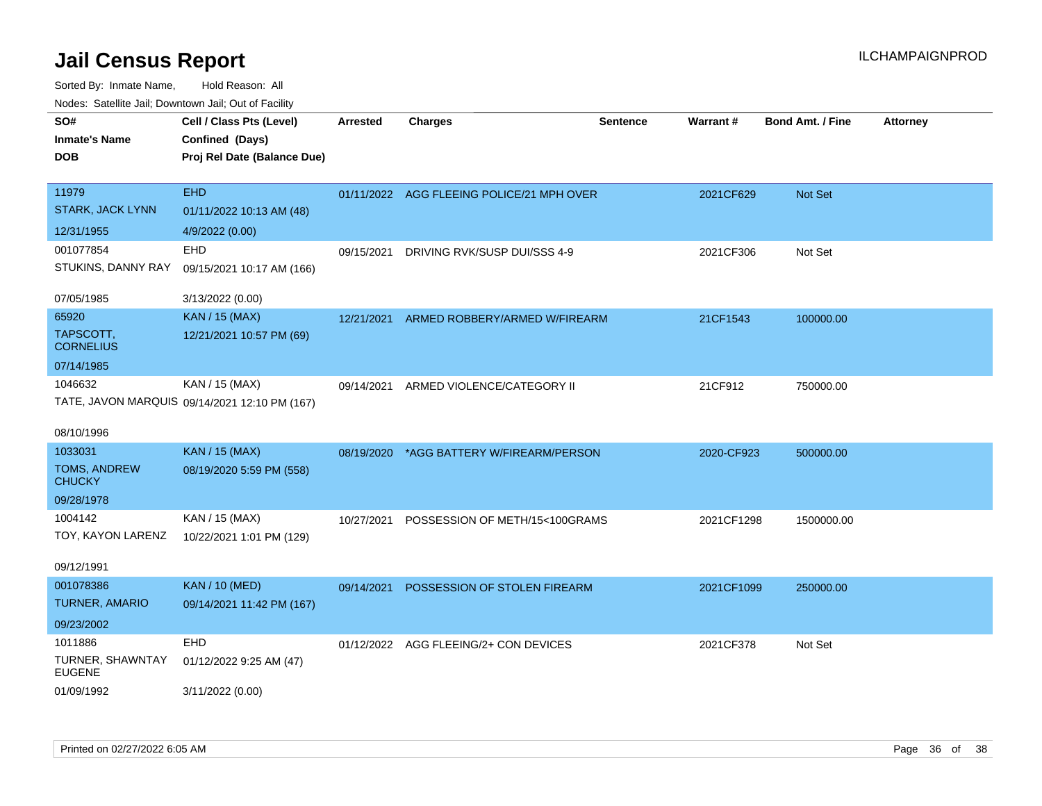# Jail Census Report

ILCHAMPAIGNPROD

Sorted By: Inmate Name, Hold Reason: All

Nodes: Satellite Jail; Downtown Jail; Out of Facility

| SO# / Inmate's Name / DOB | Cell / Class Pts (Level) / Confined (Days) / Proj Rel Date (Balance Due) | Arrested | Charges | Sentence | Warrant # | Bond Amt. / Fine | Attorney |
|---|---|---|---|---|---|---|---|
| 11979<br>STARK, JACK LYNN<br>12/31/1955 | EHD<br>01/11/2022 10:13 AM (48)<br>4/9/2022 (0.00) | 01/11/2022 | AGG FLEEING POLICE/21 MPH OVER | | 2021CF629 | Not Set | |
| 001077854<br>STUKINS, DANNY RAY<br>07/05/1985 | EHD<br>09/15/2021 10:17 AM (166)<br>3/13/2022 (0.00) | 09/15/2021 | DRIVING RVK/SUSP DUI/SSS 4-9 | | 2021CF306 | Not Set | |
| 65920<br>TAPSCOTT, CORNELIUS<br>07/14/1985 | KAN / 15 (MAX)<br>12/21/2021 10:57 PM (69) | 12/21/2021 | ARMED ROBBERY/ARMED W/FIREARM | | 21CF1543 | 100000.00 | |
| 1046632<br>TATE, JAVON MARQUIS<br>08/10/1996 | KAN / 15 (MAX)<br>09/14/2021 12:10 PM (167) | 09/14/2021 | ARMED VIOLENCE/CATEGORY II | | 21CF912 | 750000.00 | |
| 1033031<br>TOMS, ANDREW CHUCKY<br>09/28/1978 | KAN / 15 (MAX)<br>08/19/2020 5:59 PM (558) | 08/19/2020 | *AGG BATTERY W/FIREARM/PERSON | | 2020-CF923 | 500000.00 | |
| 1004142<br>TOY, KAYON LARENZ<br>09/12/1991 | KAN / 15 (MAX)<br>10/22/2021 1:01 PM (129) | 10/27/2021 | POSSESSION OF METH/15<100GRAMS | | 2021CF1298 | 1500000.00 | |
| 001078386<br>TURNER, AMARIO<br>09/23/2002 | KAN / 10 (MED)<br>09/14/2021 11:42 PM (167) | 09/14/2021 | POSSESSION OF STOLEN FIREARM | | 2021CF1099 | 250000.00 | |
| 1011886<br>TURNER, SHAWNTAY EUGENE<br>01/09/1992 | EHD<br>01/12/2022 9:25 AM (47)<br>3/11/2022 (0.00) | 01/12/2022 | AGG FLEEING/2+ CON DEVICES | | 2021CF378 | Not Set | |

Printed on 02/27/2022 6:05 AM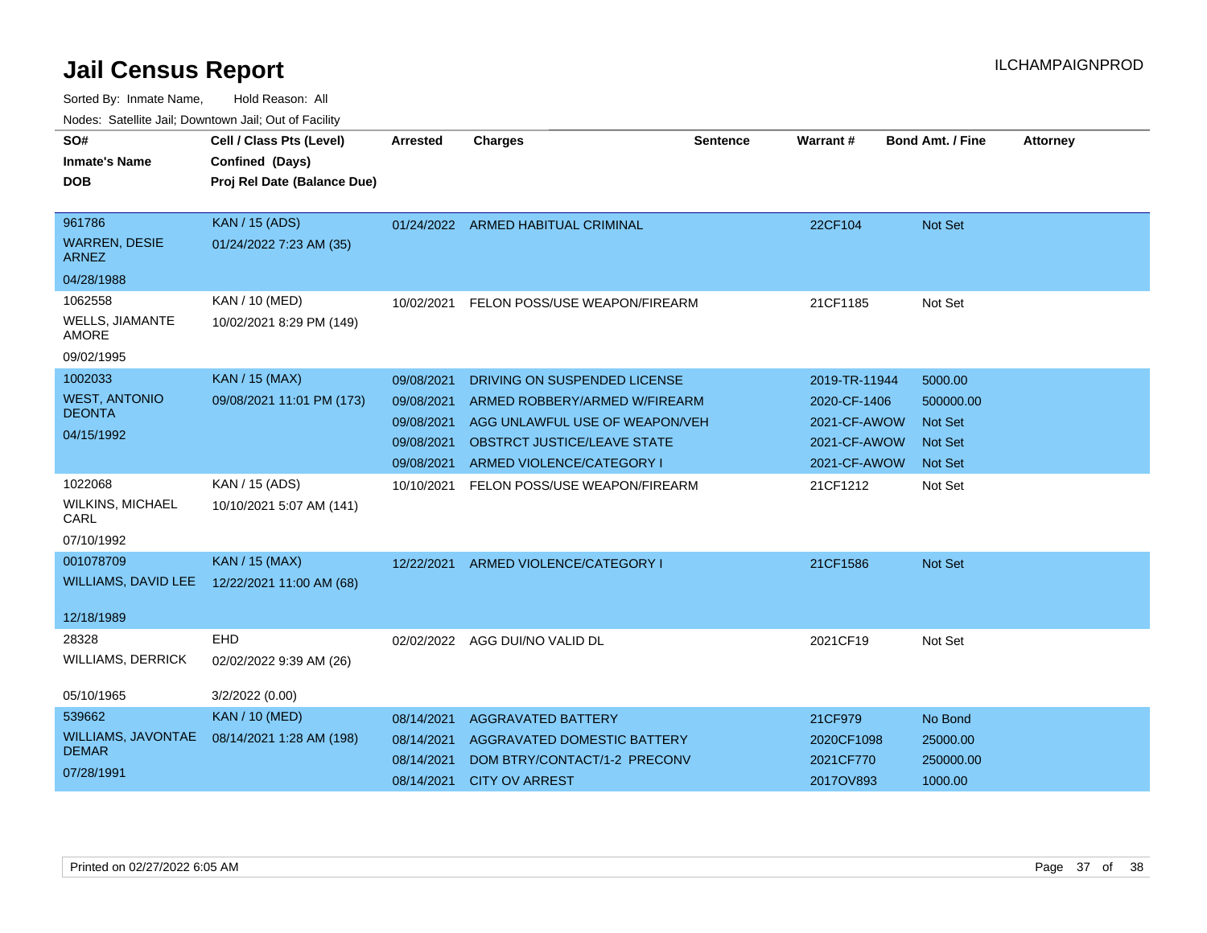# Jail Census Report

ILCHAMPAIGNPROD

Sorted By: Inmate Name, Hold Reason: All

Nodes: Satellite Jail; Downtown Jail; Out of Facility

| SO# / Inmate's Name / DOB | Cell / Class Pts (Level) / Confined (Days) / Proj Rel Date (Balance Due) | Arrested | Charges | Sentence | Warrant # | Bond Amt. / Fine | Attorney |
|---|---|---|---|---|---|---|---|
| 961786<br>WARREN, DESIE ARNEZ<br>04/28/1988 | KAN / 15 (ADS)<br>01/24/2022 7:23 AM (35) | 01/24/2022 | ARMED HABITUAL CRIMINAL | | 22CF104 | Not Set | |
| 1062558<br>WELLS, JIAMANTE AMORE<br>09/02/1995 | KAN / 10 (MED)<br>10/02/2021 8:29 PM (149) | 10/02/2021 | FELON POSS/USE WEAPON/FIREARM | | 21CF1185 | Not Set | |
| 1002033<br>WEST, ANTONIO DEONTA<br>04/15/1992 | KAN / 15 (MAX)<br>09/08/2021 11:01 PM (173) | 09/08/2021 | DRIVING ON SUSPENDED LICENSE | | 2019-TR-11944 | 5000.00 | |
| | | 09/08/2021 | ARMED ROBBERY/ARMED W/FIREARM | | 2020-CF-1406 | 500000.00 | |
| | | 09/08/2021 | AGG UNLAWFUL USE OF WEAPON/VEH | | 2021-CF-AWOW | Not Set | |
| | | 09/08/2021 | OBSTRCT JUSTICE/LEAVE STATE | | 2021-CF-AWOW | Not Set | |
| | | 09/08/2021 | ARMED VIOLENCE/CATEGORY I | | 2021-CF-AWOW | Not Set | |
| 1022068<br>WILKINS, MICHAEL CARL<br>07/10/1992 | KAN / 15 (ADS)<br>10/10/2021 5:07 AM (141) | 10/10/2021 | FELON POSS/USE WEAPON/FIREARM | | 21CF1212 | Not Set | |
| 001078709<br>WILLIAMS, DAVID LEE<br>12/18/1989 | KAN / 15 (MAX)<br>12/22/2021 11:00 AM (68) | 12/22/2021 | ARMED VIOLENCE/CATEGORY I | | 21CF1586 | Not Set | |
| 28328<br>WILLIAMS, DERRICK<br>05/10/1965 | EHD<br>02/02/2022 9:39 AM (26)<br>3/2/2022 (0.00) | 02/02/2022 | AGG DUI/NO VALID DL | | 2021CF19 | Not Set | |
| 539662<br>WILLIAMS, JAVONTAE DEMAR<br>07/28/1991 | KAN / 10 (MED)<br>08/14/2021 1:28 AM (198) | 08/14/2021 | AGGRAVATED BATTERY | | 21CF979 | No Bond | |
| | | 08/14/2021 | AGGRAVATED DOMESTIC BATTERY | | 2020CF1098 | 25000.00 | |
| | | 08/14/2021 | DOM BTRY/CONTACT/1-2 PRECONV | | 2021CF770 | 250000.00 | |
| | | 08/14/2021 | CITY OV ARREST | | 2017OV893 | 1000.00 | |

Printed on 02/27/2022 6:05 AM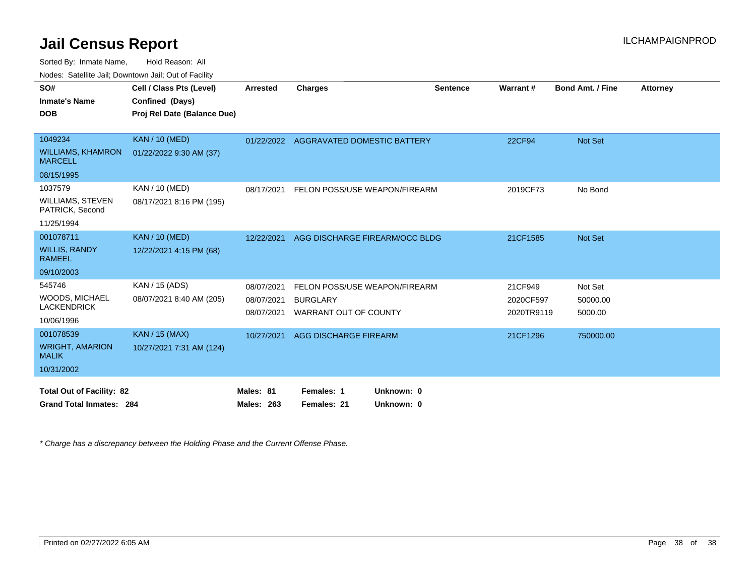# Jail Census Report

ILCHAMPAIGNPROD

Sorted By: Inmate Name, Hold Reason: All

Nodes: Satellite Jail; Downtown Jail; Out of Facility

| SO# / Inmate's Name / DOB | Cell / Class Pts (Level) / Confined (Days) / Proj Rel Date (Balance Due) | Arrested | Charges | Sentence | Warrant # | Bond Amt. / Fine | Attorney |
|---|---|---|---|---|---|---|---|
| 1049234<br>WILLIAMS, KHAMRON MARCELL<br>08/15/1995 | KAN / 10 (MED)<br>01/22/2022 9:30 AM (37) | 01/22/2022 | AGGRAVATED DOMESTIC BATTERY | | 22CF94 | Not Set | |
| 1037579<br>WILLIAMS, STEVEN PATRICK, Second<br>11/25/1994 | KAN / 10 (MED)<br>08/17/2021 8:16 PM (195) | 08/17/2021 | FELON POSS/USE WEAPON/FIREARM | | 2019CF73 | No Bond | |
| 001078711<br>WILLIS, RANDY RAMEEL<br>09/10/2003 | KAN / 10 (MED)<br>12/22/2021 4:15 PM (68) | 12/22/2021 | AGG DISCHARGE FIREARM/OCC BLDG | | 21CF1585 | Not Set | |
| 545746<br>WOODS, MICHAEL LACKENDRICK<br>10/06/1996 | KAN / 15 (ADS)<br>08/07/2021 8:40 AM (205) | 08/07/2021<br>08/07/2021<br>08/07/2021 | FELON POSS/USE WEAPON/FIREARM<br>BURGLARY<br>WARRANT OUT OF COUNTY | | 21CF949<br>2020CF597<br>2020TR9119 | Not Set<br>50000.00<br>5000.00 | |
| 001078539<br>WRIGHT, AMARION MALIK<br>10/31/2002 | KAN / 15 (MAX)<br>10/27/2021 7:31 AM (124) | 10/27/2021 | AGG DISCHARGE FIREARM | | 21CF1296 | 750000.00 | |

| | | | |
|---|---|---|---|
| **Total Out of Facility: 82** | **Males: 81** | **Females: 1** | **Unknown: 0** |
| **Grand Total Inmates: 284** | **Males: 263** | **Females: 21** | **Unknown: 0** |

*\* Charge has a discrepancy between the Holding Phase and the Current Offense Phase.*

Printed on 02/27/2022 6:05 AM